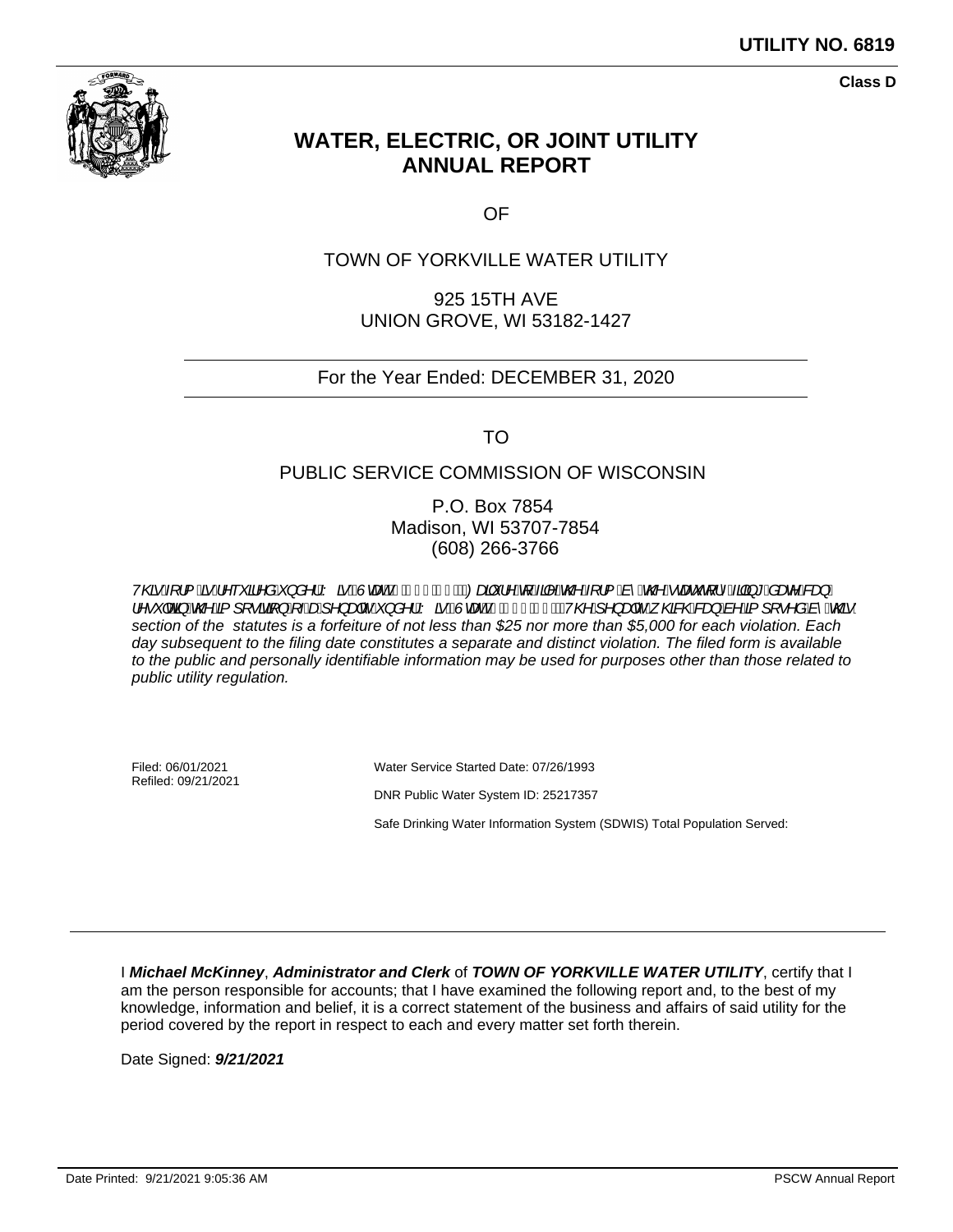**UTILITY NO. 6819**

**Class D**

# WATER, ELECTRIC, OR JOINT UTILITY ANNUAL REPORT

OF

TOWN OF YORKVILLE WATER UTILITY

925 15TH AVE
UNION GROVE, WI 53182-1427

For the Year Ended: DECEMBER 31, 2020

TO

PUBLIC SERVICE COMMISSION OF WISCONSIN

P.O. Box 7854
Madison, WI 53707-7854
(608) 266-3766

*This form is required under Wis. Stat. § 196.07. Failure to file the form by the statutory filing date can result in the imposition of a penalty under Wis. Stat. § 196.66. The penalty which can be imposed by this section of the statutes is a forfeiture of not less than $25 nor more than $5,000 for each violation. Each day subsequent to the filing date constitutes a separate and distinct violation. The filed form is available to the public and personally identifiable information may be used for purposes other than those related to public utility regulation.*

Filed: 06/01/2021
Refiled: 09/21/2021

Water Service Started Date: 07/26/1993

DNR Public Water System ID: 25217357

Safe Drinking Water Information System (SDWIS) Total Population Served:

---

I ***Michael McKinney***, ***Administrator and Clerk*** of ***TOWN OF YORKVILLE WATER UTILITY***, certify that I am the person responsible for accounts; that I have examined the following report and, to the best of my knowledge, information and belief, it is a correct statement of the business and affairs of said utility for the period covered by the report in respect to each and every matter set forth therein.

Date Signed: ***9/21/2021***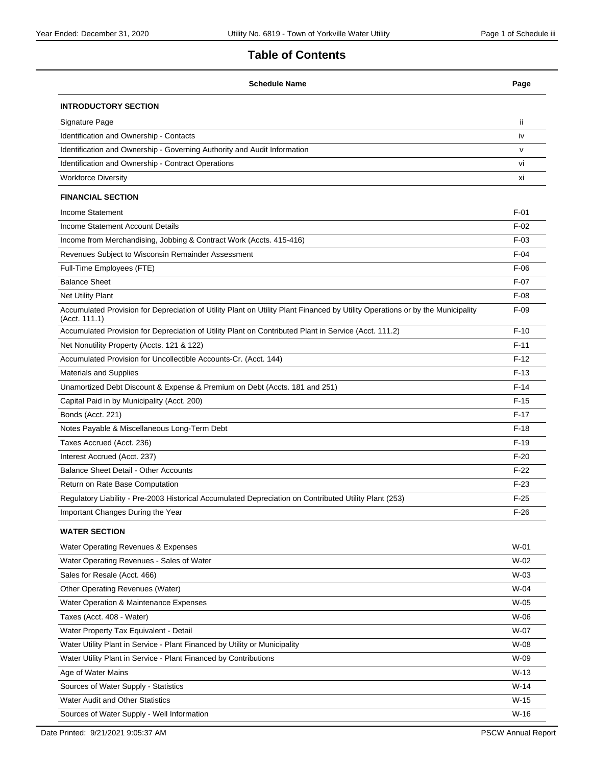# Table of Contents

| Schedule Name | Page |
|---|---|
| **INTRODUCTORY SECTION** | |
| Signature Page | ii |
| Identification and Ownership - Contacts | iv |
| Identification and Ownership - Governing Authority and Audit Information | v |
| Identification and Ownership - Contract Operations | vi |
| Workforce Diversity | xi |
| **FINANCIAL SECTION** | |
| Income Statement | F-01 |
| Income Statement Account Details | F-02 |
| Income from Merchandising, Jobbing & Contract Work (Accts. 415-416) | F-03 |
| Revenues Subject to Wisconsin Remainder Assessment | F-04 |
| Full-Time Employees (FTE) | F-06 |
| Balance Sheet | F-07 |
| Net Utility Plant | F-08 |
| Accumulated Provision for Depreciation of Utility Plant on Utility Plant Financed by Utility Operations or by the Municipality (Acct. 111.1) | F-09 |
| Accumulated Provision for Depreciation of Utility Plant on Contributed Plant in Service (Acct. 111.2) | F-10 |
| Net Nonutility Property (Accts. 121 & 122) | F-11 |
| Accumulated Provision for Uncollectible Accounts-Cr. (Acct. 144) | F-12 |
| Materials and Supplies | F-13 |
| Unamortized Debt Discount & Expense & Premium on Debt (Accts. 181 and 251) | F-14 |
| Capital Paid in by Municipality (Acct. 200) | F-15 |
| Bonds (Acct. 221) | F-17 |
| Notes Payable & Miscellaneous Long-Term Debt | F-18 |
| Taxes Accrued (Acct. 236) | F-19 |
| Interest Accrued (Acct. 237) | F-20 |
| Balance Sheet Detail - Other Accounts | F-22 |
| Return on Rate Base Computation | F-23 |
| Regulatory Liability - Pre-2003 Historical Accumulated Depreciation on Contributed Utility Plant (253) | F-25 |
| Important Changes During the Year | F-26 |
| **WATER SECTION** | |
| Water Operating Revenues & Expenses | W-01 |
| Water Operating Revenues - Sales of Water | W-02 |
| Sales for Resale (Acct. 466) | W-03 |
| Other Operating Revenues (Water) | W-04 |
| Water Operation & Maintenance Expenses | W-05 |
| Taxes (Acct. 408 - Water) | W-06 |
| Water Property Tax Equivalent - Detail | W-07 |
| Water Utility Plant in Service - Plant Financed by Utility or Municipality | W-08 |
| Water Utility Plant in Service - Plant Financed by Contributions | W-09 |
| Age of Water Mains | W-13 |
| Sources of Water Supply - Statistics | W-14 |
| Water Audit and Other Statistics | W-15 |
| Sources of Water Supply - Well Information | W-16 |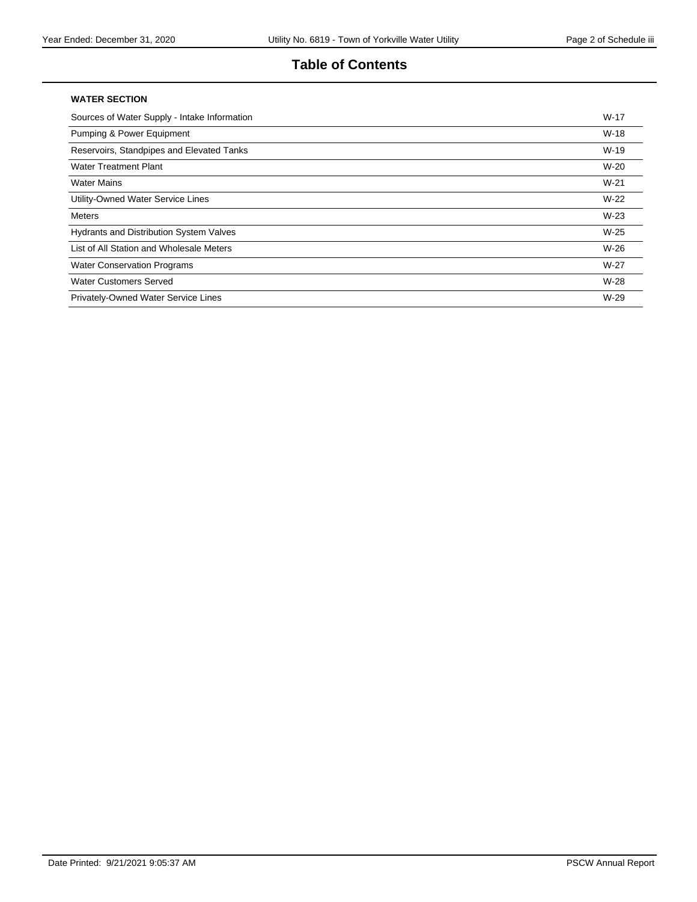# Table of Contents

**WATER SECTION**

| | |
|---|---|
| Sources of Water Supply - Intake Information | W-17 |
| Pumping & Power Equipment | W-18 |
| Reservoirs, Standpipes and Elevated Tanks | W-19 |
| Water Treatment Plant | W-20 |
| Water Mains | W-21 |
| Utility-Owned Water Service Lines | W-22 |
| Meters | W-23 |
| Hydrants and Distribution System Valves | W-25 |
| List of All Station and Wholesale Meters | W-26 |
| Water Conservation Programs | W-27 |
| Water Customers Served | W-28 |
| Privately-Owned Water Service Lines | W-29 |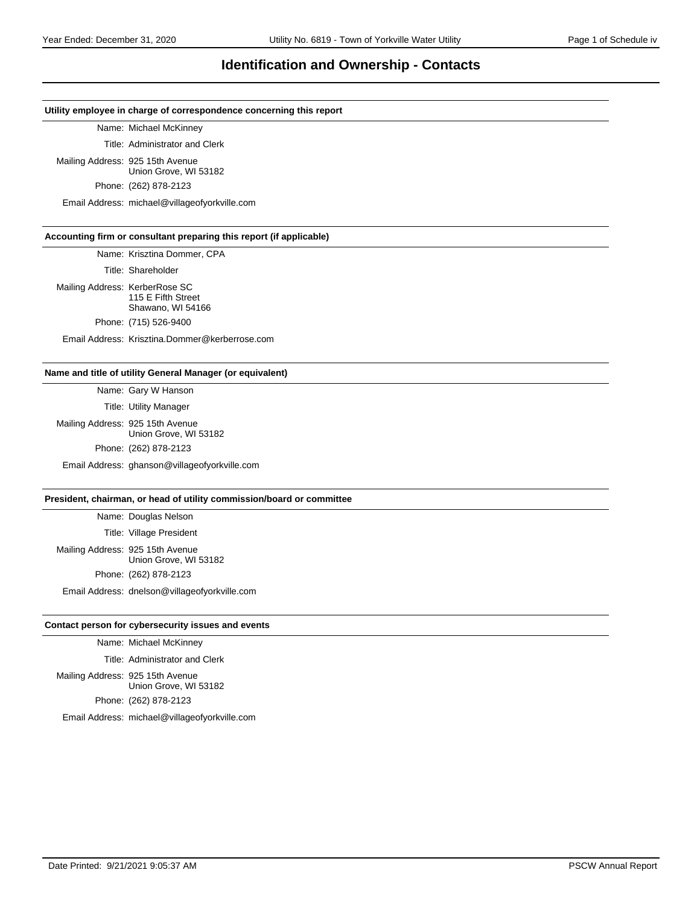# Identification and Ownership - Contacts

**Utility employee in charge of correspondence concerning this report**

Name: Michael McKinney
Title: Administrator and Clerk
Mailing Address: 925 15th Avenue
Union Grove, WI 53182
Phone: (262) 878-2123
Email Address: michael@villageofyorkville.com

**Accounting firm or consultant preparing this report (if applicable)**

Name: Krisztina Dommer, CPA
Title: Shareholder
Mailing Address: KerberRose SC
115 E Fifth Street
Shawano, WI 54166
Phone: (715) 526-9400
Email Address: Krisztina.Dommer@kerberrose.com

**Name and title of utility General Manager (or equivalent)**

Name: Gary W Hanson
Title: Utility Manager
Mailing Address: 925 15th Avenue
Union Grove, WI 53182
Phone: (262) 878-2123
Email Address: ghanson@villageofyorkville.com

**President, chairman, or head of utility commission/board or committee**

Name: Douglas Nelson
Title: Village President
Mailing Address: 925 15th Avenue
Union Grove, WI 53182
Phone: (262) 878-2123
Email Address: dnelson@villageofyorkville.com

**Contact person for cybersecurity issues and events**

Name: Michael McKinney
Title: Administrator and Clerk
Mailing Address: 925 15th Avenue
Union Grove, WI 53182
Phone: (262) 878-2123
Email Address: michael@villageofyorkville.com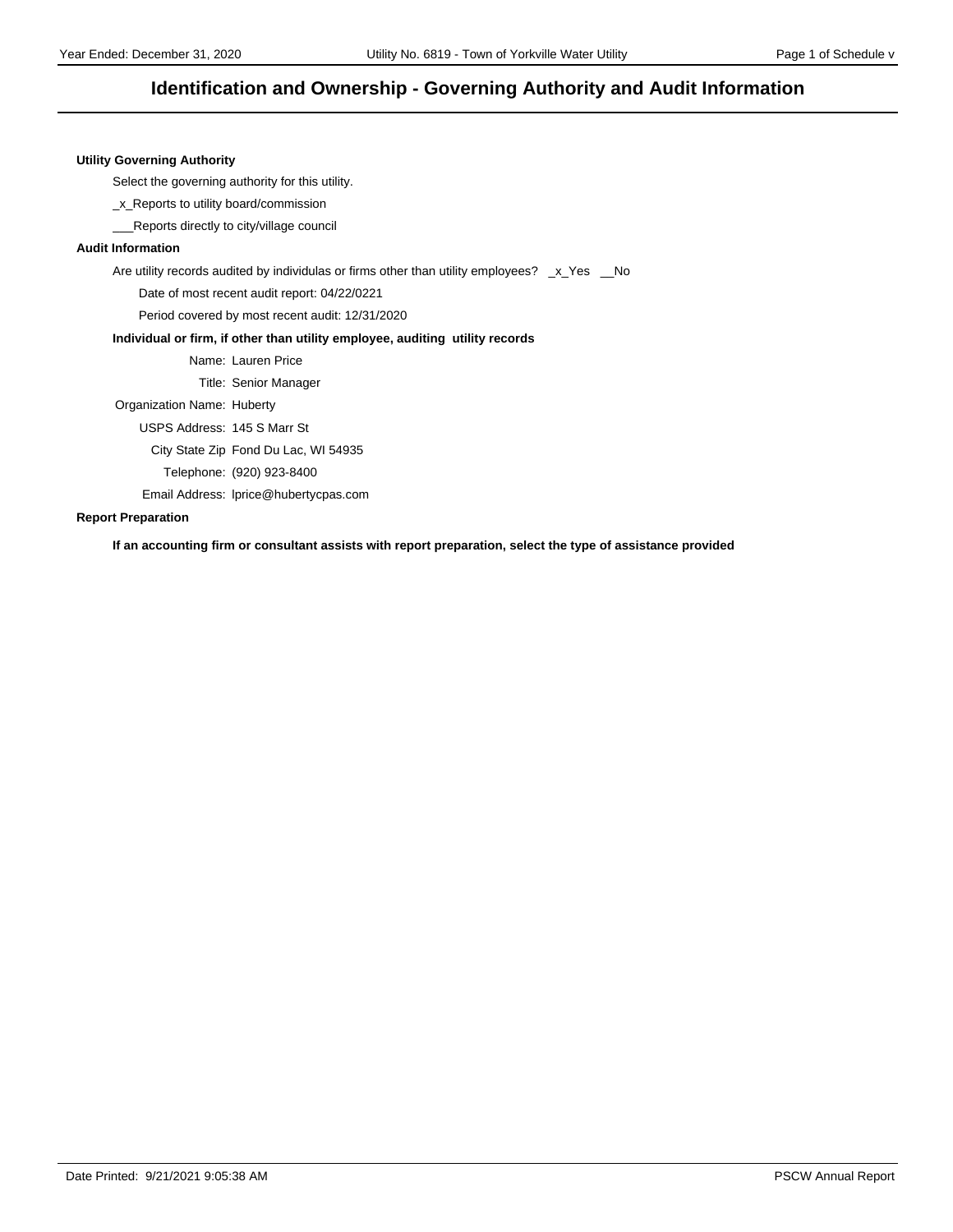# Identification and Ownership - Governing Authority and Audit Information

**Utility Governing Authority**

Select the governing authority for this utility.

_x_Reports to utility board/commission

___Reports directly to city/village council

**Audit Information**

Are utility records audited by individulas or firms other than utility employees? _x_Yes __No

Date of most recent audit report: 04/22/0221

Period covered by most recent audit: 12/31/2020

**Individual or firm, if other than utility employee, auditing utility records**

Name: Lauren Price

Title: Senior Manager

Organization Name: Huberty

USPS Address: 145 S Marr St

City State Zip Fond Du Lac, WI 54935

Telephone: (920) 923-8400

Email Address: lprice@hubertycpas.com

**Report Preparation**

**If an accounting firm or consultant assists with report preparation, select the type of assistance provided**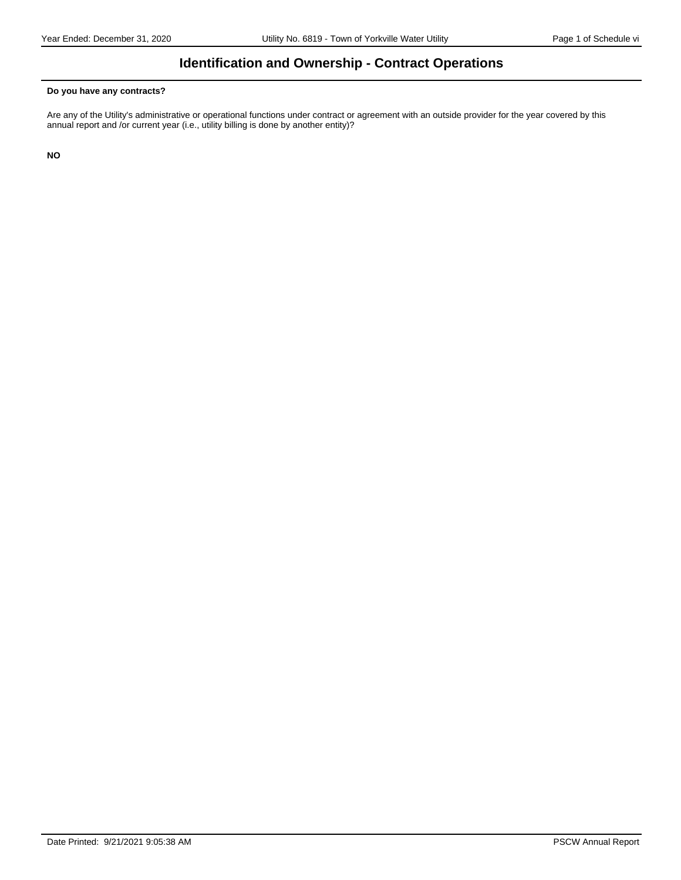# Identification and Ownership - Contract Operations

**Do you have any contracts?**

Are any of the Utility's administrative or operational functions under contract or agreement with an outside provider for the year covered by this annual report and /or current year (i.e., utility billing is done by another entity)?

**NO**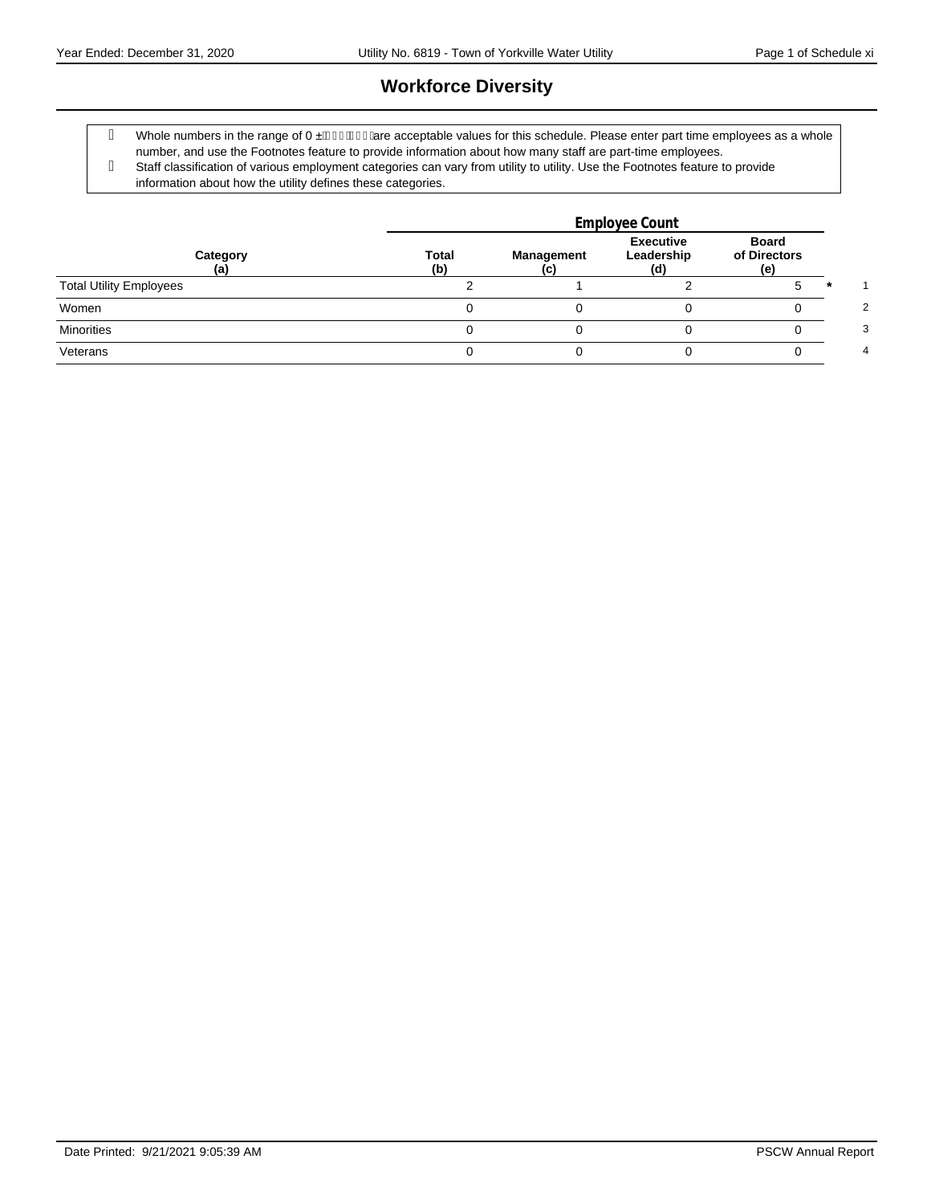# Workforce Diversity

- Whole numbers in the range of 0 ± are acceptable values for this schedule. Please enter part time employees as a whole number, and use the Footnotes feature to provide information about how many staff are part-time employees.
- Staff classification of various employment categories can vary from utility to utility. Use the Footnotes feature to provide information about how the utility defines these categories.

| Category (a) | Employee Count | | | | | |
|---|---|---|---|---|---|---|
| | Total (b) | Management (c) | Executive Leadership (d) | Board of Directors (e) | | |
| Total Utility Employees | 2 | 1 | 2 | 5 | * | 1 |
| Women | 0 | 0 | 0 | 0 | | 2 |
| Minorities | 0 | 0 | 0 | 0 | | 3 |
| Veterans | 0 | 0 | 0 | 0 | | 4 |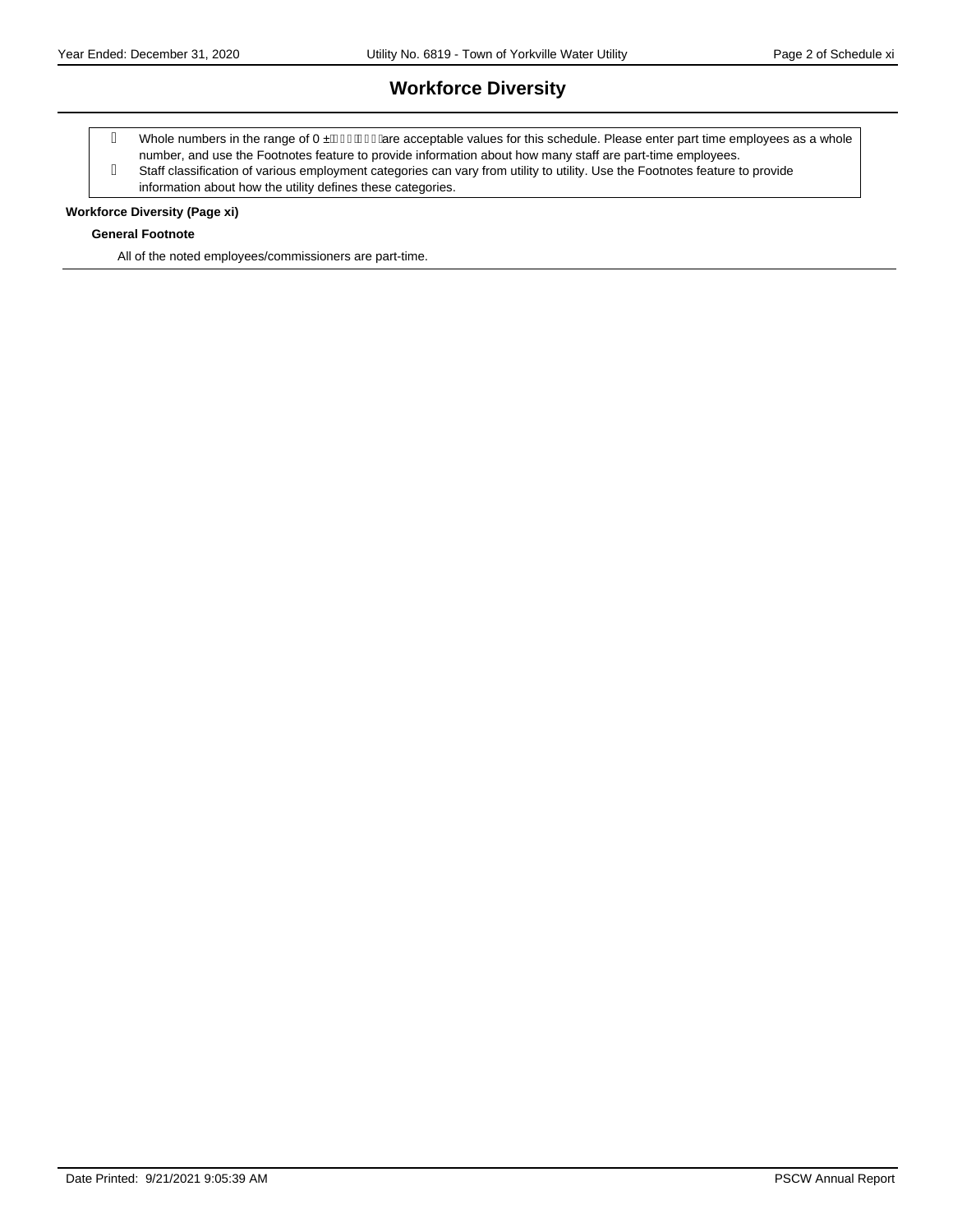# Workforce Diversity

- Whole numbers in the range of 0 ± are acceptable values for this schedule. Please enter part time employees as a whole number, and use the Footnotes feature to provide information about how many staff are part-time employees.
- Staff classification of various employment categories can vary from utility to utility. Use the Footnotes feature to provide information about how the utility defines these categories.

**Workforce Diversity (Page xi)**

**General Footnote**

All of the noted employees/commissioners are part-time.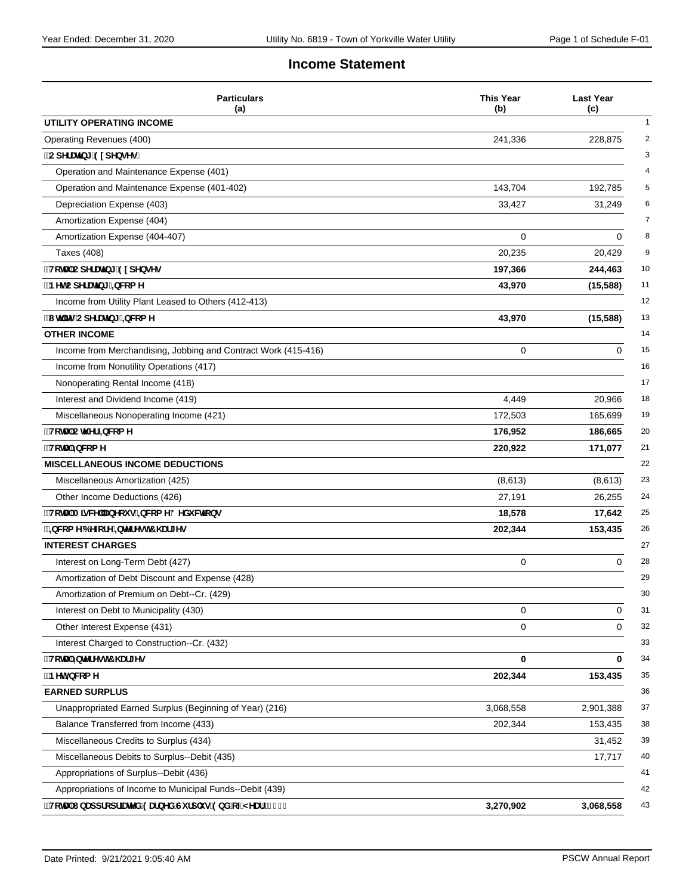# Income Statement

| Particulars (a) | This Year (b) | Last Year (c) | |
|---|---|---|---|
| **UTILITY OPERATING INCOME** | | | 1 |
| Operating Revenues (400) | 241,336 | 228,875 | 2 |
| **Operating Expenses:** | | | 3 |
| Operation and Maintenance Expense (401) | | | 4 |
| Operation and Maintenance Expense (401-402) | 143,704 | 192,785 | 5 |
| Depreciation Expense (403) | 33,427 | 31,249 | 6 |
| Amortization Expense (404) | | | 7 |
| Amortization Expense (404-407) | 0 | 0 | 8 |
| Taxes (408) | 20,235 | 20,429 | 9 |
| **Total Operating Expenses** | **197,366** | **244,463** | 10 |
| **Net Operating Income** | **43,970** | **(15,588)** | 11 |
| Income from Utility Plant Leased to Others (412-413) | | | 12 |
| **Utility Operating Income** | **43,970** | **(15,588)** | 13 |
| **OTHER INCOME** | | | 14 |
| Income from Merchandising, Jobbing and Contract Work (415-416) | 0 | 0 | 15 |
| Income from Nonutility Operations (417) | | | 16 |
| Nonoperating Rental Income (418) | | | 17 |
| Interest and Dividend Income (419) | 4,449 | 20,966 | 18 |
| Miscellaneous Nonoperating Income (421) | 172,503 | 165,699 | 19 |
| **Total Other Income** | **176,952** | **186,665** | 20 |
| **Total Income** | **220,922** | **171,077** | 21 |
| **MISCELLANEOUS INCOME DEDUCTIONS** | | | 22 |
| Miscellaneous Amortization (425) | (8,613) | (8,613) | 23 |
| Other Income Deductions (426) | 27,191 | 26,255 | 24 |
| **Total Miscellaneous Income Deductions** | **18,578** | **17,642** | 25 |
| **Income Before Interest Charges** | **202,344** | **153,435** | 26 |
| **INTEREST CHARGES** | | | 27 |
| Interest on Long-Term Debt (427) | 0 | 0 | 28 |
| Amortization of Debt Discount and Expense (428) | | | 29 |
| Amortization of Premium on Debt--Cr. (429) | | | 30 |
| Interest on Debt to Municipality (430) | 0 | 0 | 31 |
| Other Interest Expense (431) | 0 | 0 | 32 |
| Interest Charged to Construction--Cr. (432) | | | 33 |
| **Total Interest Charges** | **0** | **0** | 34 |
| **Net Income** | **202,344** | **153,435** | 35 |
| **EARNED SURPLUS** | | | 36 |
| Unappropriated Earned Surplus (Beginning of Year) (216) | 3,068,558 | 2,901,388 | 37 |
| Balance Transferred from Income (433) | 202,344 | 153,435 | 38 |
| Miscellaneous Credits to Surplus (434) | | 31,452 | 39 |
| Miscellaneous Debits to Surplus--Debit (435) | | 17,717 | 40 |
| Appropriations of Surplus--Debit (436) | | | 41 |
| Appropriations of Income to Municipal Funds--Debit (439) | | | 42 |
| **Total Unappropriated Earned Surplus End of Year (216)** | **3,270,902** | **3,068,558** | 43 |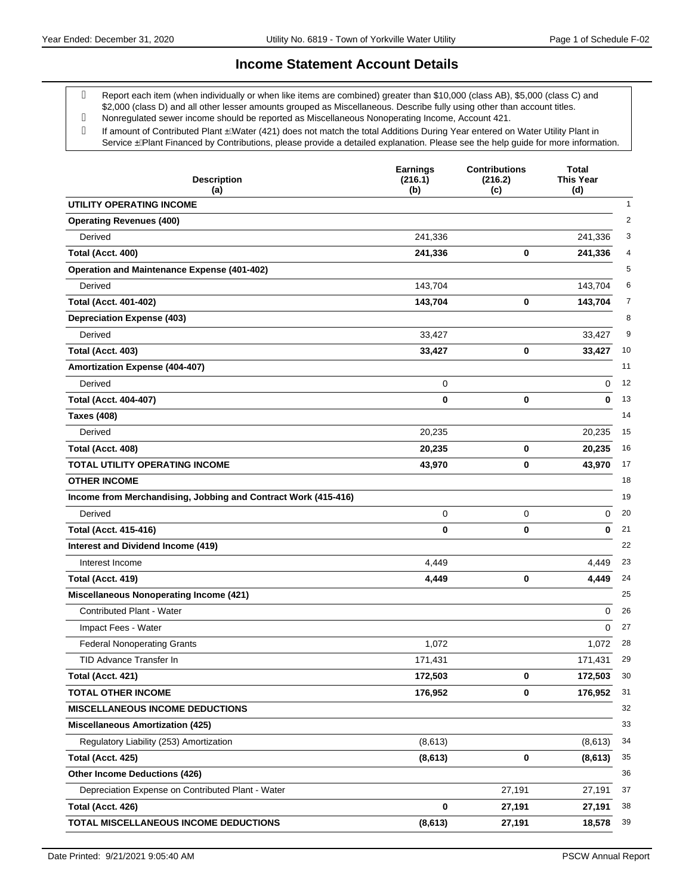# Income Statement Account Details

- Report each item (when individually or when like items are combined) greater than $10,000 (class AB), $5,000 (class C) and $2,000 (class D) and all other lesser amounts grouped as Miscellaneous. Describe fully using other than account titles.
- Nonregulated sewer income should be reported as Miscellaneous Nonoperating Income, Account 421.
- If amount of Contributed Plant – Water (421) does not match the total Additions During Year entered on Water Utility Plant in Service – Plant Financed by Contributions, please provide a detailed explanation. Please see the help guide for more information.

| Description (a) | Earnings (216.1) (b) | Contributions (216.2) (c) | Total This Year (d) | |
|---|---|---|---|---|
| **UTILITY OPERATING INCOME** | | | | 1 |
| **Operating Revenues (400)** | | | | 2 |
| Derived | 241,336 | | 241,336 | 3 |
| **Total (Acct. 400)** | **241,336** | **0** | **241,336** | 4 |
| **Operation and Maintenance Expense (401-402)** | | | | 5 |
| Derived | 143,704 | | 143,704 | 6 |
| **Total (Acct. 401-402)** | **143,704** | **0** | **143,704** | 7 |
| **Depreciation Expense (403)** | | | | 8 |
| Derived | 33,427 | | 33,427 | 9 |
| **Total (Acct. 403)** | **33,427** | **0** | **33,427** | 10 |
| **Amortization Expense (404-407)** | | | | 11 |
| Derived | 0 | | 0 | 12 |
| **Total (Acct. 404-407)** | **0** | **0** | **0** | 13 |
| **Taxes (408)** | | | | 14 |
| Derived | 20,235 | | 20,235 | 15 |
| **Total (Acct. 408)** | **20,235** | **0** | **20,235** | 16 |
| **TOTAL UTILITY OPERATING INCOME** | **43,970** | **0** | **43,970** | 17 |
| **OTHER INCOME** | | | | 18 |
| **Income from Merchandising, Jobbing and Contract Work (415-416)** | | | | 19 |
| Derived | 0 | 0 | 0 | 20 |
| **Total (Acct. 415-416)** | **0** | **0** | **0** | 21 |
| **Interest and Dividend Income (419)** | | | | 22 |
| Interest Income | 4,449 | | 4,449 | 23 |
| **Total (Acct. 419)** | **4,449** | **0** | **4,449** | 24 |
| **Miscellaneous Nonoperating Income (421)** | | | | 25 |
| Contributed Plant - Water | | | 0 | 26 |
| Impact Fees - Water | | | 0 | 27 |
| Federal Nonoperating Grants | 1,072 | | 1,072 | 28 |
| TID Advance Transfer In | 171,431 | | 171,431 | 29 |
| **Total (Acct. 421)** | **172,503** | **0** | **172,503** | 30 |
| **TOTAL OTHER INCOME** | **176,952** | **0** | **176,952** | 31 |
| **MISCELLANEOUS INCOME DEDUCTIONS** | | | | 32 |
| **Miscellaneous Amortization (425)** | | | | 33 |
| Regulatory Liability (253) Amortization | (8,613) | | (8,613) | 34 |
| **Total (Acct. 425)** | **(8,613)** | **0** | **(8,613)** | 35 |
| **Other Income Deductions (426)** | | | | 36 |
| Depreciation Expense on Contributed Plant - Water | | 27,191 | 27,191 | 37 |
| **Total (Acct. 426)** | **0** | **27,191** | **27,191** | 38 |
| **TOTAL MISCELLANEOUS INCOME DEDUCTIONS** | **(8,613)** | **27,191** | **18,578** | 39 |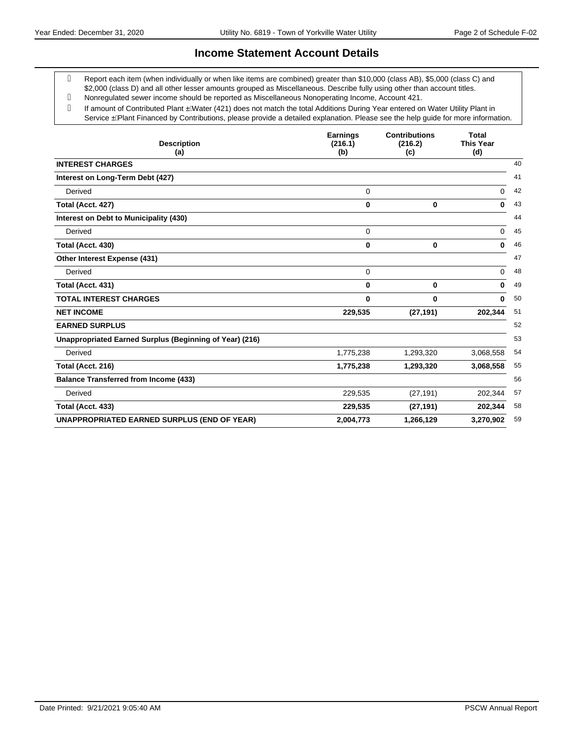# Income Statement Account Details

- Report each item (when individually or when like items are combined) greater than $10,000 (class AB), $5,000 (class C) and $2,000 (class D) and all other lesser amounts grouped as Miscellaneous. Describe fully using other than account titles.
- Nonregulated sewer income should be reported as Miscellaneous Nonoperating Income, Account 421.
- If amount of Contributed Plant ±Water (421) does not match the total Additions During Year entered on Water Utility Plant in Service ±Plant Financed by Contributions, please provide a detailed explanation. Please see the help guide for more information.

| Description (a) | Earnings (216.1) (b) | Contributions (216.2) (c) | Total This Year (d) | |
|---|---|---|---|---|
| **INTEREST CHARGES** | | | | 40 |
| **Interest on Long-Term Debt (427)** | | | | 41 |
| Derived | 0 | | 0 | 42 |
| **Total (Acct. 427)** | **0** | **0** | **0** | 43 |
| **Interest on Debt to Municipality (430)** | | | | 44 |
| Derived | 0 | | 0 | 45 |
| **Total (Acct. 430)** | **0** | **0** | **0** | 46 |
| **Other Interest Expense (431)** | | | | 47 |
| Derived | 0 | | 0 | 48 |
| **Total (Acct. 431)** | **0** | **0** | **0** | 49 |
| **TOTAL INTEREST CHARGES** | **0** | **0** | **0** | 50 |
| **NET INCOME** | **229,535** | **(27,191)** | **202,344** | 51 |
| **EARNED SURPLUS** | | | | 52 |
| **Unappropriated Earned Surplus (Beginning of Year) (216)** | | | | 53 |
| Derived | 1,775,238 | 1,293,320 | 3,068,558 | 54 |
| **Total (Acct. 216)** | **1,775,238** | **1,293,320** | **3,068,558** | 55 |
| **Balance Transferred from Income (433)** | | | | 56 |
| Derived | 229,535 | (27,191) | 202,344 | 57 |
| **Total (Acct. 433)** | **229,535** | **(27,191)** | **202,344** | 58 |
| **UNAPPROPRIATED EARNED SURPLUS (END OF YEAR)** | **2,004,773** | **1,266,129** | **3,270,902** | 59 |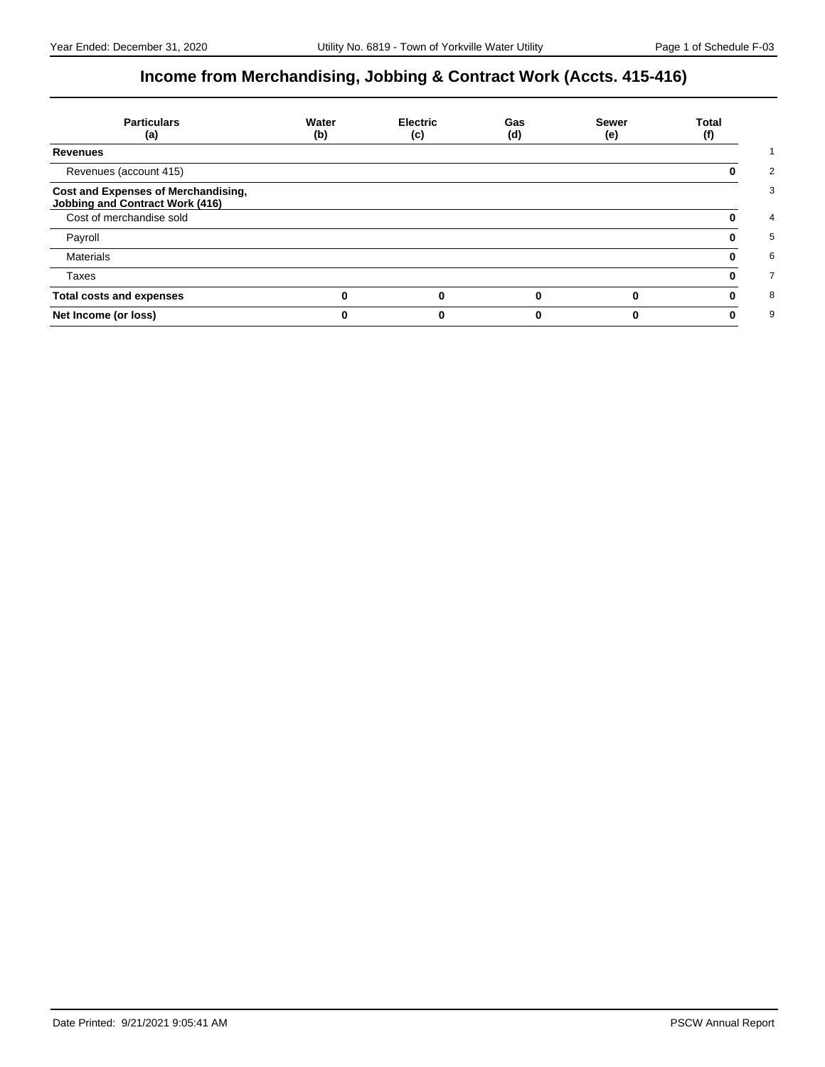# Income from Merchandising, Jobbing & Contract Work (Accts. 415-416)

| Particulars (a) | Water (b) | Electric (c) | Gas (d) | Sewer (e) | Total (f) | |
|---|---|---|---|---|---|---|
| **Revenues** | | | | | | 1 |
| Revenues (account 415) | | | | | **0** | 2 |
| **Cost and Expenses of Merchandising, Jobbing and Contract Work (416)** | | | | | | 3 |
| Cost of merchandise sold | | | | | **0** | 4 |
| Payroll | | | | | **0** | 5 |
| Materials | | | | | **0** | 6 |
| Taxes | | | | | **0** | 7 |
| **Total costs and expenses** | **0** | **0** | **0** | **0** | **0** | 8 |
| **Net Income (or loss)** | **0** | **0** | **0** | **0** | **0** | 9 |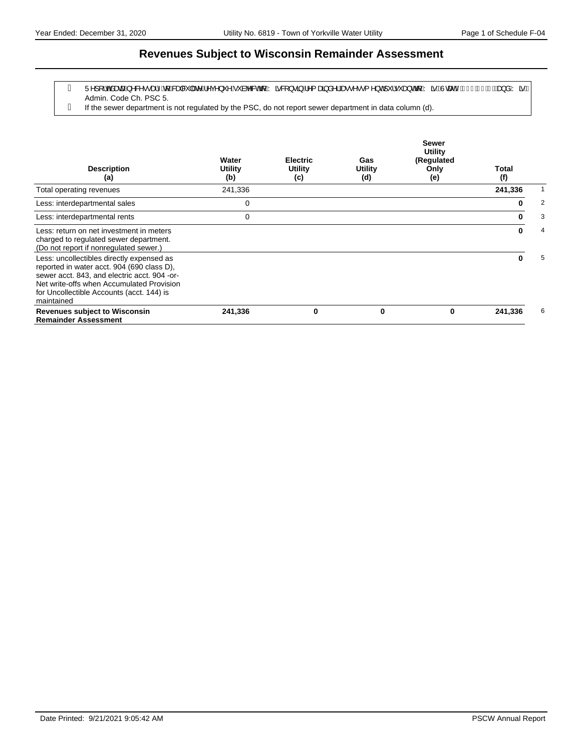# Revenues Subject to Wisconsin Remainder Assessment

- Report data necessary to calculate revenues subject to Wisconsin remainder assessment pursuant to Wis. Stat. § 196.85 and Wis. Admin. Code Ch. PSC 5.
- If the sewer department is not regulated by the PSC, do not report sewer department in data column (d).

| Description (a) | Water Utility (b) | Electric Utility (c) | Gas Utility (d) | Sewer Utility (Regulated Only (e) | Total (f) | |
|---|---|---|---|---|---|---|
| Total operating revenues | 241,336 | | | | **241,336** | 1 |
| Less: interdepartmental sales | 0 | | | | **0** | 2 |
| Less: interdepartmental rents | 0 | | | | **0** | 3 |
| Less: return on net investment in meters charged to regulated sewer department. (Do not report if nonregulated sewer.) | | | | | **0** | 4 |
| Less: uncollectibles directly expensed as reported in water acct. 904 (690 class D), sewer acct. 843, and electric acct. 904 -or- Net write-offs when Accumulated Provision for Uncollectible Accounts (acct. 144) is maintained | | | | | **0** | 5 |
| **Revenues subject to Wisconsin Remainder Assessment** | **241,336** | **0** | **0** | **0** | **241,336** | 6 |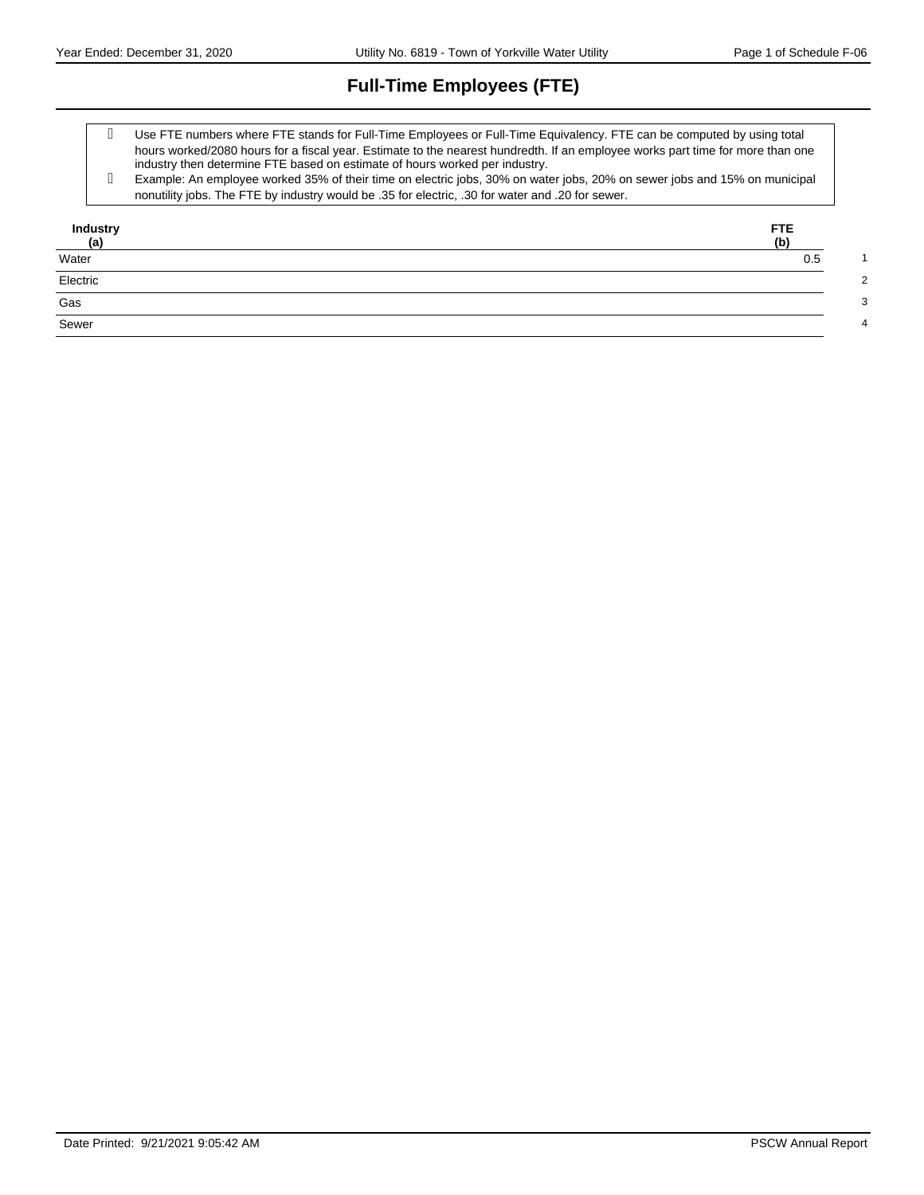# Full-Time Employees (FTE)

- Use FTE numbers where FTE stands for Full-Time Employees or Full-Time Equivalency. FTE can be computed by using total hours worked/2080 hours for a fiscal year. Estimate to the nearest hundredth. If an employee works part time for more than one industry then determine FTE based on estimate of hours worked per industry.
- Example: An employee worked 35% of their time on electric jobs, 30% on water jobs, 20% on sewer jobs and 15% on municipal nonutility jobs. The FTE by industry would be .35 for electric, .30 for water and .20 for sewer.

| Industry (a) | FTE (b) | |
|---|---|---|
| Water | 0.5 | 1 |
| Electric | | 2 |
| Gas | | 3 |
| Sewer | | 4 |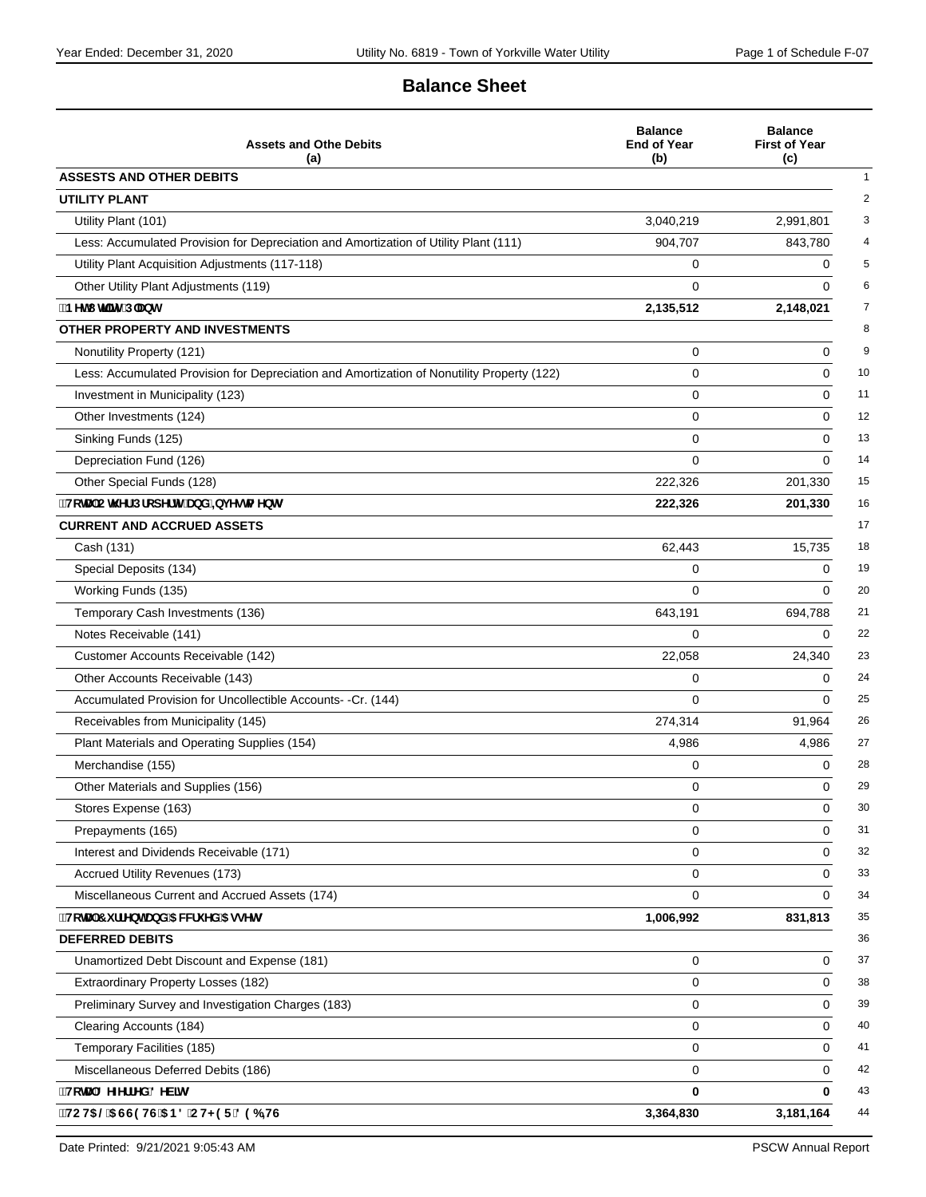## Balance Sheet

| Assets and Othe Debits (a) | Balance End of Year (b) | Balance First of Year (c) | |
|---|---|---|---|
| **ASSESTS AND OTHER DEBITS** | | | 1 |
| **UTILITY PLANT** | | | 2 |
| Utility Plant (101) | 3,040,219 | 2,991,801 | 3 |
| Less: Accumulated Provision for Depreciation and Amortization of Utility Plant (111) | 904,707 | 843,780 | 4 |
| Utility Plant Acquisition Adjustments (117-118) | 0 | 0 | 5 |
| Other Utility Plant Adjustments (119) | 0 | 0 | 6 |
| **Net Utility Plant** | **2,135,512** | **2,148,021** | 7 |
| **OTHER PROPERTY AND INVESTMENTS** | | | 8 |
| Nonutility Property (121) | 0 | 0 | 9 |
| Less: Accumulated Provision for Depreciation and Amortization of Nonutility Property (122) | 0 | 0 | 10 |
| Investment in Municipality (123) | 0 | 0 | 11 |
| Other Investments (124) | 0 | 0 | 12 |
| Sinking Funds (125) | 0 | 0 | 13 |
| Depreciation Fund (126) | 0 | 0 | 14 |
| Other Special Funds (128) | 222,326 | 201,330 | 15 |
| **Total Other Property and Investments** | **222,326** | **201,330** | 16 |
| **CURRENT AND ACCRUED ASSETS** | | | 17 |
| Cash (131) | 62,443 | 15,735 | 18 |
| Special Deposits (134) | 0 | 0 | 19 |
| Working Funds (135) | 0 | 0 | 20 |
| Temporary Cash Investments (136) | 643,191 | 694,788 | 21 |
| Notes Receivable (141) | 0 | 0 | 22 |
| Customer Accounts Receivable (142) | 22,058 | 24,340 | 23 |
| Other Accounts Receivable (143) | 0 | 0 | 24 |
| Accumulated Provision for Uncollectible Accounts- -Cr. (144) | 0 | 0 | 25 |
| Receivables from Municipality (145) | 274,314 | 91,964 | 26 |
| Plant Materials and Operating Supplies (154) | 4,986 | 4,986 | 27 |
| Merchandise (155) | 0 | 0 | 28 |
| Other Materials and Supplies (156) | 0 | 0 | 29 |
| Stores Expense (163) | 0 | 0 | 30 |
| Prepayments (165) | 0 | 0 | 31 |
| Interest and Dividends Receivable (171) | 0 | 0 | 32 |
| Accrued Utility Revenues (173) | 0 | 0 | 33 |
| Miscellaneous Current and Accrued Assets (174) | 0 | 0 | 34 |
| **Total Current and Accrued Assets** | **1,006,992** | **831,813** | 35 |
| **DEFERRED DEBITS** | | | 36 |
| Unamortized Debt Discount and Expense (181) | 0 | 0 | 37 |
| Extraordinary Property Losses (182) | 0 | 0 | 38 |
| Preliminary Survey and Investigation Charges (183) | 0 | 0 | 39 |
| Clearing Accounts (184) | 0 | 0 | 40 |
| Temporary Facilities (185) | 0 | 0 | 41 |
| Miscellaneous Deferred Debits (186) | 0 | 0 | 42 |
| **Total Deferred Debits** | **0** | **0** | 43 |
| **TOTAL ASSETS AND OTHER DEBITS** | **3,364,830** | **3,181,164** | 44 |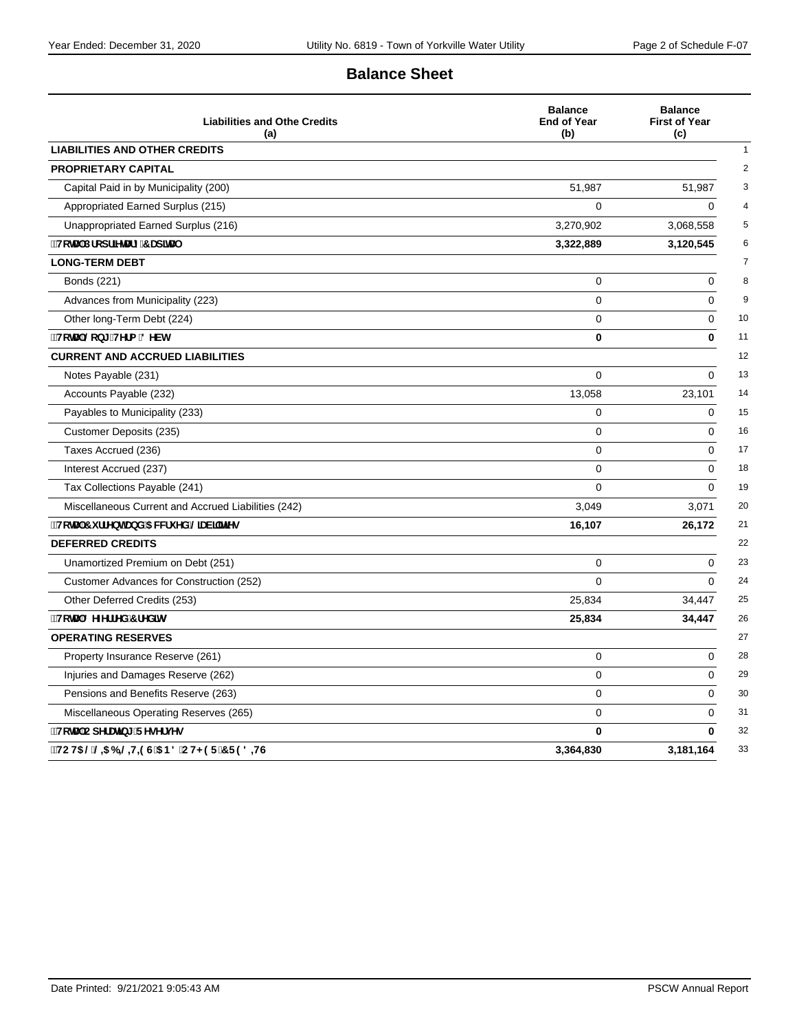## Balance Sheet

| Liabilities and Othe Credits (a) | Balance End of Year (b) | Balance First of Year (c) | |
|---|---|---|---|
| **LIABILITIES AND OTHER CREDITS** | | | 1 |
| **PROPRIETARY CAPITAL** | | | 2 |
| Capital Paid in by Municipality (200) | 51,987 | 51,987 | 3 |
| Appropriated Earned Surplus (215) | 0 | 0 | 4 |
| Unappropriated Earned Surplus (216) | 3,270,902 | 3,068,558 | 5 |
| **Total Proprietary Capital** | **3,322,889** | **3,120,545** | 6 |
| **LONG-TERM DEBT** | | | 7 |
| Bonds (221) | 0 | 0 | 8 |
| Advances from Municipality (223) | 0 | 0 | 9 |
| Other long-Term Debt (224) | 0 | 0 | 10 |
| **Total Long-Term Debt** | **0** | **0** | 11 |
| **CURRENT AND ACCRUED LIABILITIES** | | | 12 |
| Notes Payable (231) | 0 | 0 | 13 |
| Accounts Payable (232) | 13,058 | 23,101 | 14 |
| Payables to Municipality (233) | 0 | 0 | 15 |
| Customer Deposits (235) | 0 | 0 | 16 |
| Taxes Accrued (236) | 0 | 0 | 17 |
| Interest Accrued (237) | 0 | 0 | 18 |
| Tax Collections Payable (241) | 0 | 0 | 19 |
| Miscellaneous Current and Accrued Liabilities (242) | 3,049 | 3,071 | 20 |
| **Total Current and Accrued Liabilities** | **16,107** | **26,172** | 21 |
| **DEFERRED CREDITS** | | | 22 |
| Unamortized Premium on Debt (251) | 0 | 0 | 23 |
| Customer Advances for Construction (252) | 0 | 0 | 24 |
| Other Deferred Credits (253) | 25,834 | 34,447 | 25 |
| **Total Deferred Credits** | **25,834** | **34,447** | 26 |
| **OPERATING RESERVES** | | | 27 |
| Property Insurance Reserve (261) | 0 | 0 | 28 |
| Injuries and Damages Reserve (262) | 0 | 0 | 29 |
| Pensions and Benefits Reserve (263) | 0 | 0 | 30 |
| Miscellaneous Operating Reserves (265) | 0 | 0 | 31 |
| **Total Operating Reserves** | **0** | **0** | 32 |
| **TOTAL LIABILITIES AND OTHER CREDITS** | **3,364,830** | **3,181,164** | 33 |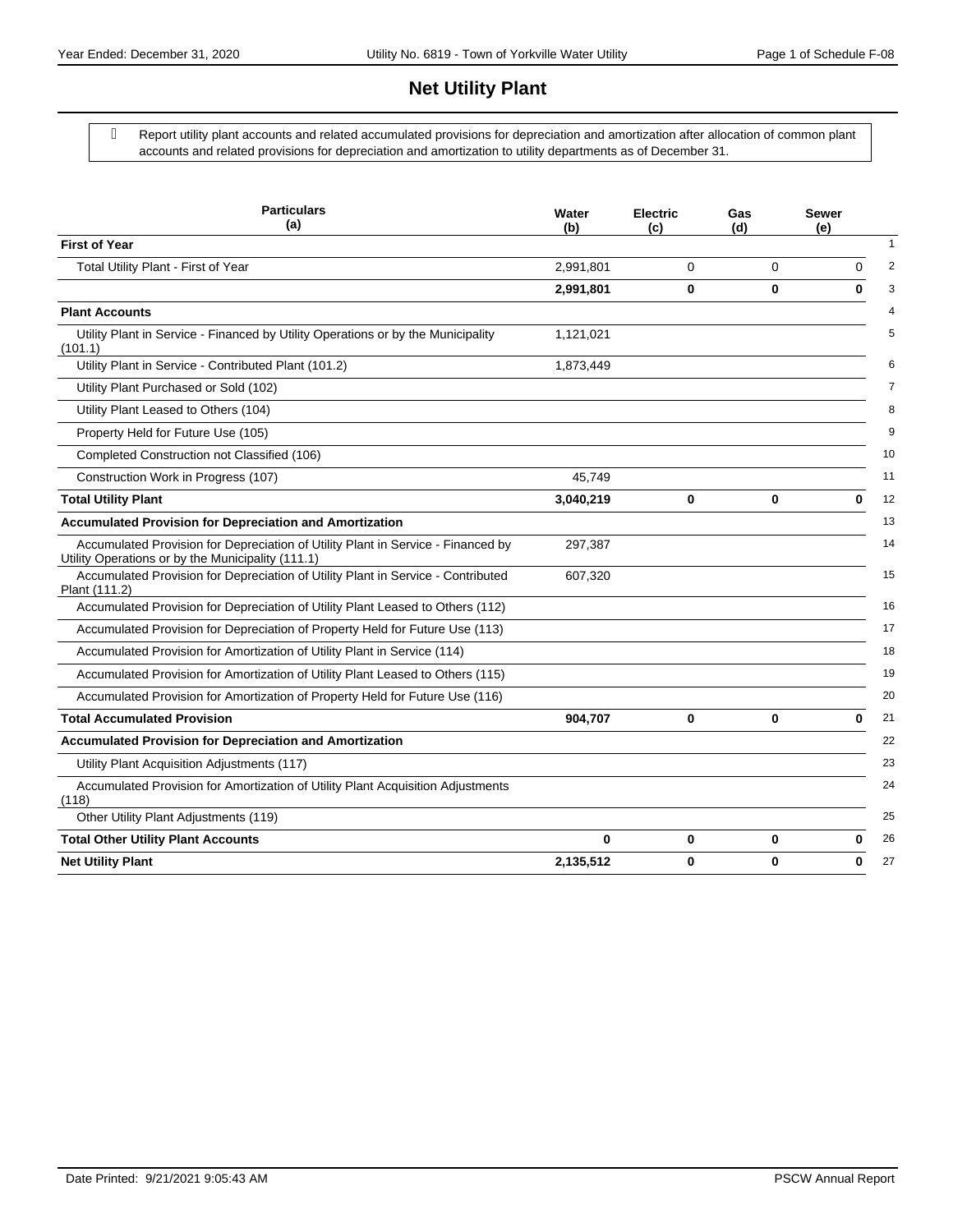# Net Utility Plant

Report utility plant accounts and related accumulated provisions for depreciation and amortization after allocation of common plant accounts and related provisions for depreciation and amortization to utility departments as of December 31.

| Particulars (a) | Water (b) | Electric (c) | Gas (d) | Sewer (e) | |
|---|---|---|---|---|---|
| **First of Year** | | | | | 1 |
| Total Utility Plant - First of Year | 2,991,801 | 0 | 0 | 0 | 2 |
| | **2,991,801** | **0** | **0** | **0** | 3 |
| **Plant Accounts** | | | | | 4 |
| Utility Plant in Service - Financed by Utility Operations or by the Municipality (101.1) | 1,121,021 | | | | 5 |
| Utility Plant in Service - Contributed Plant (101.2) | 1,873,449 | | | | 6 |
| Utility Plant Purchased or Sold (102) | | | | | 7 |
| Utility Plant Leased to Others (104) | | | | | 8 |
| Property Held for Future Use (105) | | | | | 9 |
| Completed Construction not Classified (106) | | | | | 10 |
| Construction Work in Progress (107) | 45,749 | | | | 11 |
| **Total Utility Plant** | **3,040,219** | **0** | **0** | **0** | 12 |
| **Accumulated Provision for Depreciation and Amortization** | | | | | 13 |
| Accumulated Provision for Depreciation of Utility Plant in Service - Financed by Utility Operations or by the Municipality (111.1) | 297,387 | | | | 14 |
| Accumulated Provision for Depreciation of Utility Plant in Service - Contributed Plant (111.2) | 607,320 | | | | 15 |
| Accumulated Provision for Depreciation of Utility Plant Leased to Others (112) | | | | | 16 |
| Accumulated Provision for Depreciation of Property Held for Future Use (113) | | | | | 17 |
| Accumulated Provision for Amortization of Utility Plant in Service (114) | | | | | 18 |
| Accumulated Provision for Amortization of Utility Plant Leased to Others (115) | | | | | 19 |
| Accumulated Provision for Amortization of Property Held for Future Use (116) | | | | | 20 |
| **Total Accumulated Provision** | **904,707** | **0** | **0** | **0** | 21 |
| **Accumulated Provision for Depreciation and Amortization** | | | | | 22 |
| Utility Plant Acquisition Adjustments (117) | | | | | 23 |
| Accumulated Provision for Amortization of Utility Plant Acquisition Adjustments (118) | | | | | 24 |
| Other Utility Plant Adjustments (119) | | | | | 25 |
| **Total Other Utility Plant Accounts** | **0** | **0** | **0** | **0** | 26 |
| **Net Utility Plant** | **2,135,512** | **0** | **0** | **0** | 27 |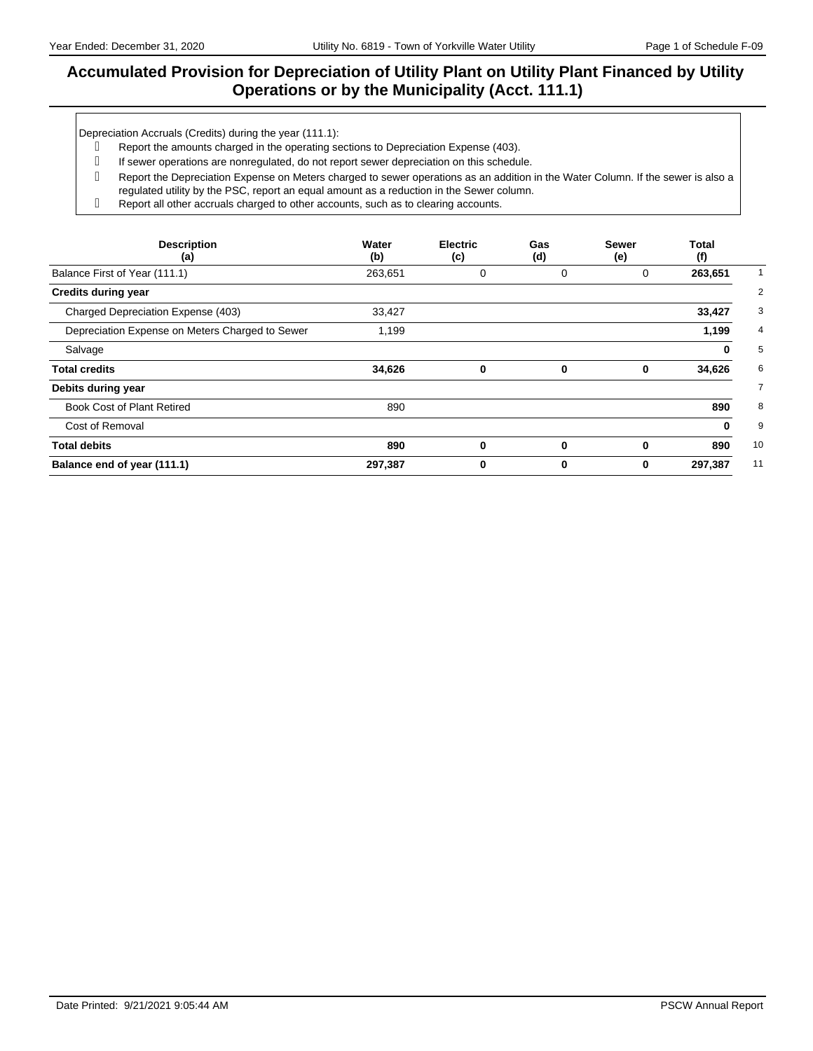# Accumulated Provision for Depreciation of Utility Plant on Utility Plant Financed by Utility Operations or by the Municipality (Acct. 111.1)

Depreciation Accruals (Credits) during the year (111.1):

- Report the amounts charged in the operating sections to Depreciation Expense (403).
- If sewer operations are nonregulated, do not report sewer depreciation on this schedule.
- Report the Depreciation Expense on Meters charged to sewer operations as an addition in the Water Column. If the sewer is also a regulated utility by the PSC, report an equal amount as a reduction in the Sewer column.
- Report all other accruals charged to other accounts, such as to clearing accounts.

| Description (a) | Water (b) | Electric (c) | Gas (d) | Sewer (e) | Total (f) | |
|---|---|---|---|---|---|---|
| Balance First of Year (111.1) | 263,651 | 0 | 0 | 0 | **263,651** | 1 |
| **Credits during year** | | | | | | 2 |
| Charged Depreciation Expense (403) | 33,427 | | | | **33,427** | 3 |
| Depreciation Expense on Meters Charged to Sewer | 1,199 | | | | **1,199** | 4 |
| Salvage | | | | | **0** | 5 |
| **Total credits** | **34,626** | **0** | **0** | **0** | **34,626** | 6 |
| **Debits during year** | | | | | | 7 |
| Book Cost of Plant Retired | 890 | | | | **890** | 8 |
| Cost of Removal | | | | | **0** | 9 |
| **Total debits** | **890** | **0** | **0** | **0** | **890** | 10 |
| **Balance end of year (111.1)** | **297,387** | **0** | **0** | **0** | **297,387** | 11 |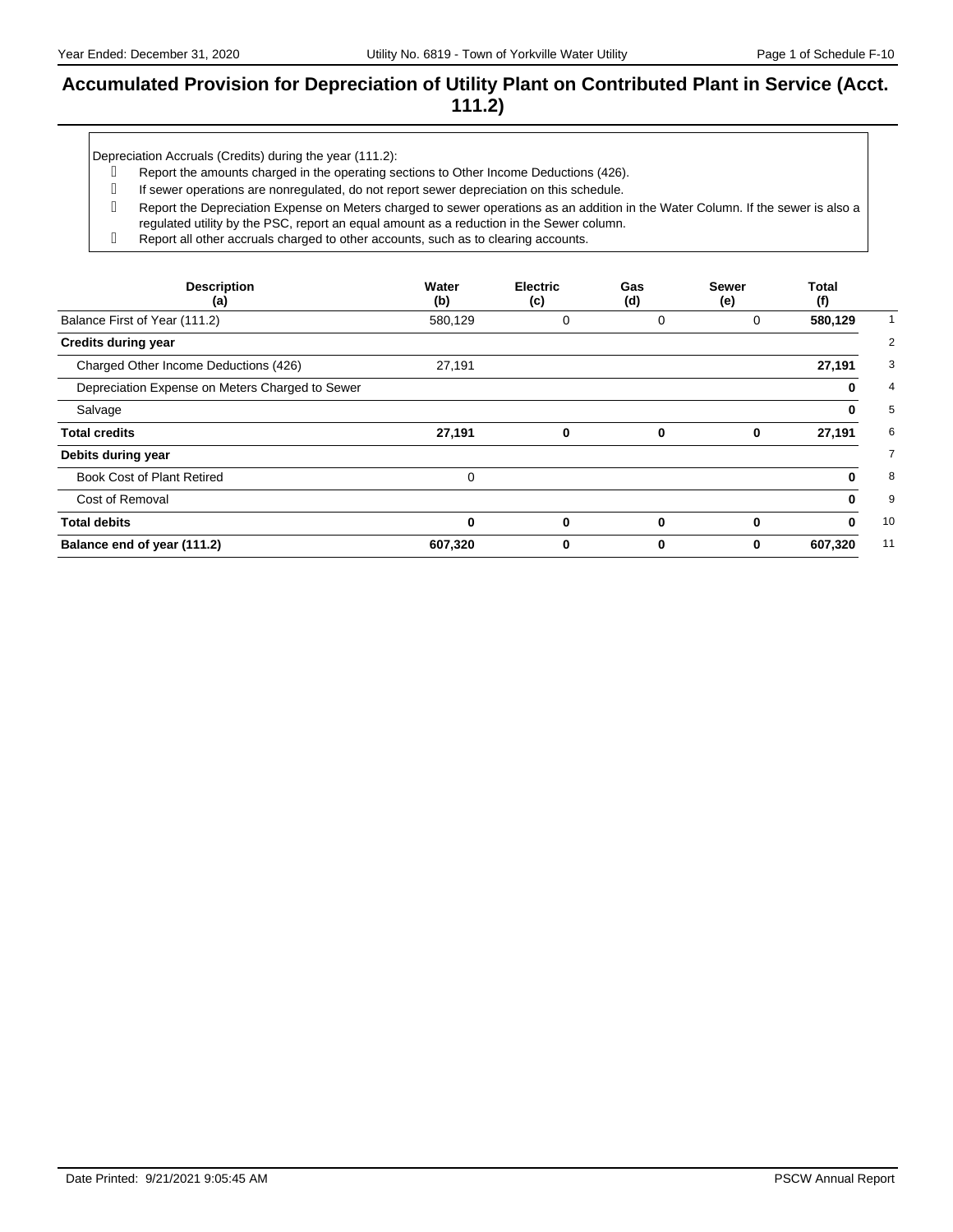# Accumulated Provision for Depreciation of Utility Plant on Contributed Plant in Service (Acct. 111.2)

Depreciation Accruals (Credits) during the year (111.2):

- Report the amounts charged in the operating sections to Other Income Deductions (426).
- If sewer operations are nonregulated, do not report sewer depreciation on this schedule.
- Report the Depreciation Expense on Meters charged to sewer operations as an addition in the Water Column. If the sewer is also a regulated utility by the PSC, report an equal amount as a reduction in the Sewer column.
- Report all other accruals charged to other accounts, such as to clearing accounts.

| Description (a) | Water (b) | Electric (c) | Gas (d) | Sewer (e) | Total (f) | |
|---|---|---|---|---|---|---|
| Balance First of Year (111.2) | 580,129 | 0 | 0 | 0 | **580,129** | 1 |
| **Credits during year** | | | | | | 2 |
| Charged Other Income Deductions (426) | 27,191 | | | | **27,191** | 3 |
| Depreciation Expense on Meters Charged to Sewer | | | | | **0** | 4 |
| Salvage | | | | | **0** | 5 |
| **Total credits** | **27,191** | **0** | **0** | **0** | **27,191** | 6 |
| **Debits during year** | | | | | | 7 |
| Book Cost of Plant Retired | 0 | | | | **0** | 8 |
| Cost of Removal | | | | | **0** | 9 |
| **Total debits** | **0** | **0** | **0** | **0** | **0** | 10 |
| **Balance end of year (111.2)** | **607,320** | **0** | **0** | **0** | **607,320** | 11 |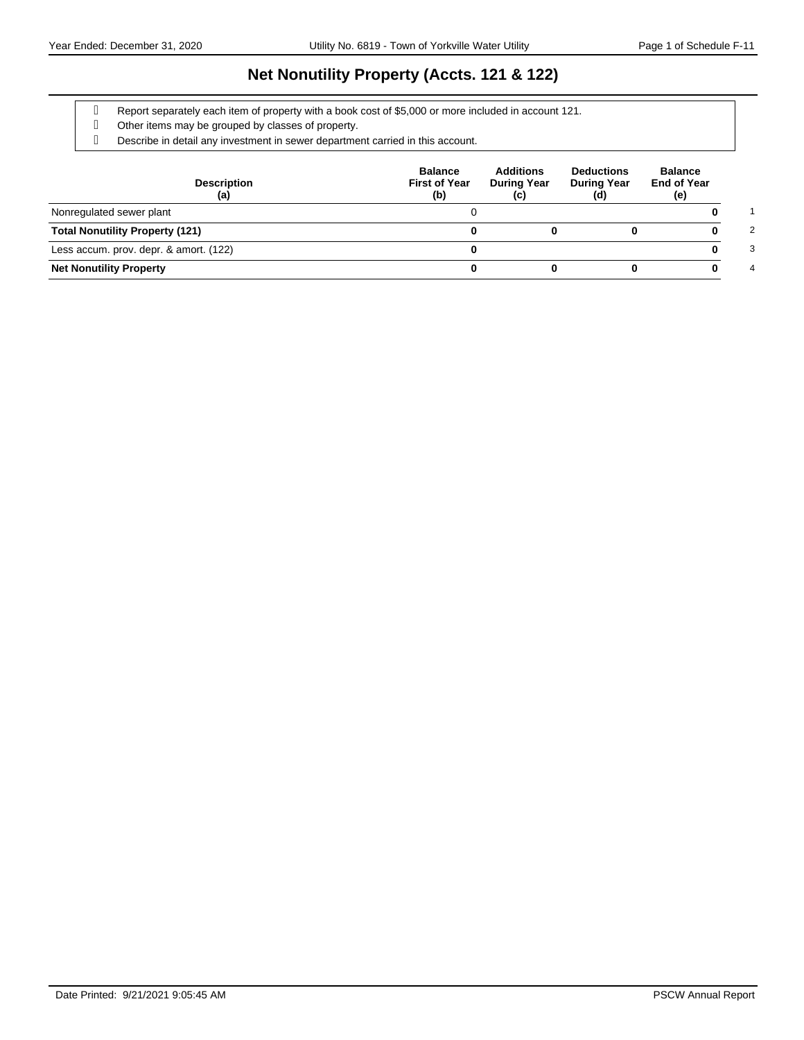# Net Nonutility Property (Accts. 121 & 122)

- Report separately each item of property with a book cost of $5,000 or more included in account 121.
- Other items may be grouped by classes of property.
- Describe in detail any investment in sewer department carried in this account.

| Description (a) | Balance First of Year (b) | Additions During Year (c) | Deductions During Year (d) | Balance End of Year (e) | |
|---|---|---|---|---|---|
| Nonregulated sewer plant | 0 | | | **0** | 1 |
| **Total Nonutility Property (121)** | **0** | **0** | **0** | **0** | 2 |
| Less accum. prov. depr. & amort. (122) | **0** | | | **0** | 3 |
| **Net Nonutility Property** | **0** | **0** | **0** | **0** | 4 |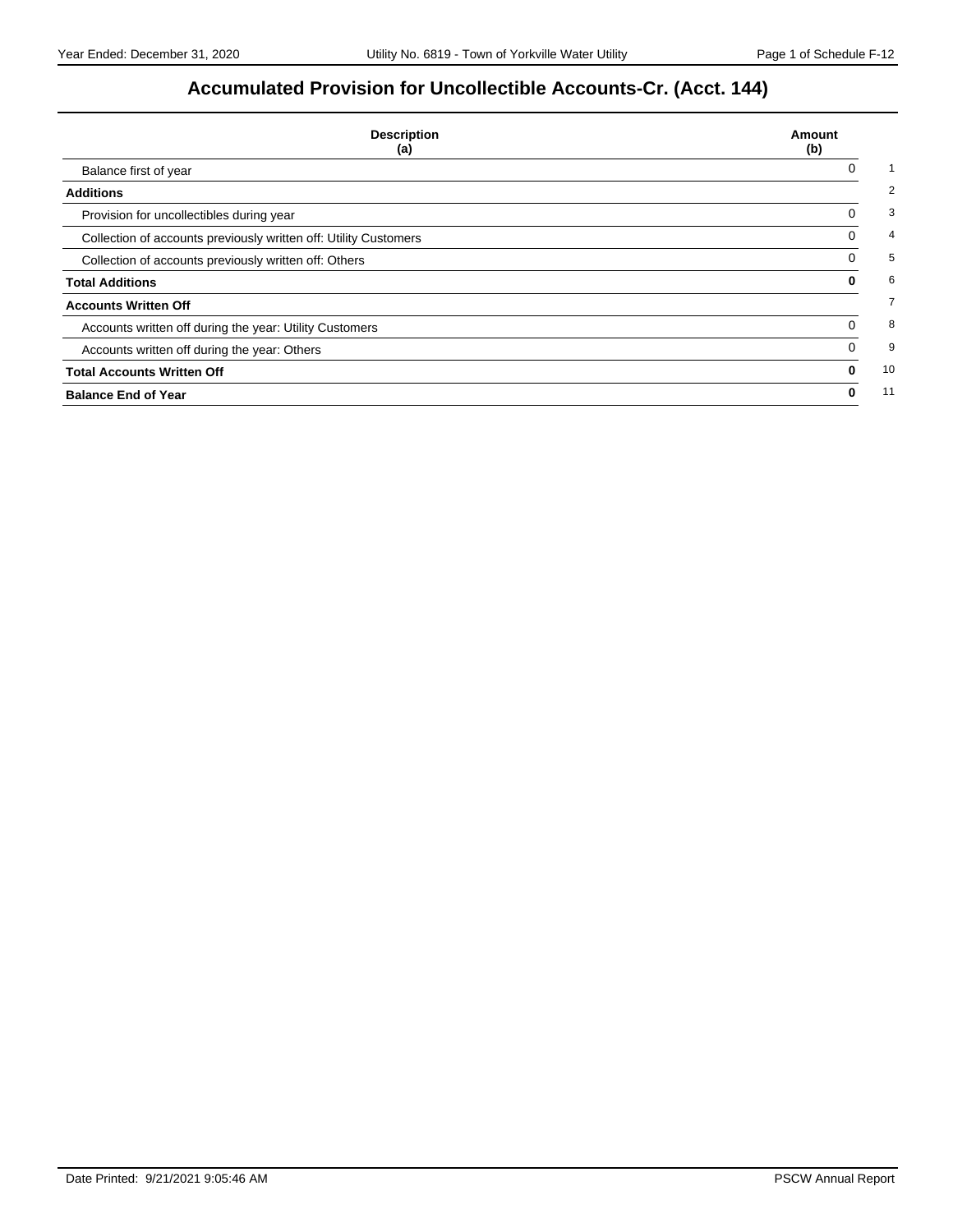# Accumulated Provision for Uncollectible Accounts-Cr. (Acct. 144)

| Description (a) | Amount (b) | |
|---|---|---|
| Balance first of year | 0 | 1 |
| **Additions** | | 2 |
| Provision for uncollectibles during year | 0 | 3 |
| Collection of accounts previously written off: Utility Customers | 0 | 4 |
| Collection of accounts previously written off: Others | 0 | 5 |
| **Total Additions** | **0** | 6 |
| **Accounts Written Off** | | 7 |
| Accounts written off during the year: Utility Customers | 0 | 8 |
| Accounts written off during the year: Others | 0 | 9 |
| **Total Accounts Written Off** | **0** | 10 |
| **Balance End of Year** | **0** | 11 |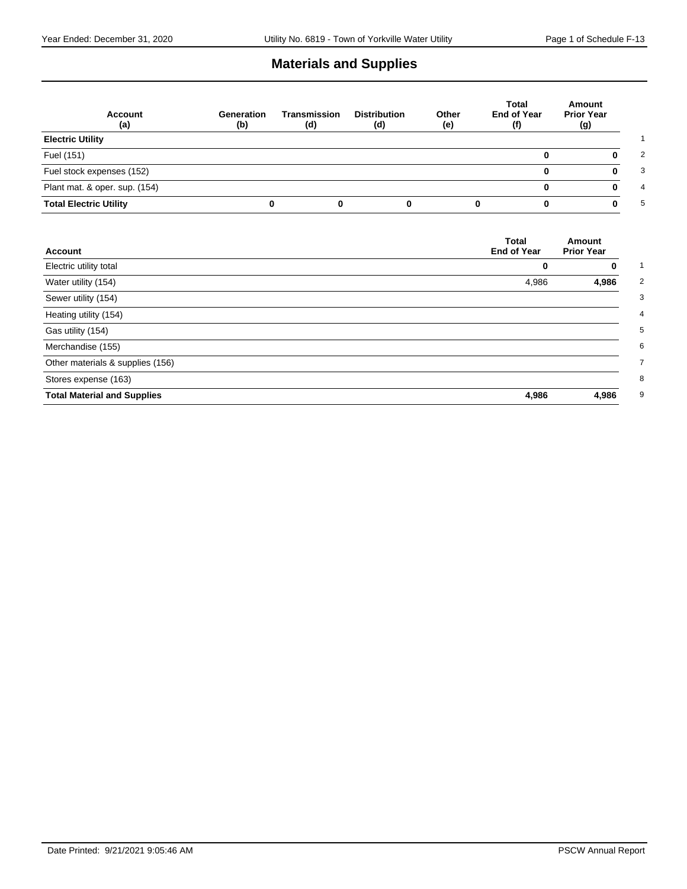# Materials and Supplies

| Account (a) | Generation (b) | Transmission (d) | Distribution (d) | Other (e) | Total End of Year (f) | Amount Prior Year (g) | |
|---|---|---|---|---|---|---|---|
| **Electric Utility** | | | | | | | 1 |
| Fuel (151) | | | | | **0** | **0** | 2 |
| Fuel stock expenses (152) | | | | | **0** | **0** | 3 |
| Plant mat. & oper. sup. (154) | | | | | **0** | **0** | 4 |
| **Total Electric Utility** | **0** | **0** | **0** | **0** | **0** | **0** | 5 |

| Account | Total End of Year | Amount Prior Year | |
|---|---|---|---|
| Electric utility total | **0** | **0** | 1 |
| Water utility (154) | 4,986 | **4,986** | 2 |
| Sewer utility (154) | | | 3 |
| Heating utility (154) | | | 4 |
| Gas utility (154) | | | 5 |
| Merchandise (155) | | | 6 |
| Other materials & supplies (156) | | | 7 |
| Stores expense (163) | | | 8 |
| **Total Material and Supplies** | **4,986** | **4,986** | 9 |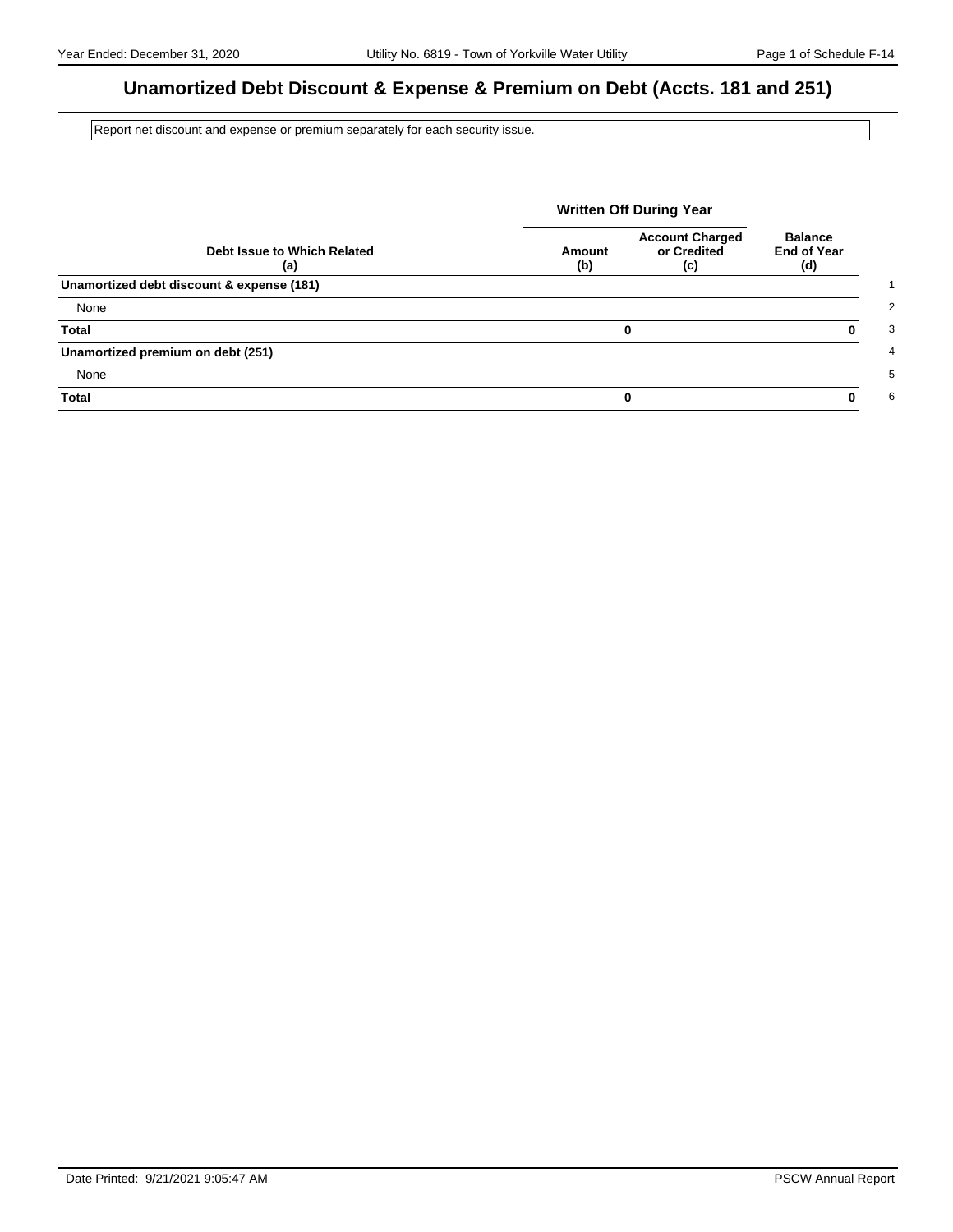# Unamortized Debt Discount & Expense & Premium on Debt (Accts. 181 and 251)

Report net discount and expense or premium separately for each security issue.

| Debt Issue to Which Related (a) | Written Off During Year Amount (b) | Written Off During Year Account Charged or Credited (c) | Balance End of Year (d) | |
|---|---|---|---|---|
| **Unamortized debt discount & expense (181)** | | | | 1 |
| None | | | | 2 |
| **Total** | **0** | | **0** | 3 |
| **Unamortized premium on debt (251)** | | | | 4 |
| None | | | | 5 |
| **Total** | **0** | | **0** | 6 |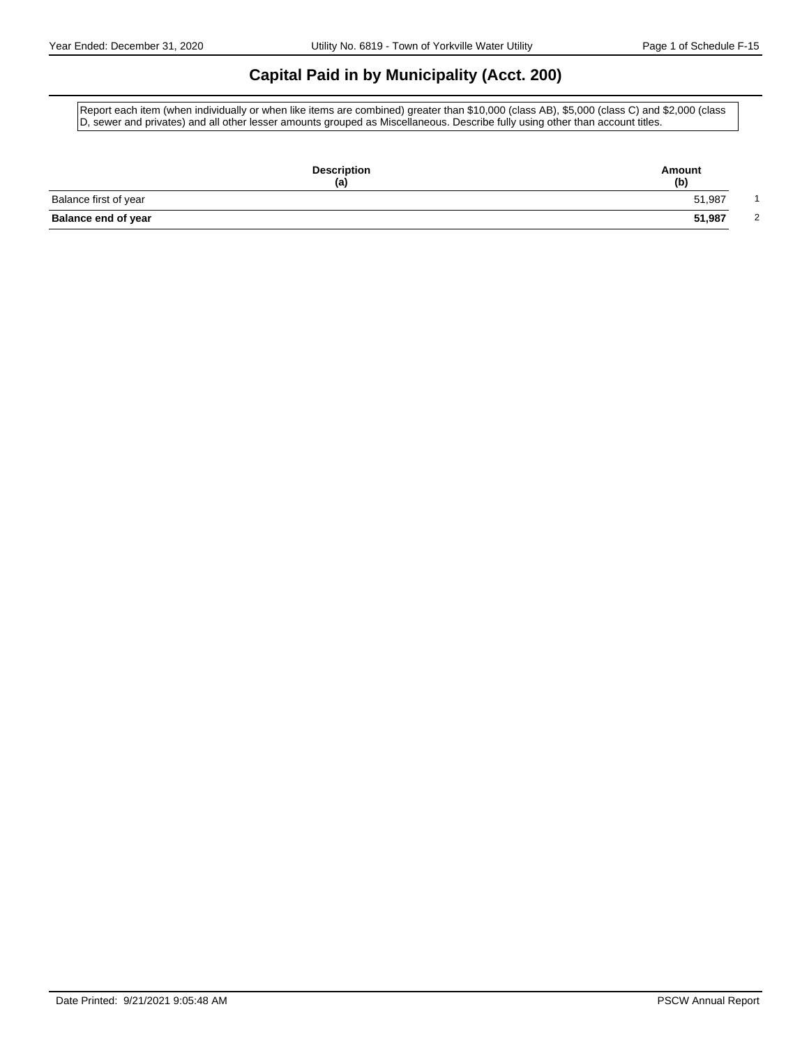# Capital Paid in by Municipality (Acct. 200)

Report each item (when individually or when like items are combined) greater than $10,000 (class AB), $5,000 (class C) and $2,000 (class D, sewer and privates) and all other lesser amounts grouped as Miscellaneous. Describe fully using other than account titles.

| Description (a) | Amount (b) | |
|---|---|---|
| Balance first of year | 51,987 | 1 |
| **Balance end of year** | **51,987** | 2 |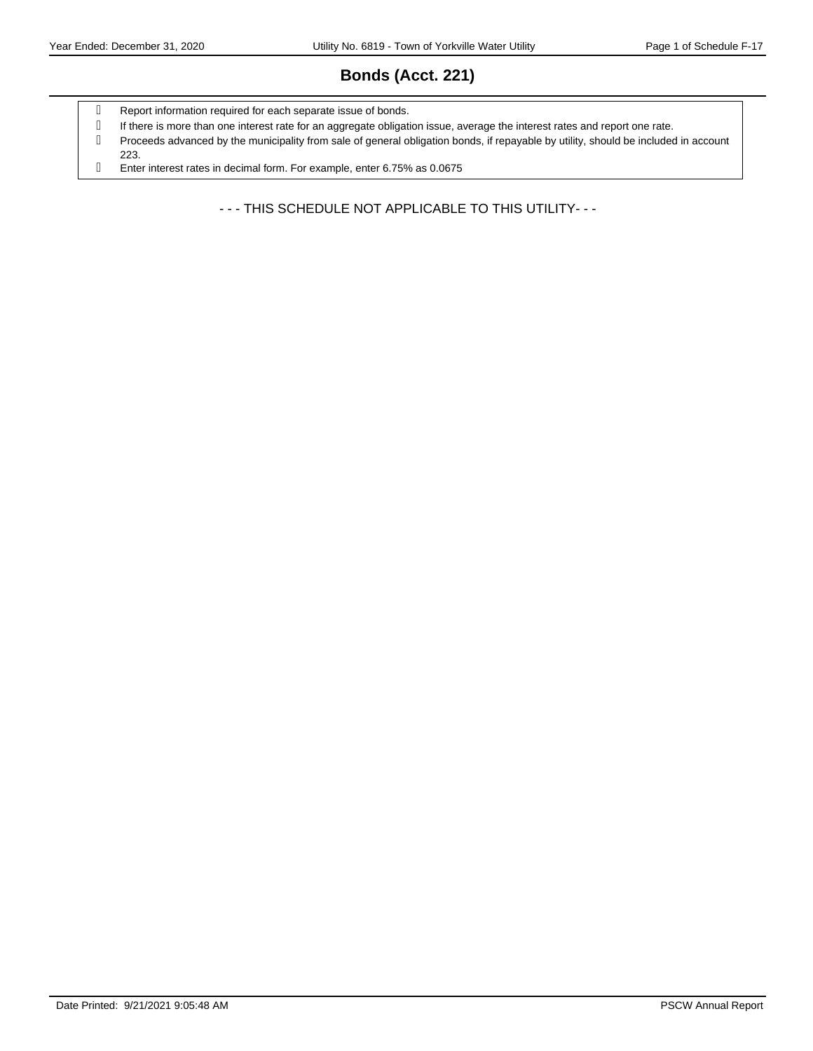# Bonds (Acct. 221)

- Report information required for each separate issue of bonds.
- If there is more than one interest rate for an aggregate obligation issue, average the interest rates and report one rate.
- Proceeds advanced by the municipality from sale of general obligation bonds, if repayable by utility, should be included in account 223.
- Enter interest rates in decimal form. For example, enter 6.75% as 0.0675

- - - THIS SCHEDULE NOT APPLICABLE TO THIS UTILITY- - -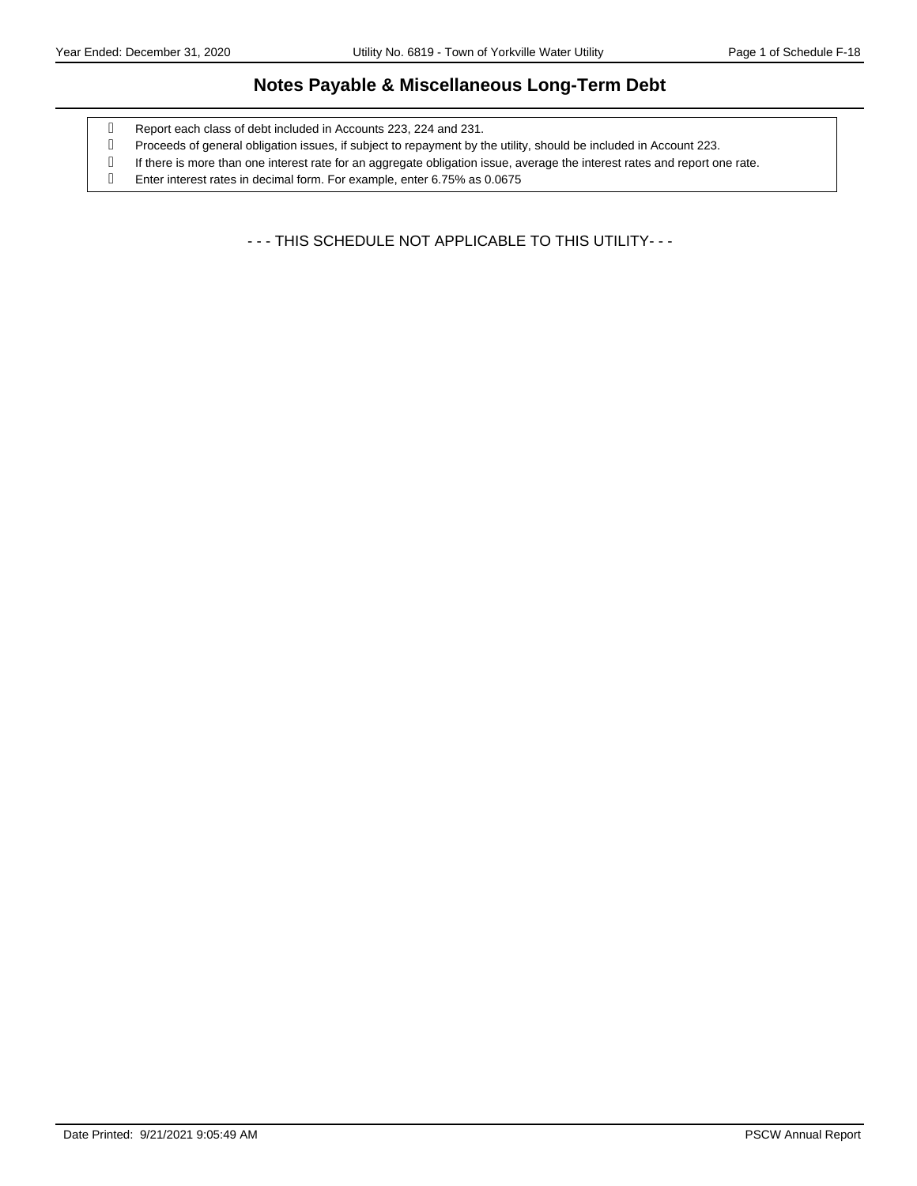# Notes Payable & Miscellaneous Long-Term Debt

- Report each class of debt included in Accounts 223, 224 and 231.
- Proceeds of general obligation issues, if subject to repayment by the utility, should be included in Account 223.
- If there is more than one interest rate for an aggregate obligation issue, average the interest rates and report one rate.
- Enter interest rates in decimal form. For example, enter 6.75% as 0.0675

- - - THIS SCHEDULE NOT APPLICABLE TO THIS UTILITY- - -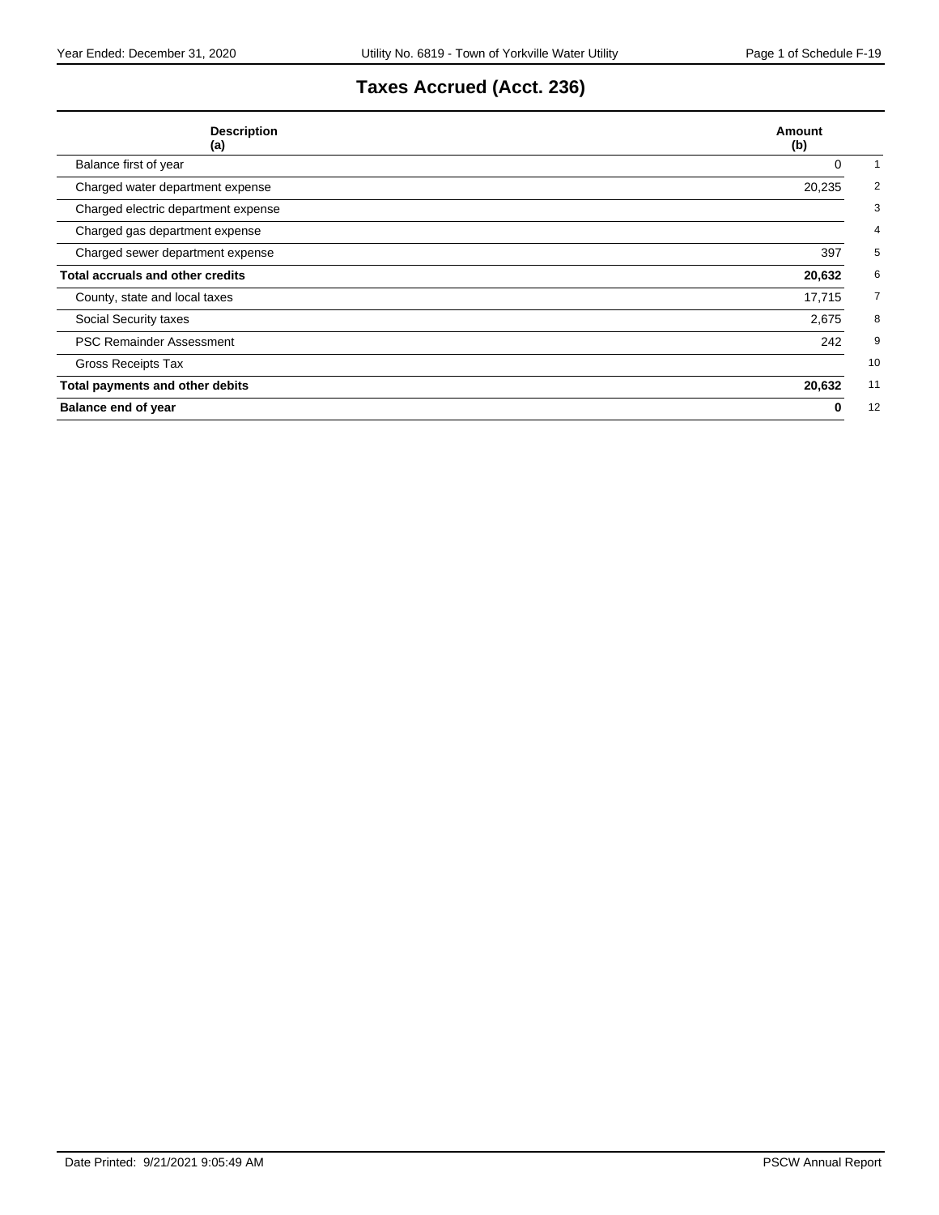# Taxes Accrued (Acct. 236)

| Description (a) | Amount (b) | |
|---|---|---|
| Balance first of year | 0 | 1 |
| Charged water department expense | 20,235 | 2 |
| Charged electric department expense | | 3 |
| Charged gas department expense | | 4 |
| Charged sewer department expense | 397 | 5 |
| **Total accruals and other credits** | **20,632** | 6 |
| County, state and local taxes | 17,715 | 7 |
| Social Security taxes | 2,675 | 8 |
| PSC Remainder Assessment | 242 | 9 |
| Gross Receipts Tax | | 10 |
| **Total payments and other debits** | **20,632** | 11 |
| **Balance end of year** | **0** | 12 |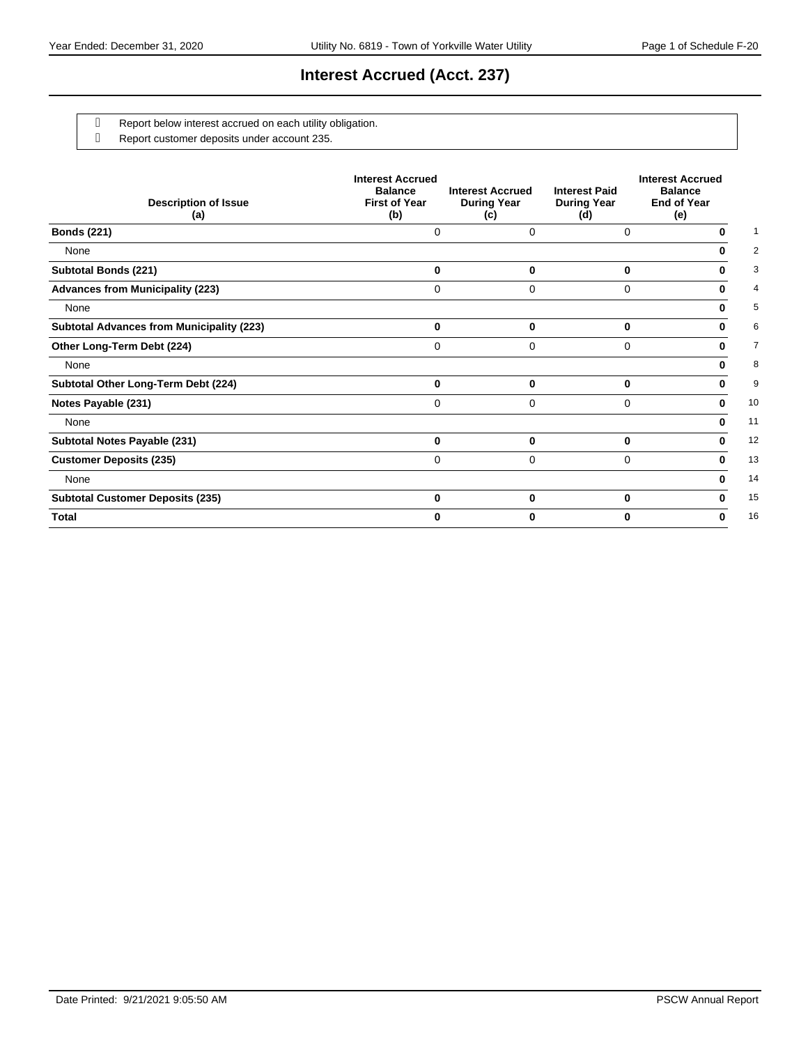# Interest Accrued (Acct. 237)

- Report below interest accrued on each utility obligation.
- Report customer deposits under account 235.

| Description of Issue (a) | Interest Accrued Balance First of Year (b) | Interest Accrued During Year (c) | Interest Paid During Year (d) | Interest Accrued Balance End of Year (e) | |
|---|---|---|---|---|---|
| **Bonds (221)** | 0 | 0 | 0 | **0** | 1 |
| None | | | | **0** | 2 |
| **Subtotal Bonds (221)** | **0** | **0** | **0** | **0** | 3 |
| **Advances from Municipality (223)** | 0 | 0 | 0 | **0** | 4 |
| None | | | | **0** | 5 |
| **Subtotal Advances from Municipality (223)** | **0** | **0** | **0** | **0** | 6 |
| **Other Long-Term Debt (224)** | 0 | 0 | 0 | **0** | 7 |
| None | | | | **0** | 8 |
| **Subtotal Other Long-Term Debt (224)** | **0** | **0** | **0** | **0** | 9 |
| **Notes Payable (231)** | 0 | 0 | 0 | **0** | 10 |
| None | | | | **0** | 11 |
| **Subtotal Notes Payable (231)** | **0** | **0** | **0** | **0** | 12 |
| **Customer Deposits (235)** | 0 | 0 | 0 | **0** | 13 |
| None | | | | **0** | 14 |
| **Subtotal Customer Deposits (235)** | **0** | **0** | **0** | **0** | 15 |
| **Total** | **0** | **0** | **0** | **0** | 16 |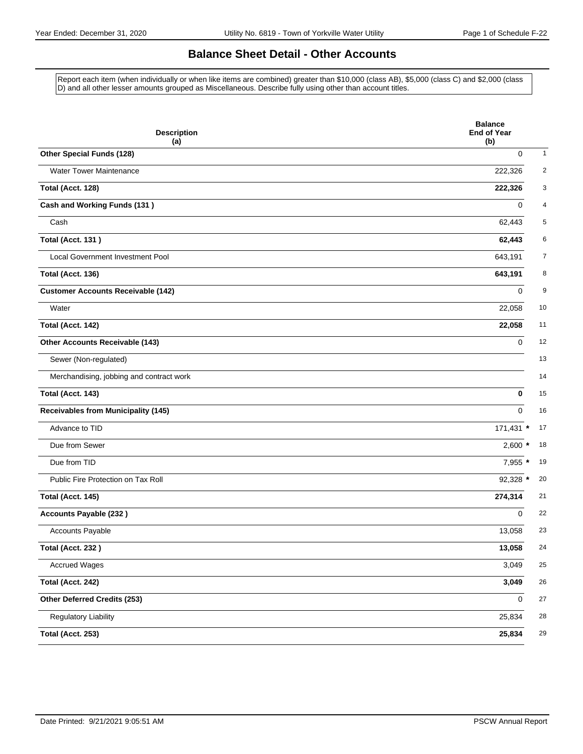## Balance Sheet Detail - Other Accounts

Report each item (when individually or when like items are combined) greater than $10,000 (class AB), $5,000 (class C) and $2,000 (class D) and all other lesser amounts grouped as Miscellaneous. Describe fully using other than account titles.

| Description (a) | Balance End of Year (b) | |
|---|---|---|
| **Other Special Funds (128)** | 0 | 1 |
| Water Tower Maintenance | 222,326 | 2 |
| **Total (Acct. 128)** | **222,326** | 3 |
| **Cash and Working Funds (131 )** | 0 | 4 |
| Cash | 62,443 | 5 |
| **Total (Acct. 131 )** | **62,443** | 6 |
| Local Government Investment Pool | 643,191 | 7 |
| **Total (Acct. 136)** | **643,191** | 8 |
| **Customer Accounts Receivable (142)** | 0 | 9 |
| Water | 22,058 | 10 |
| **Total (Acct. 142)** | **22,058** | 11 |
| **Other Accounts Receivable (143)** | 0 | 12 |
| Sewer (Non-regulated) | | 13 |
| Merchandising, jobbing and contract work | | 14 |
| **Total (Acct. 143)** | **0** | 15 |
| **Receivables from Municipality (145)** | 0 | 16 |
| Advance to TID | 171,431 * | 17 |
| Due from Sewer | 2,600 * | 18 |
| Due from TID | 7,955 * | 19 |
| Public Fire Protection on Tax Roll | 92,328 * | 20 |
| **Total (Acct. 145)** | **274,314** | 21 |
| **Accounts Payable (232 )** | 0 | 22 |
| Accounts Payable | 13,058 | 23 |
| **Total (Acct. 232 )** | **13,058** | 24 |
| Accrued Wages | 3,049 | 25 |
| **Total (Acct. 242)** | **3,049** | 26 |
| **Other Deferred Credits (253)** | 0 | 27 |
| Regulatory Liability | 25,834 | 28 |
| **Total (Acct. 253)** | **25,834** | 29 |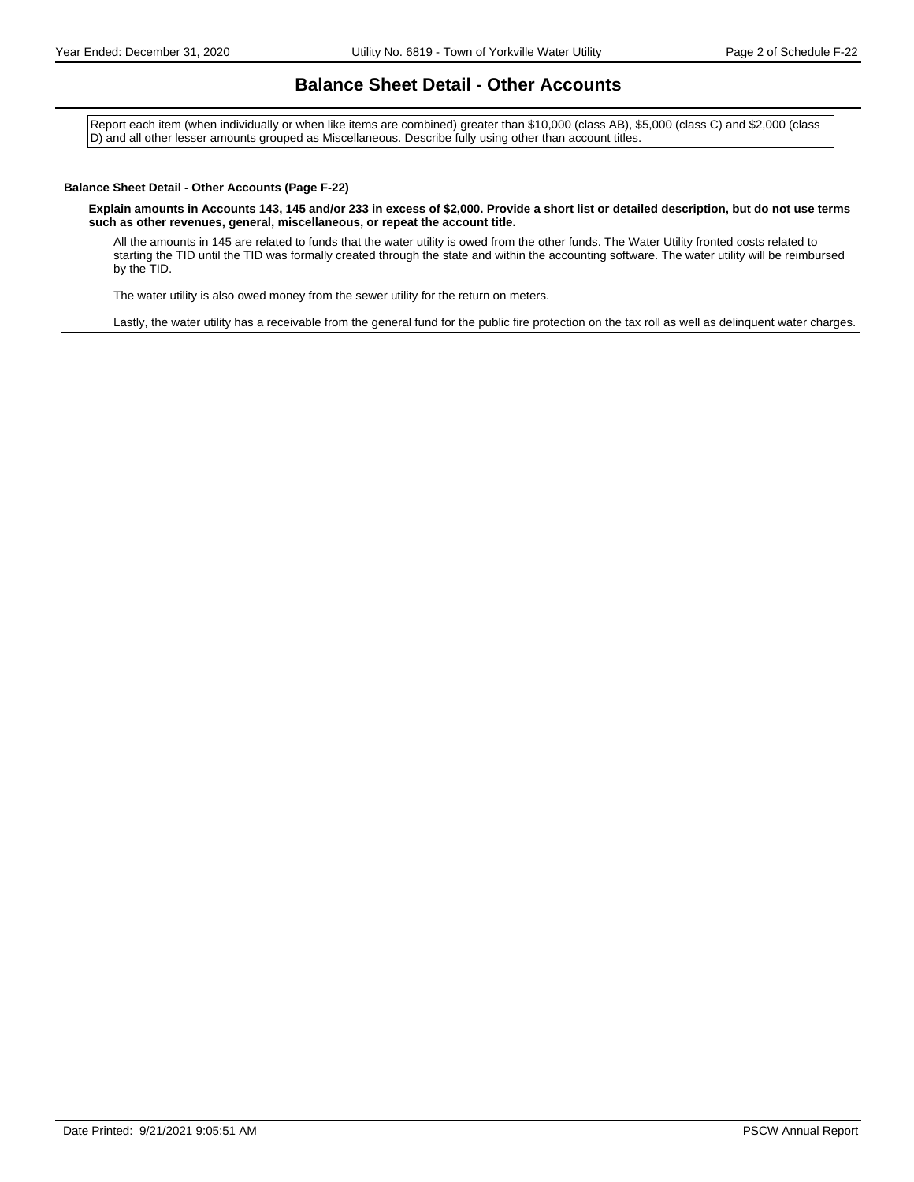# Balance Sheet Detail - Other Accounts

Report each item (when individually or when like items are combined) greater than $10,000 (class AB), $5,000 (class C) and $2,000 (class D) and all other lesser amounts grouped as Miscellaneous. Describe fully using other than account titles.

**Balance Sheet Detail - Other Accounts (Page F-22)**

**Explain amounts in Accounts 143, 145 and/or 233 in excess of $2,000. Provide a short list or detailed description, but do not use terms such as other revenues, general, miscellaneous, or repeat the account title.**

All the amounts in 145 are related to funds that the water utility is owed from the other funds. The Water Utility fronted costs related to starting the TID until the TID was formally created through the state and within the accounting software. The water utility will be reimbursed by the TID.

The water utility is also owed money from the sewer utility for the return on meters.

Lastly, the water utility has a receivable from the general fund for the public fire protection on the tax roll as well as delinquent water charges.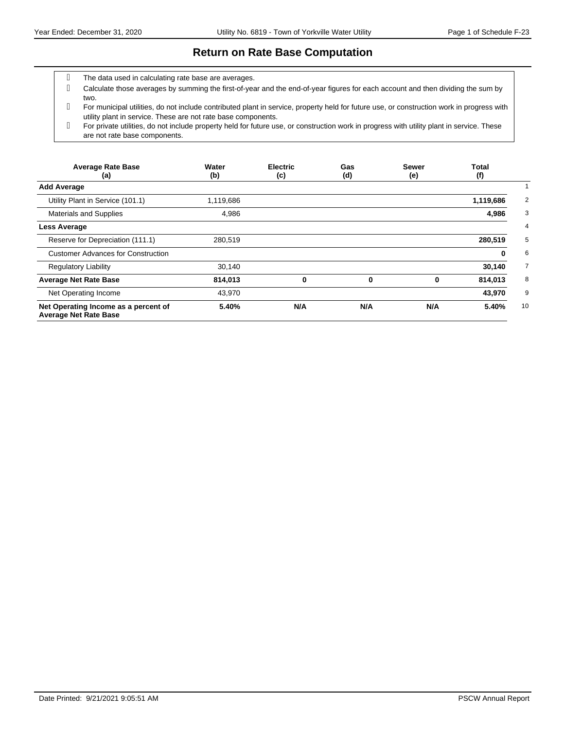# Return on Rate Base Computation

- The data used in calculating rate base are averages.
- Calculate those averages by summing the first-of-year and the end-of-year figures for each account and then dividing the sum by two.
- For municipal utilities, do not include contributed plant in service, property held for future use, or construction work in progress with utility plant in service. These are not rate base components.
- For private utilities, do not include property held for future use, or construction work in progress with utility plant in service. These are not rate base components.

| Average Rate Base (a) | Water (b) | Electric (c) | Gas (d) | Sewer (e) | Total (f) | |
|---|---|---|---|---|---|---|
| **Add Average** | | | | | | 1 |
| Utility Plant in Service (101.1) | 1,119,686 | | | | **1,119,686** | 2 |
| Materials and Supplies | 4,986 | | | | **4,986** | 3 |
| **Less Average** | | | | | | 4 |
| Reserve for Depreciation (111.1) | 280,519 | | | | **280,519** | 5 |
| Customer Advances for Construction | | | | | **0** | 6 |
| Regulatory Liability | 30,140 | | | | **30,140** | 7 |
| **Average Net Rate Base** | **814,013** | **0** | **0** | **0** | **814,013** | 8 |
| Net Operating Income | 43,970 | | | | **43,970** | 9 |
| **Net Operating Income as a percent of Average Net Rate Base** | **5.40%** | **N/A** | **N/A** | **N/A** | **5.40%** | 10 |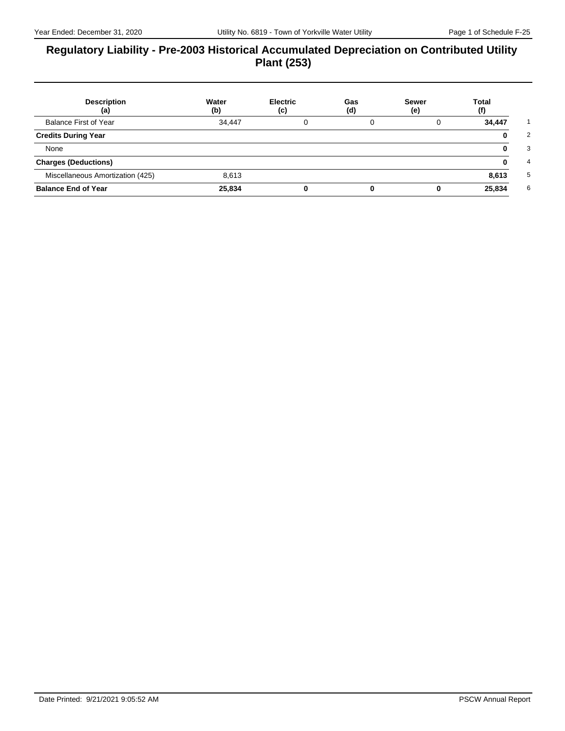# Regulatory Liability - Pre-2003 Historical Accumulated Depreciation on Contributed Utility Plant (253)

| Description (a) | Water (b) | Electric (c) | Gas (d) | Sewer (e) | Total (f) | |
|---|---|---|---|---|---|---|
| Balance First of Year | 34,447 | 0 | 0 | 0 | **34,447** | 1 |
| **Credits During Year** | | | | | **0** | 2 |
| None | | | | | **0** | 3 |
| **Charges (Deductions)** | | | | | **0** | 4 |
| Miscellaneous Amortization (425) | 8,613 | | | | **8,613** | 5 |
| **Balance End of Year** | **25,834** | **0** | **0** | **0** | **25,834** | 6 |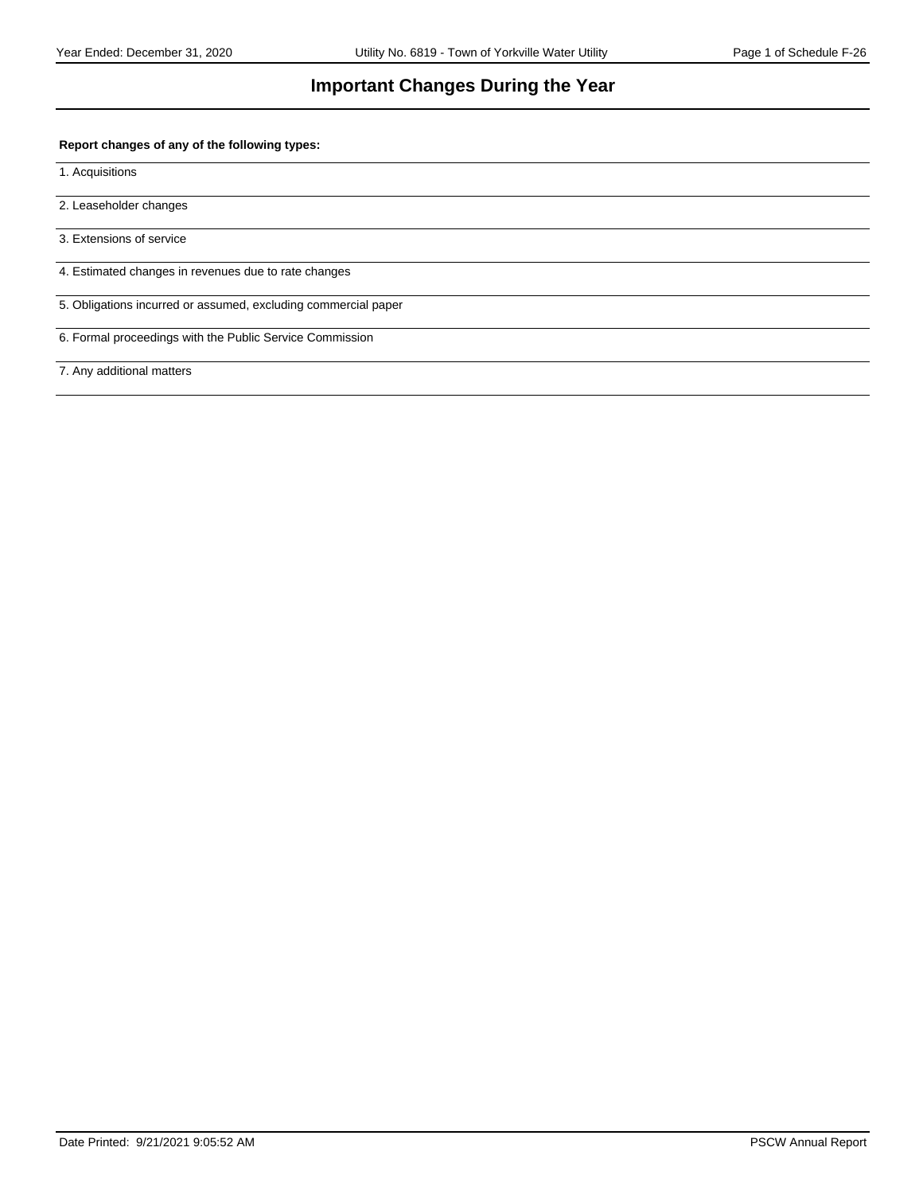# Important Changes During the Year

**Report changes of any of the following types:**

1. Acquisitions

2. Leaseholder changes

3. Extensions of service

4. Estimated changes in revenues due to rate changes

5. Obligations incurred or assumed, excluding commercial paper

6. Formal proceedings with the Public Service Commission

7. Any additional matters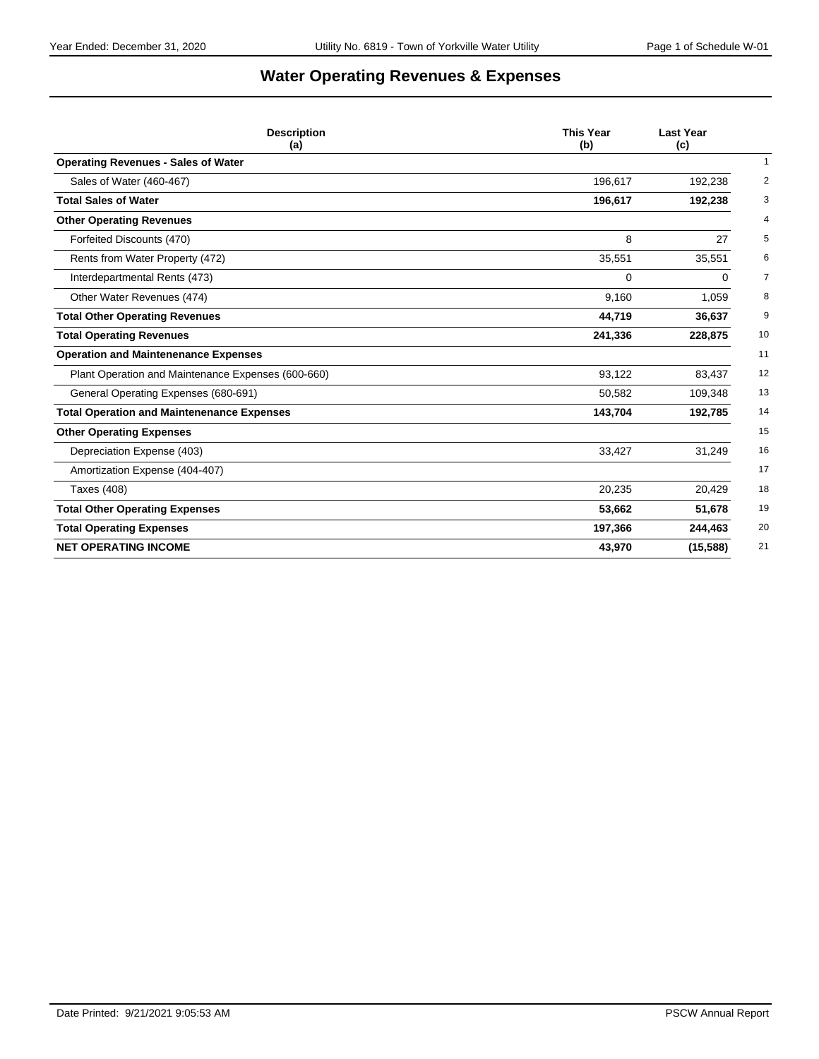# Water Operating Revenues & Expenses

| Description (a) | This Year (b) | Last Year (c) | |
|---|---|---|---|
| **Operating Revenues - Sales of Water** | | | 1 |
| Sales of Water (460-467) | 196,617 | 192,238 | 2 |
| **Total Sales of Water** | **196,617** | **192,238** | 3 |
| **Other Operating Revenues** | | | 4 |
| Forfeited Discounts (470) | 8 | 27 | 5 |
| Rents from Water Property (472) | 35,551 | 35,551 | 6 |
| Interdepartmental Rents (473) | 0 | 0 | 7 |
| Other Water Revenues (474) | 9,160 | 1,059 | 8 |
| **Total Other Operating Revenues** | **44,719** | **36,637** | 9 |
| **Total Operating Revenues** | **241,336** | **228,875** | 10 |
| **Operation and Maintenenance Expenses** | | | 11 |
| Plant Operation and Maintenance Expenses (600-660) | 93,122 | 83,437 | 12 |
| General Operating Expenses (680-691) | 50,582 | 109,348 | 13 |
| **Total Operation and Maintenenance Expenses** | **143,704** | **192,785** | 14 |
| **Other Operating Expenses** | | | 15 |
| Depreciation Expense (403) | 33,427 | 31,249 | 16 |
| Amortization Expense (404-407) | | | 17 |
| Taxes (408) | 20,235 | 20,429 | 18 |
| **Total Other Operating Expenses** | **53,662** | **51,678** | 19 |
| **Total Operating Expenses** | **197,366** | **244,463** | 20 |
| **NET OPERATING INCOME** | **43,970** | **(15,588)** | 21 |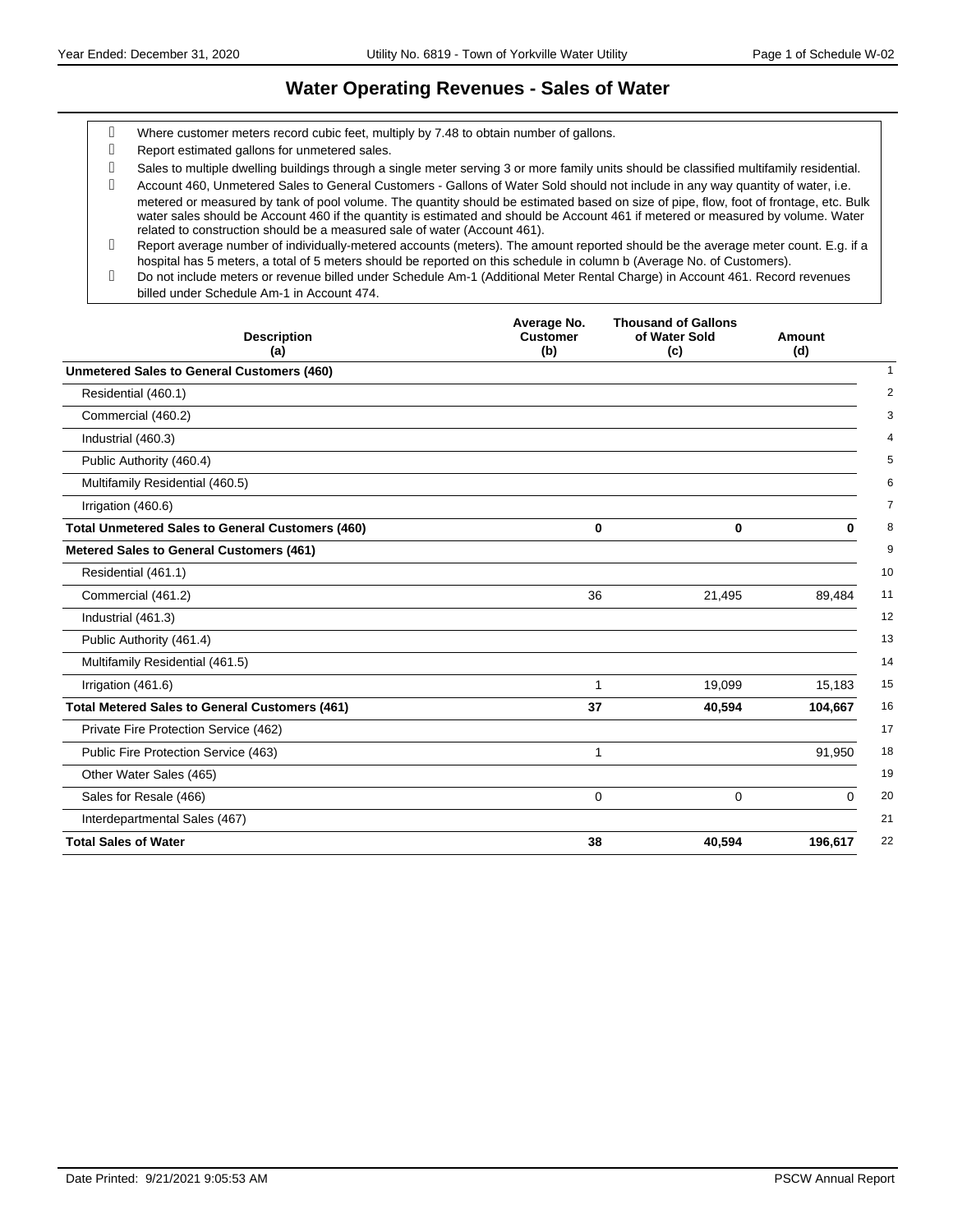# Water Operating Revenues - Sales of Water

- Where customer meters record cubic feet, multiply by 7.48 to obtain number of gallons.
- Report estimated gallons for unmetered sales.
- Sales to multiple dwelling buildings through a single meter serving 3 or more family units should be classified multifamily residential.
- Account 460, Unmetered Sales to General Customers - Gallons of Water Sold should not include in any way quantity of water, i.e. metered or measured by tank of pool volume. The quantity should be estimated based on size of pipe, flow, foot of frontage, etc. Bulk water sales should be Account 460 if the quantity is estimated and should be Account 461 if metered or measured by volume. Water related to construction should be a measured sale of water (Account 461).
- Report average number of individually-metered accounts (meters). The amount reported should be the average meter count. E.g. if a hospital has 5 meters, a total of 5 meters should be reported on this schedule in column b (Average No. of Customers).
- Do not include meters or revenue billed under Schedule Am-1 (Additional Meter Rental Charge) in Account 461. Record revenues billed under Schedule Am-1 in Account 474.

| Description (a) | Average No. Customer (b) | Thousand of Gallons of Water Sold (c) | Amount (d) | |
|---|---|---|---|---|
| **Unmetered Sales to General Customers (460)** | | | | 1 |
| Residential (460.1) | | | | 2 |
| Commercial (460.2) | | | | 3 |
| Industrial (460.3) | | | | 4 |
| Public Authority (460.4) | | | | 5 |
| Multifamily Residential (460.5) | | | | 6 |
| Irrigation (460.6) | | | | 7 |
| **Total Unmetered Sales to General Customers (460)** | **0** | **0** | **0** | 8 |
| **Metered Sales to General Customers (461)** | | | | 9 |
| Residential (461.1) | | | | 10 |
| Commercial (461.2) | 36 | 21,495 | 89,484 | 11 |
| Industrial (461.3) | | | | 12 |
| Public Authority (461.4) | | | | 13 |
| Multifamily Residential (461.5) | | | | 14 |
| Irrigation (461.6) | 1 | 19,099 | 15,183 | 15 |
| **Total Metered Sales to General Customers (461)** | **37** | **40,594** | **104,667** | 16 |
| Private Fire Protection Service (462) | | | | 17 |
| Public Fire Protection Service (463) | 1 | | 91,950 | 18 |
| Other Water Sales (465) | | | | 19 |
| Sales for Resale (466) | 0 | 0 | 0 | 20 |
| Interdepartmental Sales (467) | | | | 21 |
| **Total Sales of Water** | **38** | **40,594** | **196,617** | 22 |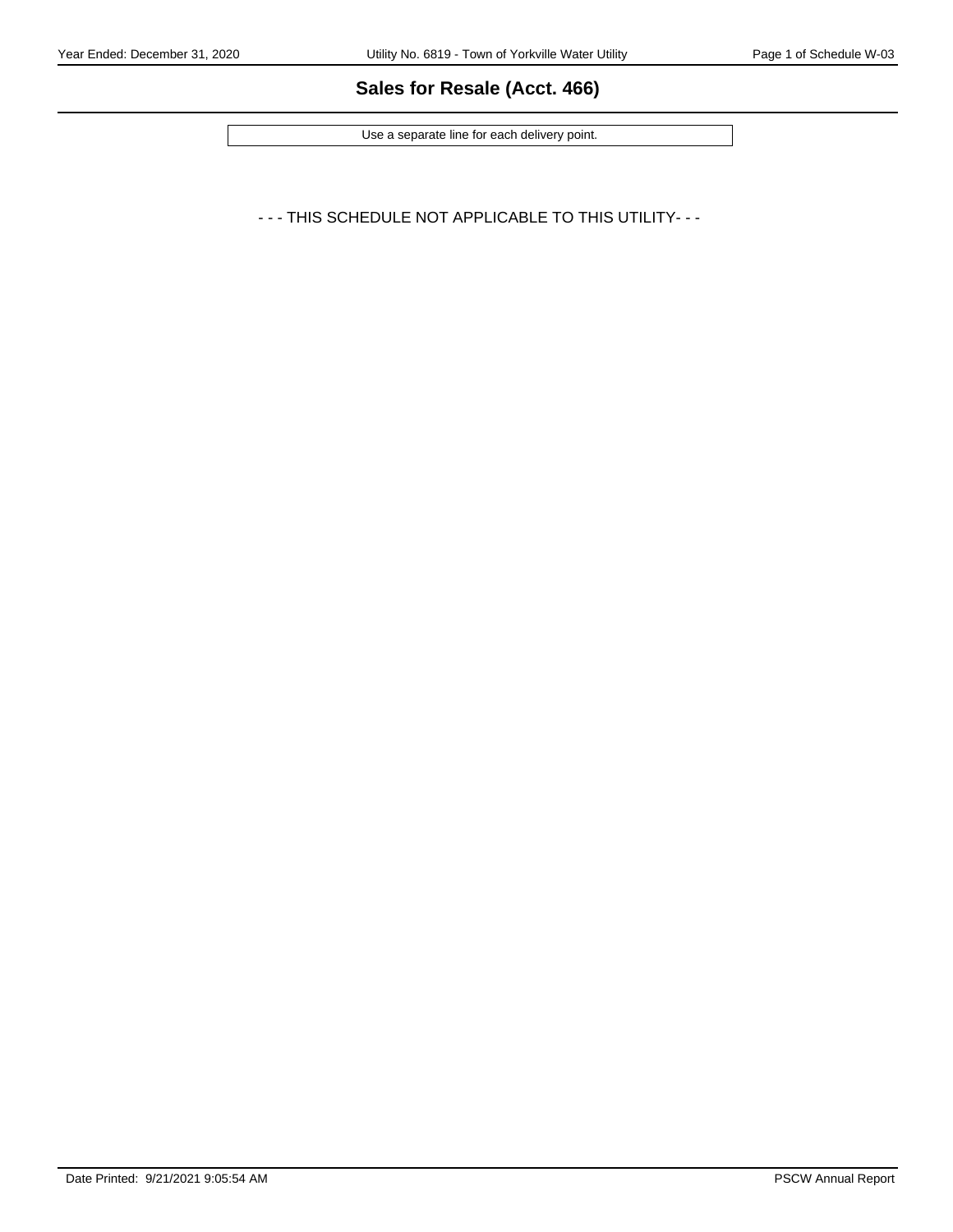## Sales for Resale (Acct. 466)

Use a separate line for each delivery point.

- - - THIS SCHEDULE NOT APPLICABLE TO THIS UTILITY- - -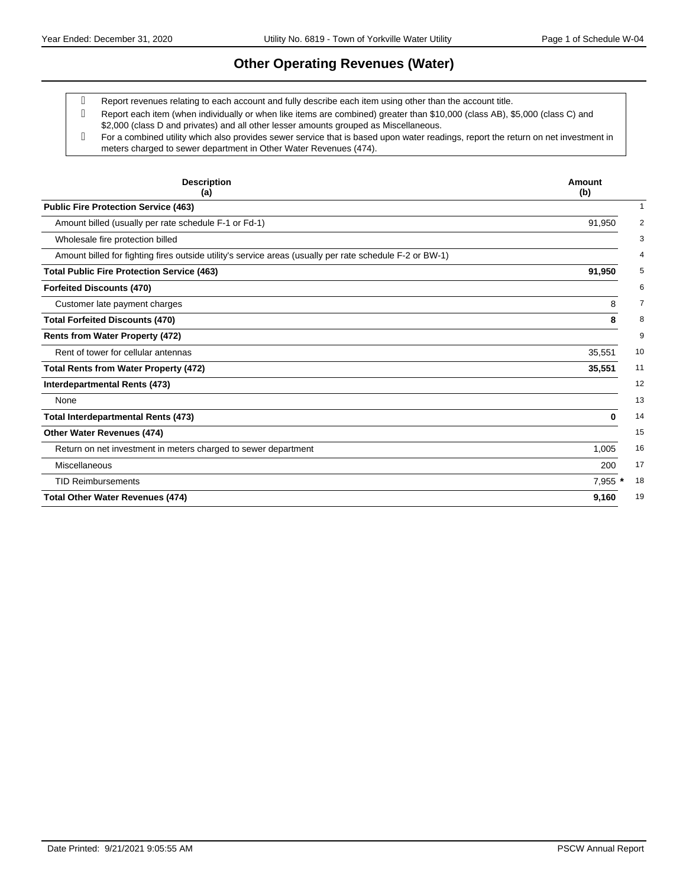# Other Operating Revenues (Water)

- Report revenues relating to each account and fully describe each item using other than the account title.
- Report each item (when individually or when like items are combined) greater than $10,000 (class AB), $5,000 (class C) and $2,000 (class D and privates) and all other lesser amounts grouped as Miscellaneous.
- For a combined utility which also provides sewer service that is based upon water readings, report the return on net investment in meters charged to sewer department in Other Water Revenues (474).

| Description (a) | Amount (b) | |
|---|---|---|
| **Public Fire Protection Service (463)** | | 1 |
| Amount billed (usually per rate schedule F-1 or Fd-1) | 91,950 | 2 |
| Wholesale fire protection billed | | 3 |
| Amount billed for fighting fires outside utility's service areas (usually per rate schedule F-2 or BW-1) | | 4 |
| **Total Public Fire Protection Service (463)** | **91,950** | 5 |
| **Forfeited Discounts (470)** | | 6 |
| Customer late payment charges | 8 | 7 |
| **Total Forfeited Discounts (470)** | **8** | 8 |
| **Rents from Water Property (472)** | | 9 |
| Rent of tower for cellular antennas | 35,551 | 10 |
| **Total Rents from Water Property (472)** | **35,551** | 11 |
| **Interdepartmental Rents (473)** | | 12 |
| None | | 13 |
| **Total Interdepartmental Rents (473)** | **0** | 14 |
| **Other Water Revenues (474)** | | 15 |
| Return on net investment in meters charged to sewer department | 1,005 | 16 |
| Miscellaneous | 200 | 17 |
| TID Reimbursements | 7,955 * | 18 |
| **Total Other Water Revenues (474)** | **9,160** | 19 |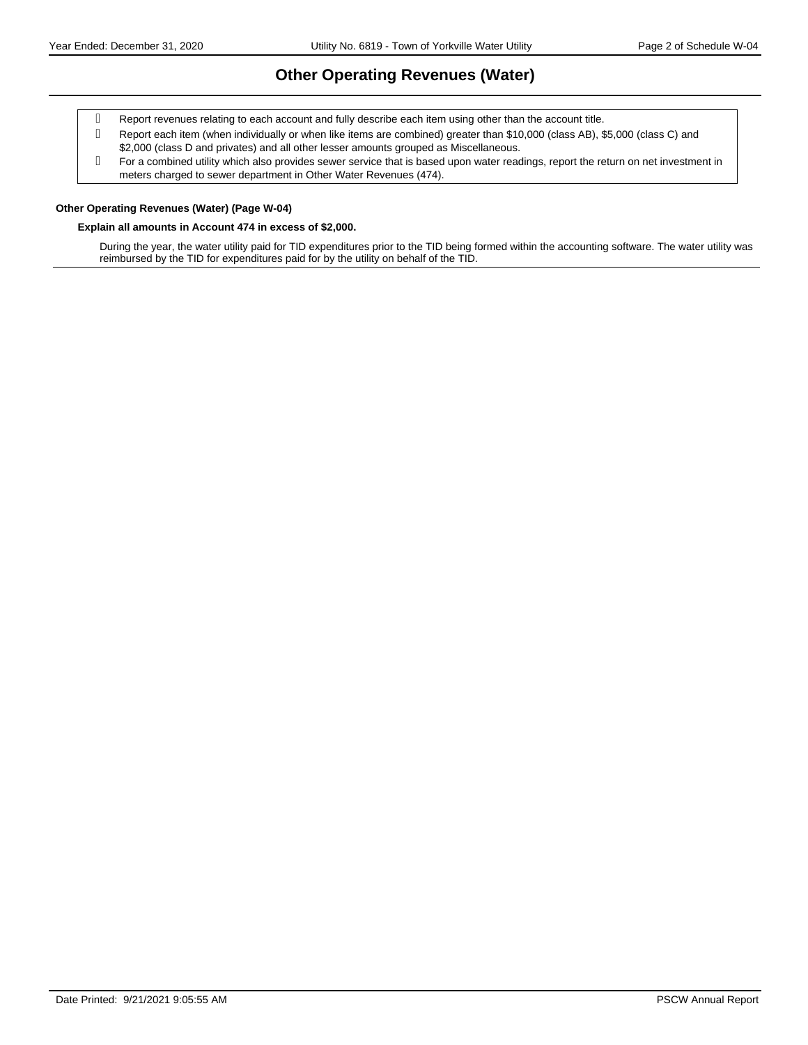# Other Operating Revenues (Water)

- Report revenues relating to each account and fully describe each item using other than the account title.
- Report each item (when individually or when like items are combined) greater than $10,000 (class AB), $5,000 (class C) and $2,000 (class D and privates) and all other lesser amounts grouped as Miscellaneous.
- For a combined utility which also provides sewer service that is based upon water readings, report the return on net investment in meters charged to sewer department in Other Water Revenues (474).

**Other Operating Revenues (Water) (Page W-04)**

**Explain all amounts in Account 474 in excess of $2,000.**

During the year, the water utility paid for TID expenditures prior to the TID being formed within the accounting software. The water utility was reimbursed by the TID for expenditures paid for by the utility on behalf of the TID.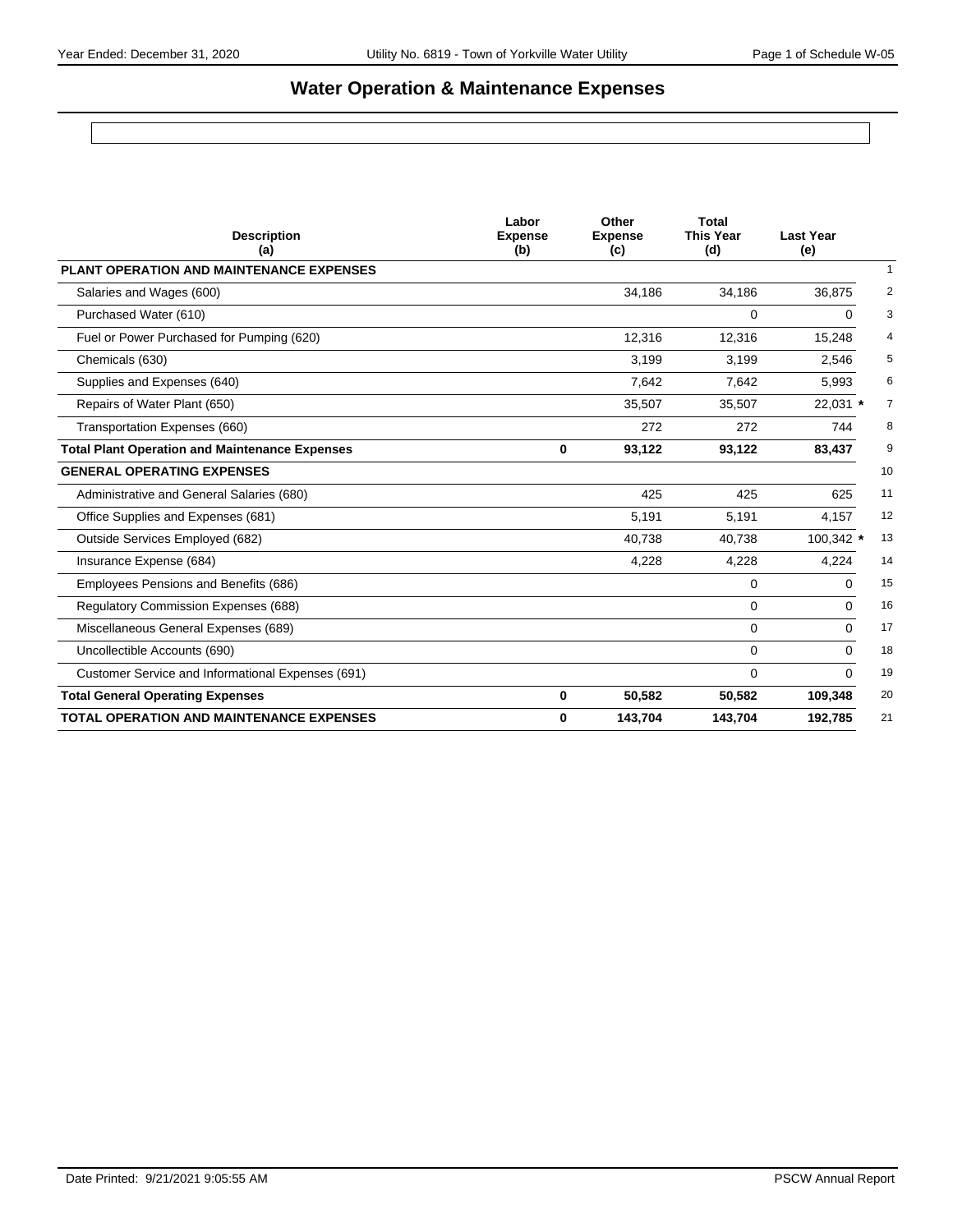# Water Operation & Maintenance Expenses

| Description (a) | Labor Expense (b) | Other Expense (c) | Total This Year (d) | Last Year (e) | |
|---|---|---|---|---|---|
| **PLANT OPERATION AND MAINTENANCE EXPENSES** | | | | | 1 |
| Salaries and Wages (600) | | 34,186 | 34,186 | 36,875 | 2 |
| Purchased Water (610) | | | 0 | 0 | 3 |
| Fuel or Power Purchased for Pumping (620) | | 12,316 | 12,316 | 15,248 | 4 |
| Chemicals (630) | | 3,199 | 3,199 | 2,546 | 5 |
| Supplies and Expenses (640) | | 7,642 | 7,642 | 5,993 | 6 |
| Repairs of Water Plant (650) | | 35,507 | 35,507 | 22,031 * | 7 |
| Transportation Expenses (660) | | 272 | 272 | 744 | 8 |
| **Total Plant Operation and Maintenance Expenses** | **0** | **93,122** | **93,122** | **83,437** | 9 |
| **GENERAL OPERATING EXPENSES** | | | | | 10 |
| Administrative and General Salaries (680) | | 425 | 425 | 625 | 11 |
| Office Supplies and Expenses (681) | | 5,191 | 5,191 | 4,157 | 12 |
| Outside Services Employed (682) | | 40,738 | 40,738 | 100,342 * | 13 |
| Insurance Expense (684) | | 4,228 | 4,228 | 4,224 | 14 |
| Employees Pensions and Benefits (686) | | | 0 | 0 | 15 |
| Regulatory Commission Expenses (688) | | | 0 | 0 | 16 |
| Miscellaneous General Expenses (689) | | | 0 | 0 | 17 |
| Uncollectible Accounts (690) | | | 0 | 0 | 18 |
| Customer Service and Informational Expenses (691) | | | 0 | 0 | 19 |
| **Total General Operating Expenses** | **0** | **50,582** | **50,582** | **109,348** | 20 |
| **TOTAL OPERATION AND MAINTENANCE EXPENSES** | **0** | **143,704** | **143,704** | **192,785** | 21 |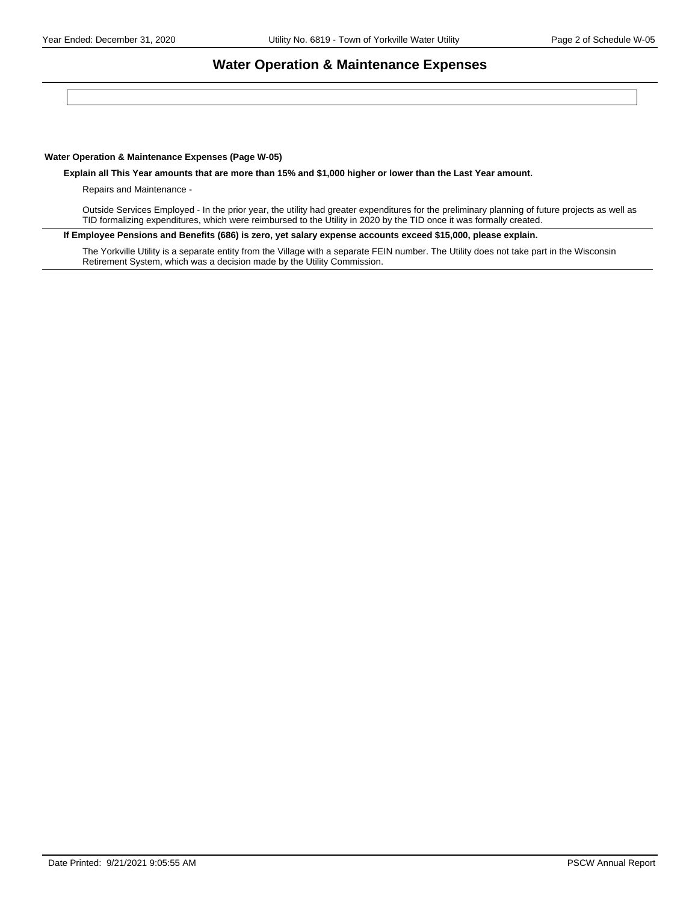# Water Operation & Maintenance Expenses

**Water Operation & Maintenance Expenses (Page W-05)**

**Explain all This Year amounts that are more than 15% and $1,000 higher or lower than the Last Year amount.**

Repairs and Maintenance -

Outside Services Employed - In the prior year, the utility had greater expenditures for the preliminary planning of future projects as well as TID formalizing expenditures, which were reimbursed to the Utility in 2020 by the TID once it was formally created.

**If Employee Pensions and Benefits (686) is zero, yet salary expense accounts exceed $15,000, please explain.**

The Yorkville Utility is a separate entity from the Village with a separate FEIN number. The Utility does not take part in the Wisconsin Retirement System, which was a decision made by the Utility Commission.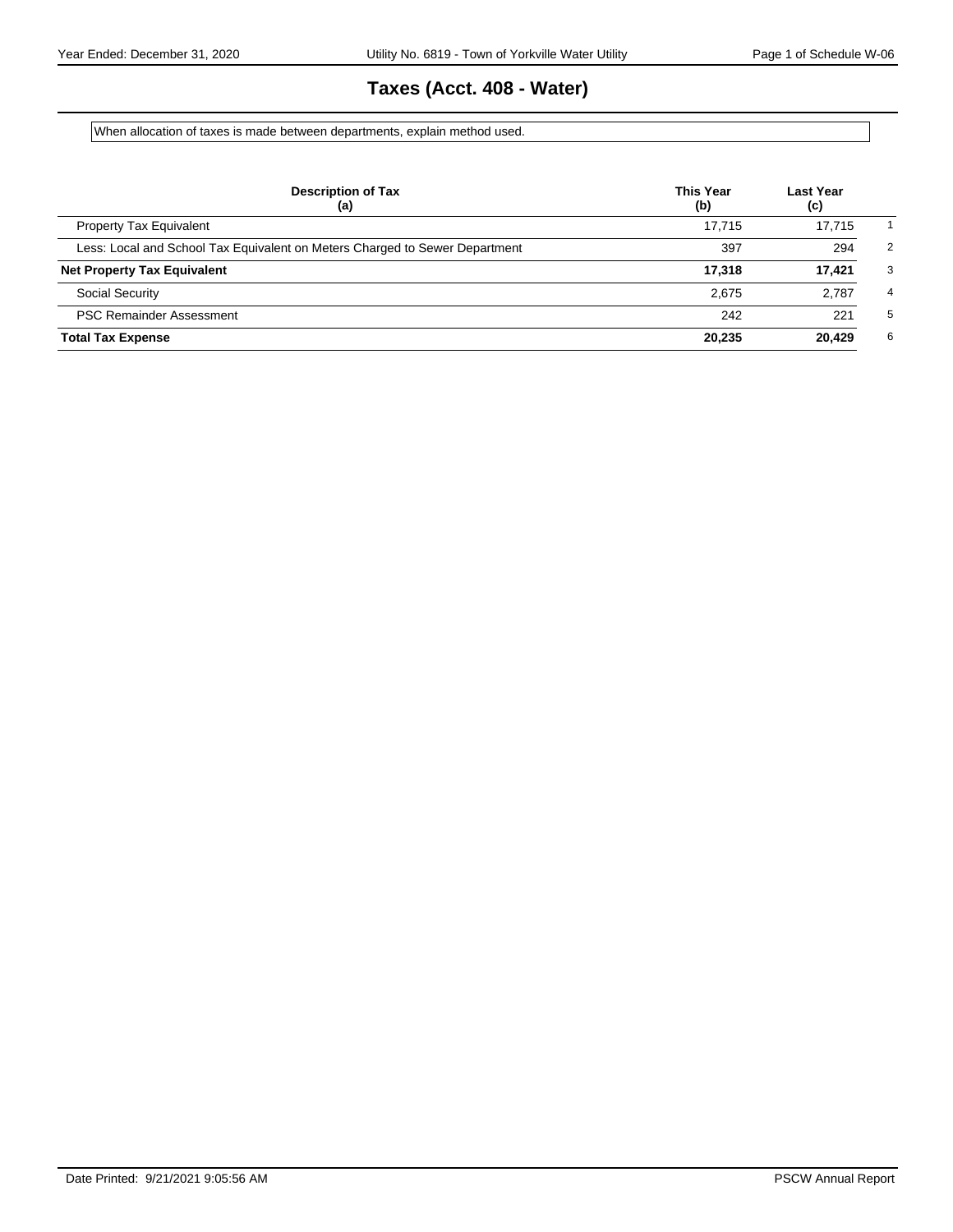# Taxes (Acct. 408 - Water)

When allocation of taxes is made between departments, explain method used.

| Description of Tax (a) | This Year (b) | Last Year (c) | |
|---|---|---|---|
| Property Tax Equivalent | 17,715 | 17,715 | 1 |
| Less: Local and School Tax Equivalent on Meters Charged to Sewer Department | 397 | 294 | 2 |
| **Net Property Tax Equivalent** | **17,318** | **17,421** | 3 |
| Social Security | 2,675 | 2,787 | 4 |
| PSC Remainder Assessment | 242 | 221 | 5 |
| **Total Tax Expense** | **20,235** | **20,429** | 6 |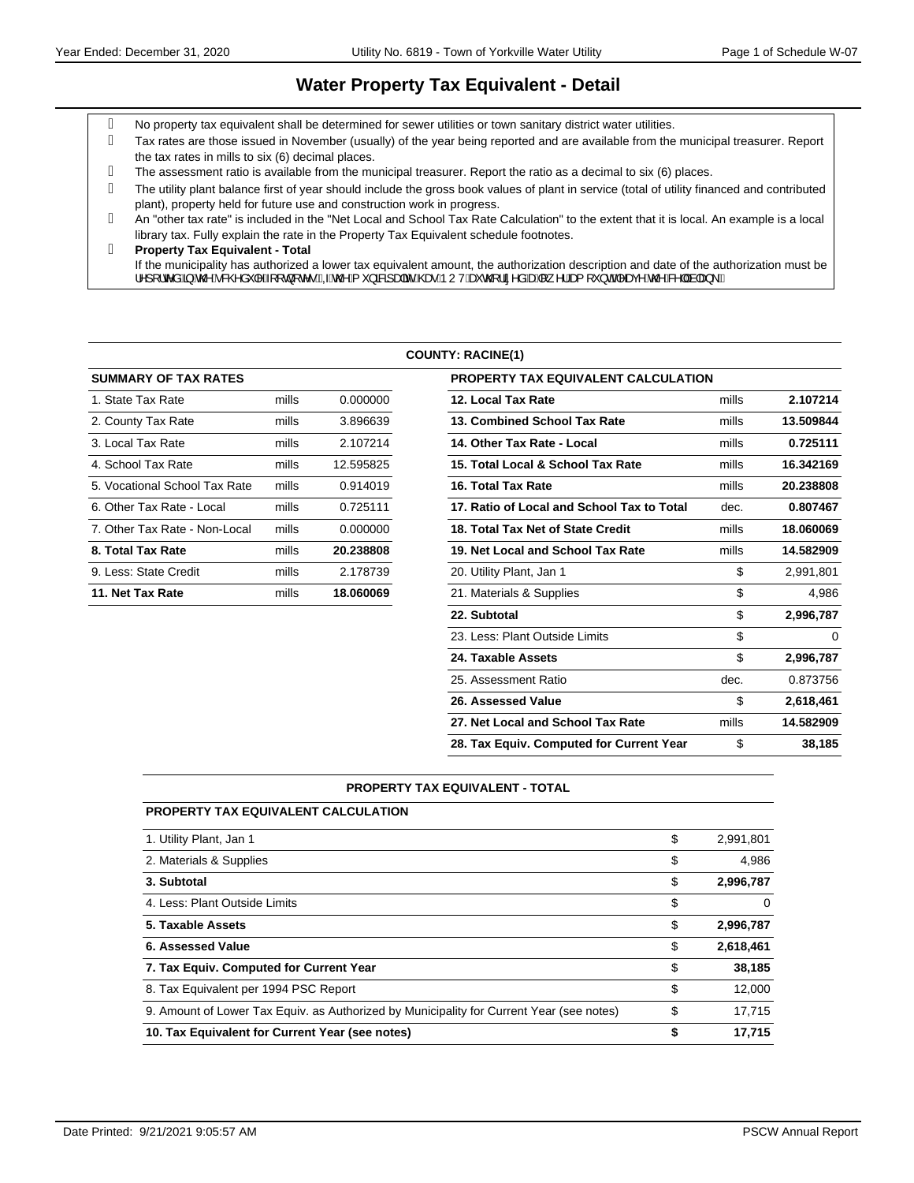# Water Property Tax Equivalent - Detail

- No property tax equivalent shall be determined for sewer utilities or town sanitary district water utilities.
- Tax rates are those issued in November (usually) of the year being reported and are available from the municipal treasurer. Report the tax rates in mills to six (6) decimal places.
- The assessment ratio is available from the municipal treasurer. Report the ratio as a decimal to six (6) places.
- The utility plant balance first of year should include the gross book values of plant in service (total of utility financed and contributed plant), property held for future use and construction work in progress.
- An "other tax rate" is included in the "Net Local and School Tax Rate Calculation" to the extent that it is local. An example is a local library tax. Fully explain the rate in the Property Tax Equivalent schedule footnotes.
- **Property Tax Equivalent - Total**
  If the municipality has authorized a lower tax equivalent amount, the authorization description and date of the authorization must be reported in the schedule footnotes. If the municipality has NOT authorized a lower amount, leave the cell blank.

**COUNTY: RACINE(1)**

| SUMMARY OF TAX RATES | | |
|---|---|---|
| 1. State Tax Rate | mills | 0.000000 |
| 2. County Tax Rate | mills | 3.896639 |
| 3. Local Tax Rate | mills | 2.107214 |
| 4. School Tax Rate | mills | 12.595825 |
| 5. Vocational School Tax Rate | mills | 0.914019 |
| 6. Other Tax Rate - Local | mills | 0.725111 |
| 7. Other Tax Rate - Non-Local | mills | 0.000000 |
| **8. Total Tax Rate** | mills | **20.238808** |
| 9. Less: State Credit | mills | 2.178739 |
| **11. Net Tax Rate** | mills | **18.060069** |

| PROPERTY TAX EQUIVALENT CALCULATION | | |
|---|---|---|
| **12. Local Tax Rate** | mills | **2.107214** |
| **13. Combined School Tax Rate** | mills | **13.509844** |
| **14. Other Tax Rate - Local** | mills | **0.725111** |
| **15. Total Local & School Tax Rate** | mills | **16.342169** |
| **16. Total Tax Rate** | mills | **20.238808** |
| **17. Ratio of Local and School Tax to Total** | dec. | **0.807467** |
| **18. Total Tax Net of State Credit** | mills | **18.060069** |
| **19. Net Local and School Tax Rate** | mills | **14.582909** |
| 20. Utility Plant, Jan 1 | $ | 2,991,801 |
| 21. Materials & Supplies | $ | 4,986 |
| **22. Subtotal** | $ | **2,996,787** |
| 23. Less: Plant Outside Limits | $ | 0 |
| **24. Taxable Assets** | $ | **2,996,787** |
| 25. Assessment Ratio | dec. | 0.873756 |
| **26. Assessed Value** | $ | **2,618,461** |
| **27. Net Local and School Tax Rate** | mills | **14.582909** |
| **28. Tax Equiv. Computed for Current Year** | $ | **38,185** |

**PROPERTY TAX EQUIVALENT - TOTAL**

| PROPERTY TAX EQUIVALENT CALCULATION | | |
|---|---|---|
| 1. Utility Plant, Jan 1 | $ | 2,991,801 |
| 2. Materials & Supplies | $ | 4,986 |
| **3. Subtotal** | $ | **2,996,787** |
| 4. Less: Plant Outside Limits | $ | 0 |
| **5. Taxable Assets** | $ | **2,996,787** |
| **6. Assessed Value** | $ | **2,618,461** |
| **7. Tax Equiv. Computed for Current Year** | $ | **38,185** |
| 8. Tax Equivalent per 1994 PSC Report | $ | 12,000 |
| 9. Amount of Lower Tax Equiv. as Authorized by Municipality for Current Year (see notes) | $ | 17,715 |
| **10. Tax Equivalent for Current Year (see notes)** | **$** | **17,715** |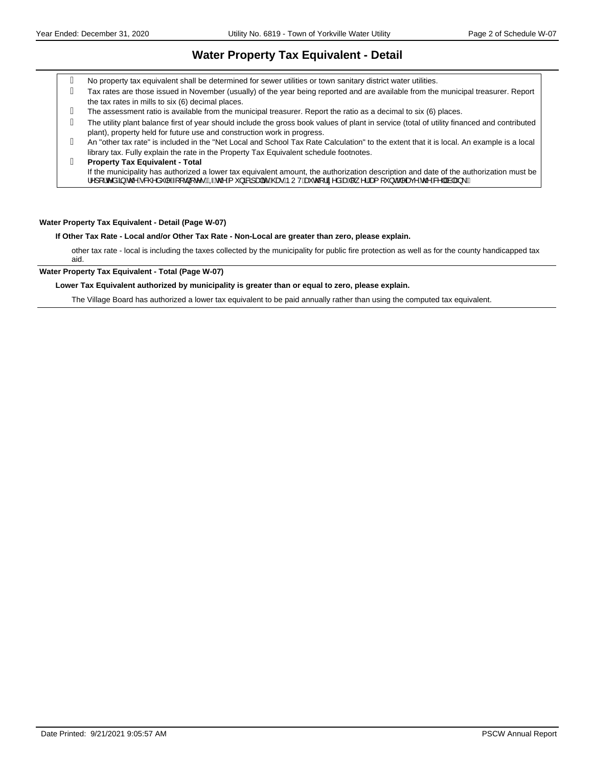# Water Property Tax Equivalent - Detail

- No property tax equivalent shall be determined for sewer utilities or town sanitary district water utilities.
- Tax rates are those issued in November (usually) of the year being reported and are available from the municipal treasurer. Report the tax rates in mills to six (6) decimal places.
- The assessment ratio is available from the municipal treasurer. Report the ratio as a decimal to six (6) places.
- The utility plant balance first of year should include the gross book values of plant in service (total of utility financed and contributed plant), property held for future use and construction work in progress.
- An "other tax rate" is included in the "Net Local and School Tax Rate Calculation" to the extent that it is local. An example is a local library tax. Fully explain the rate in the Property Tax Equivalent schedule footnotes.
- **Property Tax Equivalent - Total**
  If the municipality has authorized a lower tax equivalent amount, the authorization description and date of the authorization must be reported in the schedule footnotes. If the municipality has NOT authorized a lower amount, leave the cell blank.

**Water Property Tax Equivalent - Detail (Page W-07)**

**If Other Tax Rate - Local and/or Other Tax Rate - Non-Local are greater than zero, please explain.**

other tax rate - local is including the taxes collected by the municipality for public fire protection as well as for the county handicapped tax aid.

**Water Property Tax Equivalent - Total (Page W-07)**

**Lower Tax Equivalent authorized by municipality is greater than or equal to zero, please explain.**

The Village Board has authorized a lower tax equivalent to be paid annually rather than using the computed tax equivalent.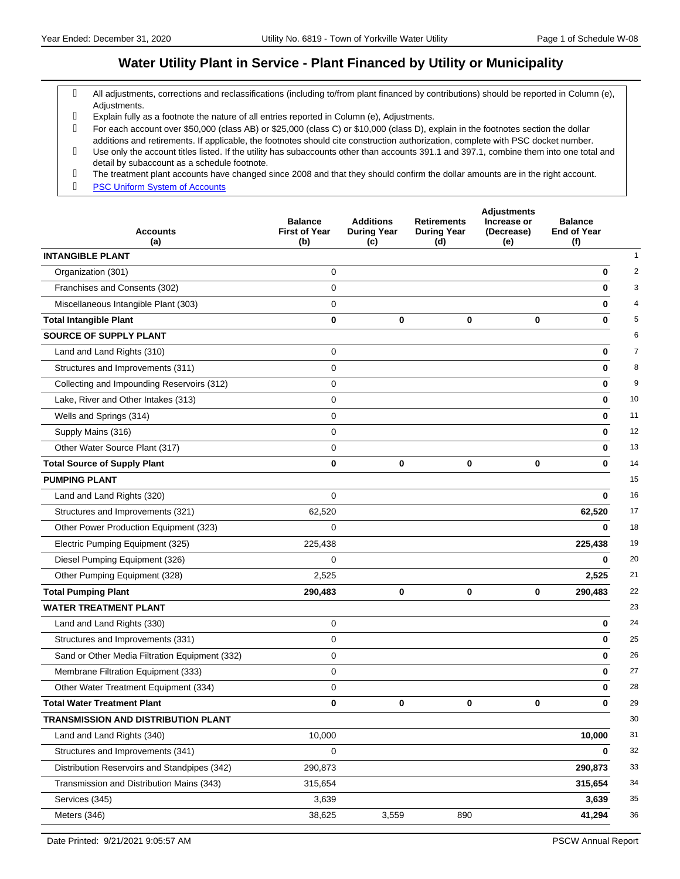# Water Utility Plant in Service - Plant Financed by Utility or Municipality

- All adjustments, corrections and reclassifications (including to/from plant financed by contributions) should be reported in Column (e), Adjustments.
- Explain fully as a footnote the nature of all entries reported in Column (e), Adjustments.
- For each account over $50,000 (class AB) or $25,000 (class C) or $10,000 (class D), explain in the footnotes section the dollar additions and retirements. If applicable, the footnotes should cite construction authorization, complete with PSC docket number.
- Use only the account titles listed. If the utility has subaccounts other than accounts 391.1 and 397.1, combine them into one total and detail by subaccount as a schedule footnote.
- The treatment plant accounts have changed since 2008 and that they should confirm the dollar amounts are in the right account.
- PSC Uniform System of Accounts

| Accounts (a) | Balance First of Year (b) | Additions During Year (c) | Retirements During Year (d) | Adjustments Increase or (Decrease) (e) | Balance End of Year (f) | |
|---|---|---|---|---|---|---|
| **INTANGIBLE PLANT** | | | | | | 1 |
| Organization (301) | 0 | | | | **0** | 2 |
| Franchises and Consents (302) | 0 | | | | **0** | 3 |
| Miscellaneous Intangible Plant (303) | 0 | | | | **0** | 4 |
| **Total Intangible Plant** | **0** | **0** | **0** | **0** | **0** | 5 |
| **SOURCE OF SUPPLY PLANT** | | | | | | 6 |
| Land and Land Rights (310) | 0 | | | | **0** | 7 |
| Structures and Improvements (311) | 0 | | | | **0** | 8 |
| Collecting and Impounding Reservoirs (312) | 0 | | | | **0** | 9 |
| Lake, River and Other Intakes (313) | 0 | | | | **0** | 10 |
| Wells and Springs (314) | 0 | | | | **0** | 11 |
| Supply Mains (316) | 0 | | | | **0** | 12 |
| Other Water Source Plant (317) | 0 | | | | **0** | 13 |
| **Total Source of Supply Plant** | **0** | **0** | **0** | **0** | **0** | 14 |
| **PUMPING PLANT** | | | | | | 15 |
| Land and Land Rights (320) | 0 | | | | **0** | 16 |
| Structures and Improvements (321) | 62,520 | | | | **62,520** | 17 |
| Other Power Production Equipment (323) | 0 | | | | **0** | 18 |
| Electric Pumping Equipment (325) | 225,438 | | | | **225,438** | 19 |
| Diesel Pumping Equipment (326) | 0 | | | | **0** | 20 |
| Other Pumping Equipment (328) | 2,525 | | | | **2,525** | 21 |
| **Total Pumping Plant** | **290,483** | **0** | **0** | **0** | **290,483** | 22 |
| **WATER TREATMENT PLANT** | | | | | | 23 |
| Land and Land Rights (330) | 0 | | | | **0** | 24 |
| Structures and Improvements (331) | 0 | | | | **0** | 25 |
| Sand or Other Media Filtration Equipment (332) | 0 | | | | **0** | 26 |
| Membrane Filtration Equipment (333) | 0 | | | | **0** | 27 |
| Other Water Treatment Equipment (334) | 0 | | | | **0** | 28 |
| **Total Water Treatment Plant** | **0** | **0** | **0** | **0** | **0** | 29 |
| **TRANSMISSION AND DISTRIBUTION PLANT** | | | | | | 30 |
| Land and Land Rights (340) | 10,000 | | | | **10,000** | 31 |
| Structures and Improvements (341) | 0 | | | | **0** | 32 |
| Distribution Reservoirs and Standpipes (342) | 290,873 | | | | **290,873** | 33 |
| Transmission and Distribution Mains (343) | 315,654 | | | | **315,654** | 34 |
| Services (345) | 3,639 | | | | **3,639** | 35 |
| Meters (346) | 38,625 | 3,559 | 890 | | **41,294** | 36 |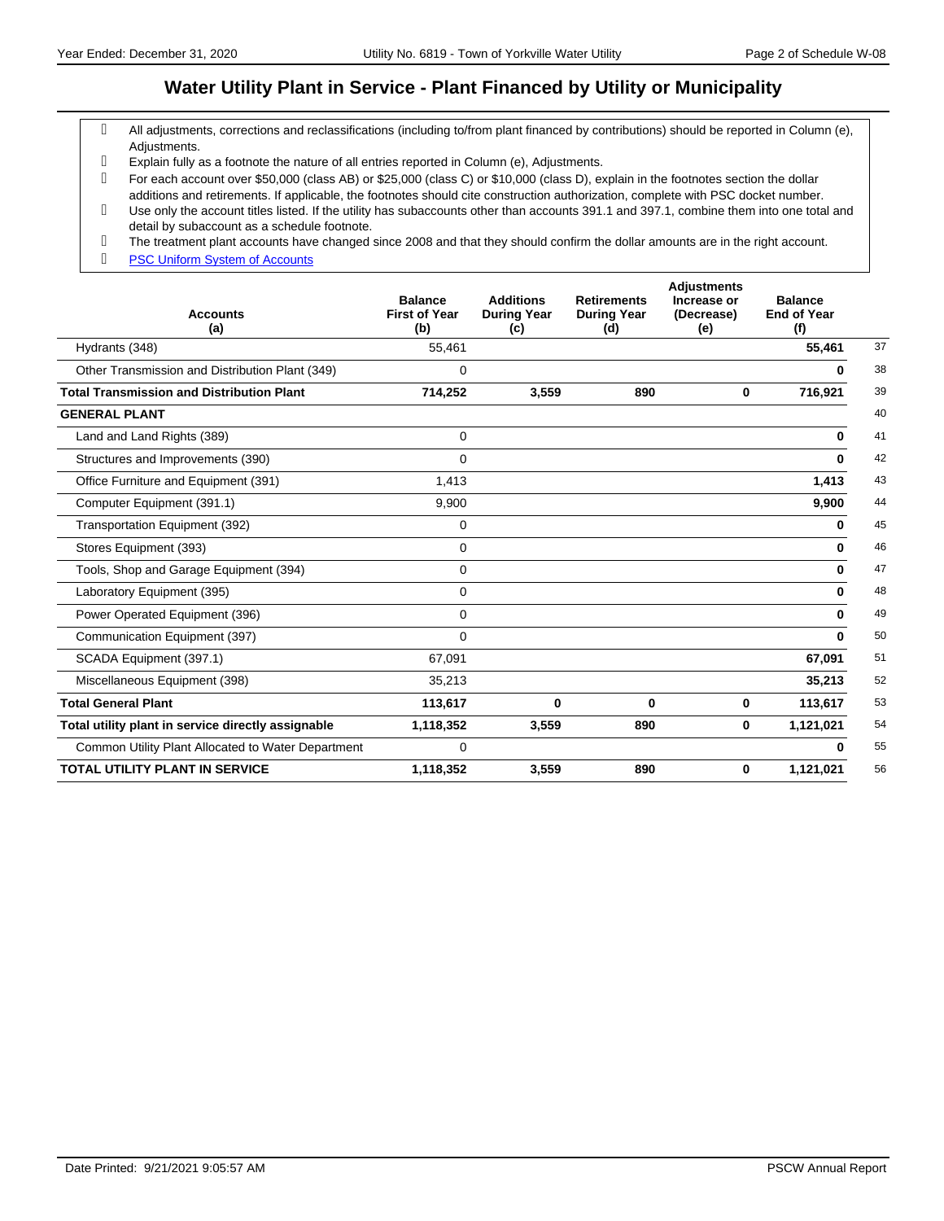# Water Utility Plant in Service - Plant Financed by Utility or Municipality

- All adjustments, corrections and reclassifications (including to/from plant financed by contributions) should be reported in Column (e), Adjustments.
- Explain fully as a footnote the nature of all entries reported in Column (e), Adjustments.
- For each account over $50,000 (class AB) or $25,000 (class C) or $10,000 (class D), explain in the footnotes section the dollar additions and retirements. If applicable, the footnotes should cite construction authorization, complete with PSC docket number.
- Use only the account titles listed. If the utility has subaccounts other than accounts 391.1 and 397.1, combine them into one total and detail by subaccount as a schedule footnote.
- The treatment plant accounts have changed since 2008 and that they should confirm the dollar amounts are in the right account.
- PSC Uniform System of Accounts

| Accounts (a) | Balance First of Year (b) | Additions During Year (c) | Retirements During Year (d) | Adjustments Increase or (Decrease) (e) | Balance End of Year (f) | |
|---|---|---|---|---|---|---|
| Hydrants (348) | 55,461 | | | | **55,461** | 37 |
| Other Transmission and Distribution Plant (349) | 0 | | | | **0** | 38 |
| **Total Transmission and Distribution Plant** | **714,252** | **3,559** | **890** | **0** | **716,921** | 39 |
| **GENERAL PLANT** | | | | | | 40 |
| Land and Land Rights (389) | 0 | | | | **0** | 41 |
| Structures and Improvements (390) | 0 | | | | **0** | 42 |
| Office Furniture and Equipment (391) | 1,413 | | | | **1,413** | 43 |
| Computer Equipment (391.1) | 9,900 | | | | **9,900** | 44 |
| Transportation Equipment (392) | 0 | | | | **0** | 45 |
| Stores Equipment (393) | 0 | | | | **0** | 46 |
| Tools, Shop and Garage Equipment (394) | 0 | | | | **0** | 47 |
| Laboratory Equipment (395) | 0 | | | | **0** | 48 |
| Power Operated Equipment (396) | 0 | | | | **0** | 49 |
| Communication Equipment (397) | 0 | | | | **0** | 50 |
| SCADA Equipment (397.1) | 67,091 | | | | **67,091** | 51 |
| Miscellaneous Equipment (398) | 35,213 | | | | **35,213** | 52 |
| **Total General Plant** | **113,617** | **0** | **0** | **0** | **113,617** | 53 |
| **Total utility plant in service directly assignable** | **1,118,352** | **3,559** | **890** | **0** | **1,121,021** | 54 |
| Common Utility Plant Allocated to Water Department | 0 | | | | **0** | 55 |
| **TOTAL UTILITY PLANT IN SERVICE** | **1,118,352** | **3,559** | **890** | **0** | **1,121,021** | 56 |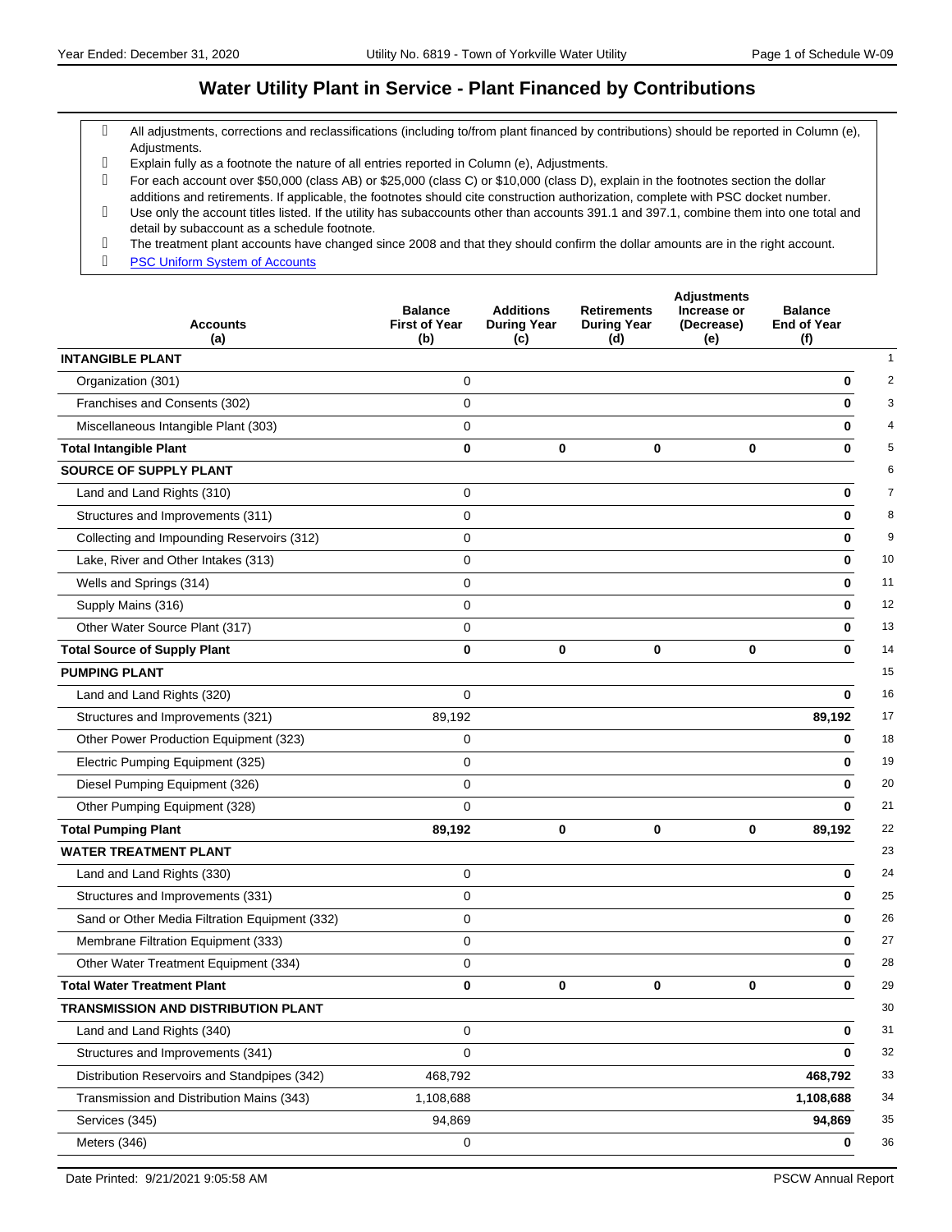# Water Utility Plant in Service - Plant Financed by Contributions

- All adjustments, corrections and reclassifications (including to/from plant financed by contributions) should be reported in Column (e), Adjustments.
- Explain fully as a footnote the nature of all entries reported in Column (e), Adjustments.
- For each account over $50,000 (class AB) or $25,000 (class C) or $10,000 (class D), explain in the footnotes section the dollar additions and retirements. If applicable, the footnotes should cite construction authorization, complete with PSC docket number.
- Use only the account titles listed. If the utility has subaccounts other than accounts 391.1 and 397.1, combine them into one total and detail by subaccount as a schedule footnote.
- The treatment plant accounts have changed since 2008 and that they should confirm the dollar amounts are in the right account.
- PSC Uniform System of Accounts

| Accounts (a) | Balance First of Year (b) | Additions During Year (c) | Retirements During Year (d) | Adjustments Increase or (Decrease) (e) | Balance End of Year (f) | |
|---|---|---|---|---|---|---|
| **INTANGIBLE PLANT** | | | | | | 1 |
| Organization (301) | 0 | | | | **0** | 2 |
| Franchises and Consents (302) | 0 | | | | **0** | 3 |
| Miscellaneous Intangible Plant (303) | 0 | | | | **0** | 4 |
| **Total Intangible Plant** | **0** | **0** | **0** | **0** | **0** | 5 |
| **SOURCE OF SUPPLY PLANT** | | | | | | 6 |
| Land and Land Rights (310) | 0 | | | | **0** | 7 |
| Structures and Improvements (311) | 0 | | | | **0** | 8 |
| Collecting and Impounding Reservoirs (312) | 0 | | | | **0** | 9 |
| Lake, River and Other Intakes (313) | 0 | | | | **0** | 10 |
| Wells and Springs (314) | 0 | | | | **0** | 11 |
| Supply Mains (316) | 0 | | | | **0** | 12 |
| Other Water Source Plant (317) | 0 | | | | **0** | 13 |
| **Total Source of Supply Plant** | **0** | **0** | **0** | **0** | **0** | 14 |
| **PUMPING PLANT** | | | | | | 15 |
| Land and Land Rights (320) | 0 | | | | **0** | 16 |
| Structures and Improvements (321) | 89,192 | | | | **89,192** | 17 |
| Other Power Production Equipment (323) | 0 | | | | **0** | 18 |
| Electric Pumping Equipment (325) | 0 | | | | **0** | 19 |
| Diesel Pumping Equipment (326) | 0 | | | | **0** | 20 |
| Other Pumping Equipment (328) | 0 | | | | **0** | 21 |
| **Total Pumping Plant** | **89,192** | **0** | **0** | **0** | **89,192** | 22 |
| **WATER TREATMENT PLANT** | | | | | | 23 |
| Land and Land Rights (330) | 0 | | | | **0** | 24 |
| Structures and Improvements (331) | 0 | | | | **0** | 25 |
| Sand or Other Media Filtration Equipment (332) | 0 | | | | **0** | 26 |
| Membrane Filtration Equipment (333) | 0 | | | | **0** | 27 |
| Other Water Treatment Equipment (334) | 0 | | | | **0** | 28 |
| **Total Water Treatment Plant** | **0** | **0** | **0** | **0** | **0** | 29 |
| **TRANSMISSION AND DISTRIBUTION PLANT** | | | | | | 30 |
| Land and Land Rights (340) | 0 | | | | **0** | 31 |
| Structures and Improvements (341) | 0 | | | | **0** | 32 |
| Distribution Reservoirs and Standpipes (342) | 468,792 | | | | **468,792** | 33 |
| Transmission and Distribution Mains (343) | 1,108,688 | | | | **1,108,688** | 34 |
| Services (345) | 94,869 | | | | **94,869** | 35 |
| Meters (346) | 0 | | | | **0** | 36 |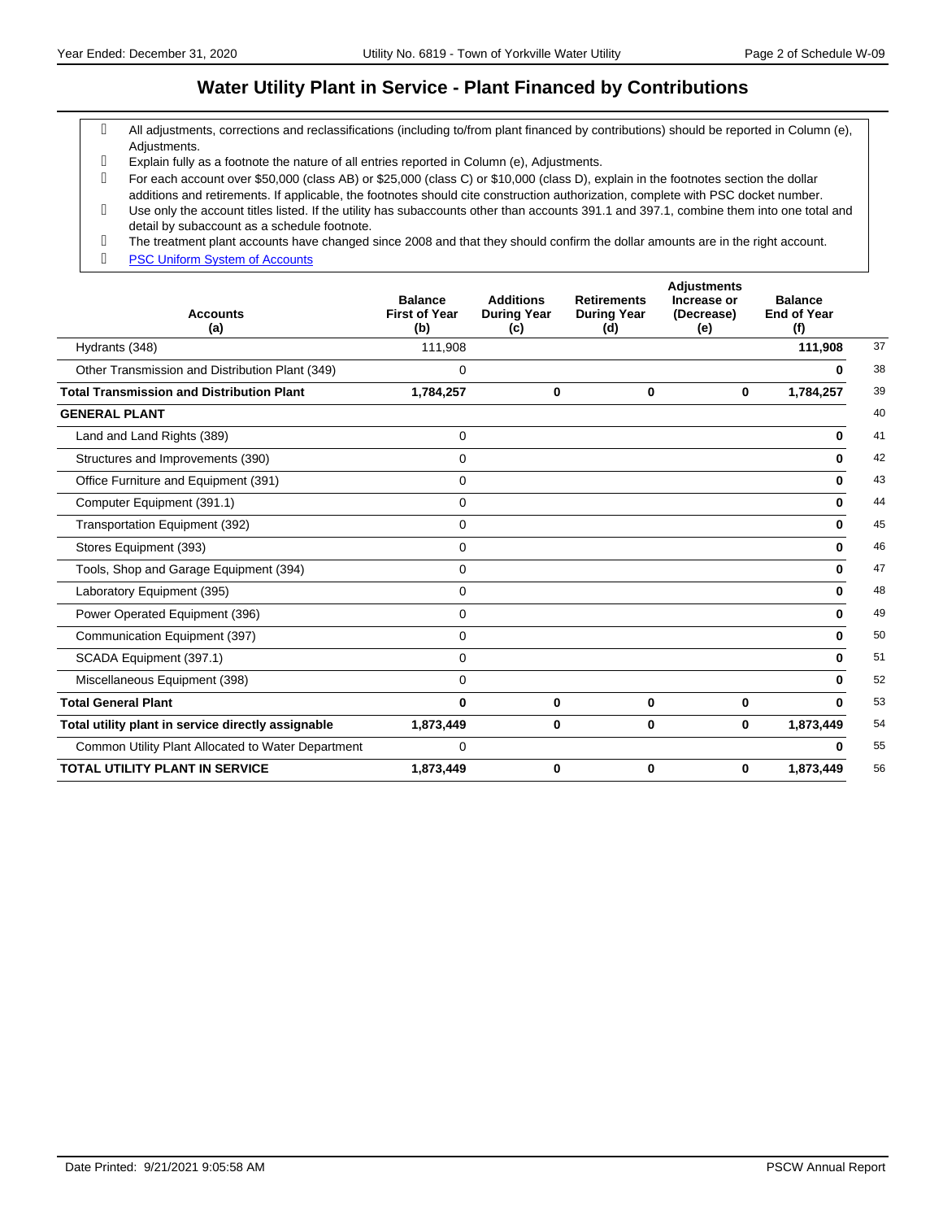## Water Utility Plant in Service - Plant Financed by Contributions

- All adjustments, corrections and reclassifications (including to/from plant financed by contributions) should be reported in Column (e), Adjustments.
- Explain fully as a footnote the nature of all entries reported in Column (e), Adjustments.
- For each account over $50,000 (class AB) or $25,000 (class C) or $10,000 (class D), explain in the footnotes section the dollar additions and retirements. If applicable, the footnotes should cite construction authorization, complete with PSC docket number.
- Use only the account titles listed. If the utility has subaccounts other than accounts 391.1 and 397.1, combine them into one total and detail by subaccount as a schedule footnote.
- The treatment plant accounts have changed since 2008 and that they should confirm the dollar amounts are in the right account.
- PSC Uniform System of Accounts

| Accounts (a) | Balance First of Year (b) | Additions During Year (c) | Retirements During Year (d) | Adjustments Increase or (Decrease) (e) | Balance End of Year (f) | |
|---|---|---|---|---|---|---|
| Hydrants (348) | 111,908 | | | | **111,908** | 37 |
| Other Transmission and Distribution Plant (349) | 0 | | | | **0** | 38 |
| **Total Transmission and Distribution Plant** | **1,784,257** | **0** | **0** | **0** | **1,784,257** | 39 |
| **GENERAL PLANT** | | | | | | 40 |
| Land and Land Rights (389) | 0 | | | | **0** | 41 |
| Structures and Improvements (390) | 0 | | | | **0** | 42 |
| Office Furniture and Equipment (391) | 0 | | | | **0** | 43 |
| Computer Equipment (391.1) | 0 | | | | **0** | 44 |
| Transportation Equipment (392) | 0 | | | | **0** | 45 |
| Stores Equipment (393) | 0 | | | | **0** | 46 |
| Tools, Shop and Garage Equipment (394) | 0 | | | | **0** | 47 |
| Laboratory Equipment (395) | 0 | | | | **0** | 48 |
| Power Operated Equipment (396) | 0 | | | | **0** | 49 |
| Communication Equipment (397) | 0 | | | | **0** | 50 |
| SCADA Equipment (397.1) | 0 | | | | **0** | 51 |
| Miscellaneous Equipment (398) | 0 | | | | **0** | 52 |
| **Total General Plant** | **0** | **0** | **0** | **0** | **0** | 53 |
| **Total utility plant in service directly assignable** | **1,873,449** | **0** | **0** | **0** | **1,873,449** | 54 |
| Common Utility Plant Allocated to Water Department | 0 | | | | **0** | 55 |
| **TOTAL UTILITY PLANT IN SERVICE** | **1,873,449** | **0** | **0** | **0** | **1,873,449** | 56 |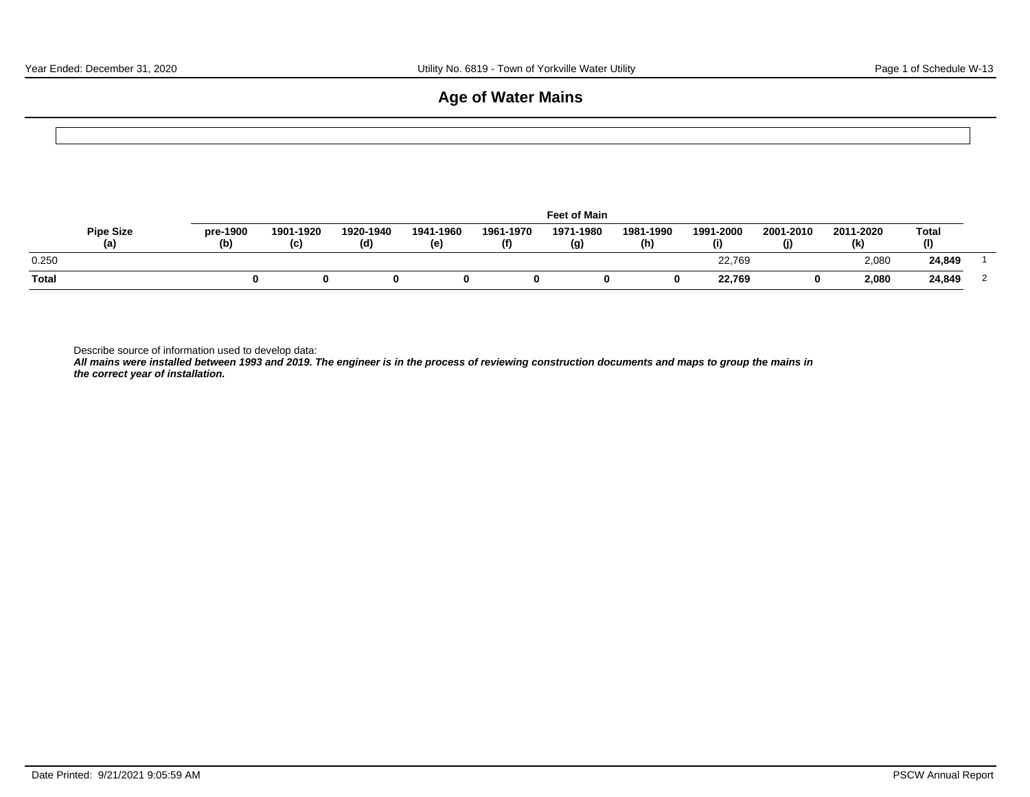# Age of Water Mains

| Pipe Size (a) | Feet of Main pre-1900 (b) | 1901-1920 (c) | 1920-1940 (d) | 1941-1960 (e) | 1961-1970 (f) | 1971-1980 (g) | 1981-1990 (h) | 1991-2000 (i) | 2001-2010 (j) | 2011-2020 (k) | Total (l) | |
|---|---|---|---|---|---|---|---|---|---|---|---|---|
| 0.250 | | | | | | | | 22,769 | | 2,080 | **24,849** | 1 |
| **Total** | **0** | **0** | **0** | **0** | **0** | **0** | **0** | **22,769** | **0** | **2,080** | **24,849** | 2 |

Describe source of information used to develop data:
***All mains were installed between 1993 and 2019. The engineer is in the process of reviewing construction documents and maps to group the mains in the correct year of installation.***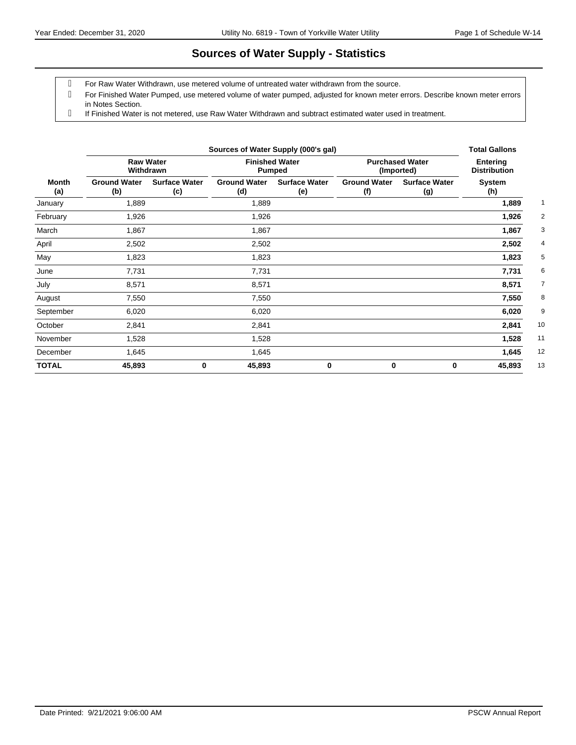# Sources of Water Supply - Statistics

- For Raw Water Withdrawn, use metered volume of untreated water withdrawn from the source.
- For Finished Water Pumped, use metered volume of water pumped, adjusted for known meter errors. Describe known meter errors in Notes Section.
- If Finished Water is not metered, use Raw Water Withdrawn and subtract estimated water used in treatment.

| | Sources of Water Supply (000's gal) | | | | | | Total Gallons | |
|---|---|---|---|---|---|---|---|---|
| | Raw Water Withdrawn | | Finished Water Pumped | | Purchased Water (Imported) | | Entering Distribution | |
| Month (a) | Ground Water (b) | Surface Water (c) | Ground Water (d) | Surface Water (e) | Ground Water (f) | Surface Water (g) | System (h) | |
| January | 1,889 | | 1,889 | | | | **1,889** | 1 |
| February | 1,926 | | 1,926 | | | | **1,926** | 2 |
| March | 1,867 | | 1,867 | | | | **1,867** | 3 |
| April | 2,502 | | 2,502 | | | | **2,502** | 4 |
| May | 1,823 | | 1,823 | | | | **1,823** | 5 |
| June | 7,731 | | 7,731 | | | | **7,731** | 6 |
| July | 8,571 | | 8,571 | | | | **8,571** | 7 |
| August | 7,550 | | 7,550 | | | | **7,550** | 8 |
| September | 6,020 | | 6,020 | | | | **6,020** | 9 |
| October | 2,841 | | 2,841 | | | | **2,841** | 10 |
| November | 1,528 | | 1,528 | | | | **1,528** | 11 |
| December | 1,645 | | 1,645 | | | | **1,645** | 12 |
| **TOTAL** | **45,893** | **0** | **45,893** | **0** | **0** | **0** | **45,893** | 13 |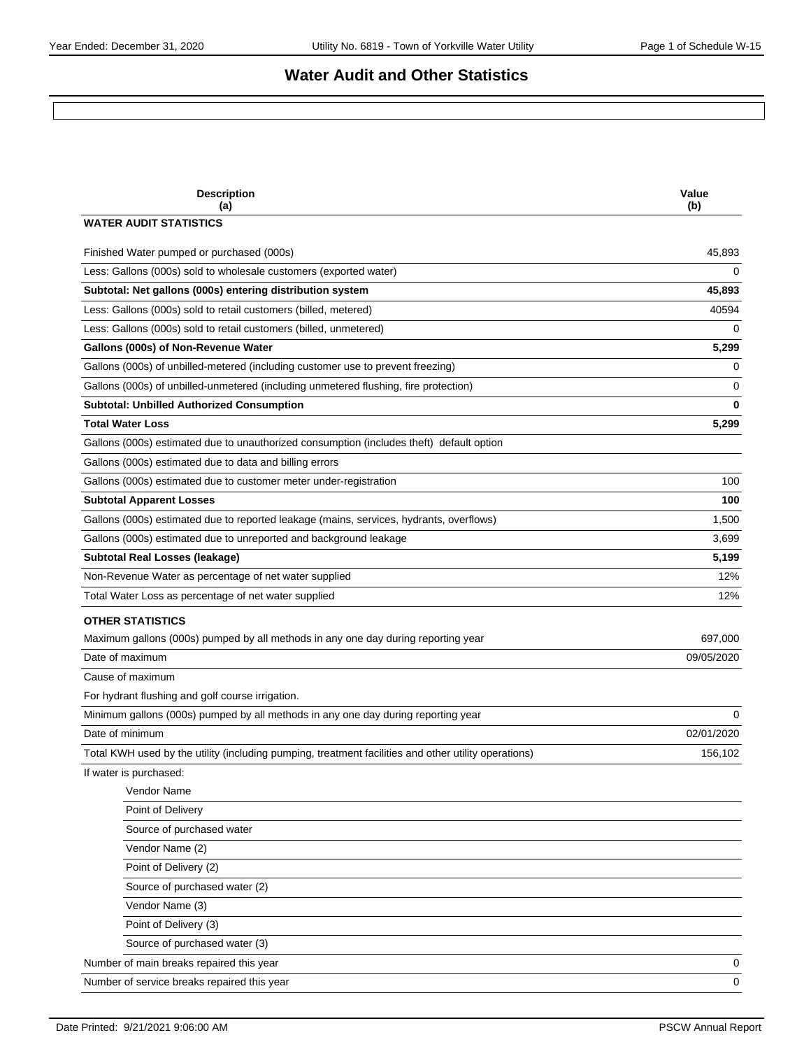# Water Audit and Other Statistics

| Description (a) | Value (b) |
|---|---|
| **WATER AUDIT STATISTICS** | |
| Finished Water pumped or purchased (000s) | 45,893 |
| Less: Gallons (000s) sold to wholesale customers (exported water) | 0 |
| **Subtotal: Net gallons (000s) entering distribution system** | **45,893** |
| Less: Gallons (000s) sold to retail customers (billed, metered) | 40594 |
| Less: Gallons (000s) sold to retail customers (billed, unmetered) | 0 |
| **Gallons (000s) of Non-Revenue Water** | **5,299** |
| Gallons (000s) of unbilled-metered (including customer use to prevent freezing) | 0 |
| Gallons (000s) of unbilled-unmetered (including unmetered flushing, fire protection) | 0 |
| **Subtotal: Unbilled Authorized Consumption** | **0** |
| **Total Water Loss** | **5,299** |
| Gallons (000s) estimated due to unauthorized consumption (includes theft) default option | |
| Gallons (000s) estimated due to data and billing errors | |
| Gallons (000s) estimated due to customer meter under-registration | 100 |
| **Subtotal Apparent Losses** | **100** |
| Gallons (000s) estimated due to reported leakage (mains, services, hydrants, overflows) | 1,500 |
| Gallons (000s) estimated due to unreported and background leakage | 3,699 |
| **Subtotal Real Losses (leakage)** | **5,199** |
| Non-Revenue Water as percentage of net water supplied | 12% |
| Total Water Loss as percentage of net water supplied | 12% |
| **OTHER STATISTICS** | |
| Maximum gallons (000s) pumped by all methods in any one day during reporting year | 697,000 |
| Date of maximum | 09/05/2020 |
| Cause of maximum | |
| For hydrant flushing and golf course irrigation. | |
| Minimum gallons (000s) pumped by all methods in any one day during reporting year | 0 |
| Date of minimum | 02/01/2020 |
| Total KWH used by the utility (including pumping, treatment facilities and other utility operations) | 156,102 |
| If water is purchased: | |
| Vendor Name | |
| Point of Delivery | |
| Source of purchased water | |
| Vendor Name (2) | |
| Point of Delivery (2) | |
| Source of purchased water (2) | |
| Vendor Name (3) | |
| Point of Delivery (3) | |
| Source of purchased water (3) | |
| Number of main breaks repaired this year | 0 |
| Number of service breaks repaired this year | 0 |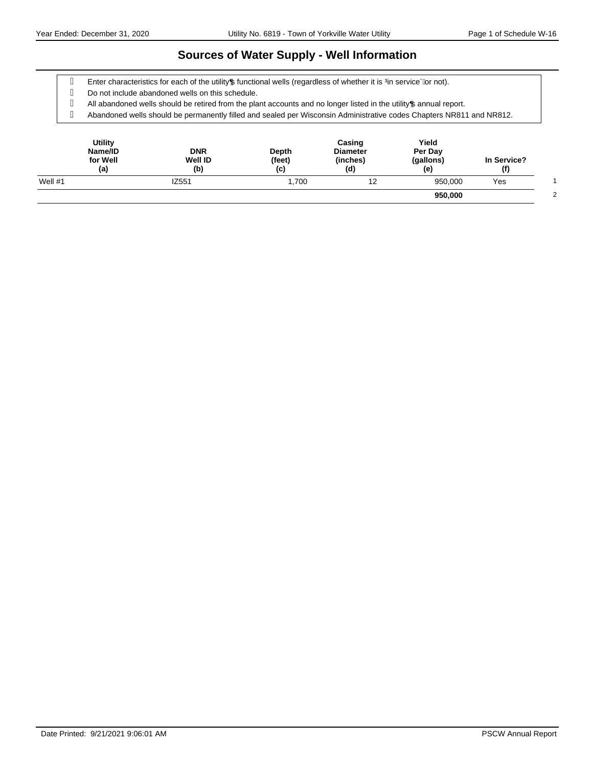# Sources of Water Supply - Well Information

- Enter characteristics for each of the utility's functional wells (regardless of whether it is "in service" or not).
- Do not include abandoned wells on this schedule.
- All abandoned wells should be retired from the plant accounts and no longer listed in the utility's annual report.
- Abandoned wells should be permanently filled and sealed per Wisconsin Administrative codes Chapters NR811 and NR812.

| Utility Name/ID for Well (a) | DNR Well ID (b) | Depth (feet) (c) | Casing Diameter (inches) (d) | Yield Per Day (gallons) (e) | In Service? (f) | |
|---|---|---|---|---|---|---|
| Well #1 | IZ551 | 1,700 | 12 | 950,000 | Yes | 1 |
| | | | | **950,000** | | 2 |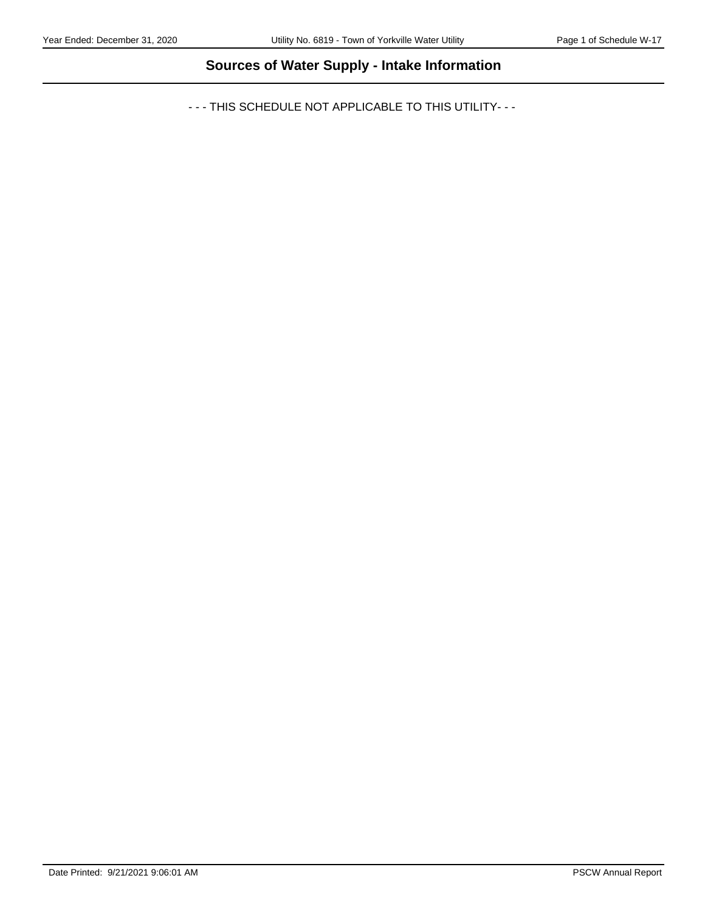## Sources of Water Supply - Intake Information

- - - THIS SCHEDULE NOT APPLICABLE TO THIS UTILITY- - -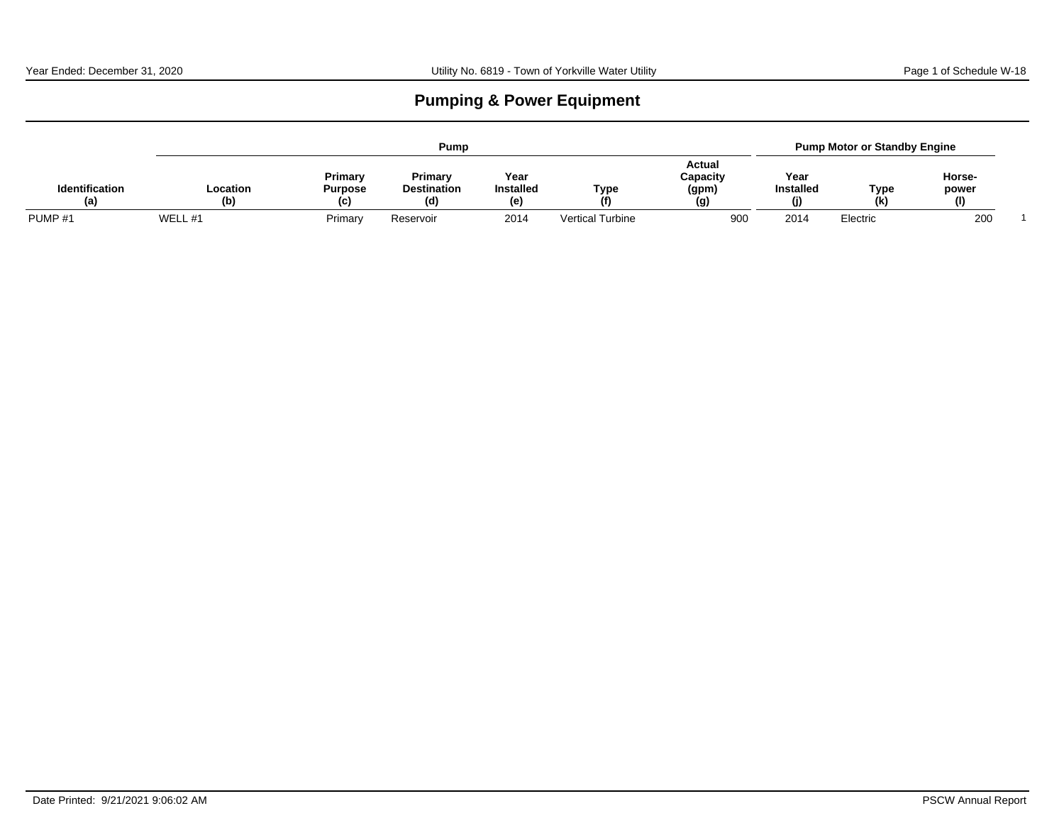# Pumping & Power Equipment

| | Pump | | | | | | Pump Motor or Standby Engine | | | |
|---|---|---|---|---|---|---|---|---|---|---|
| **Identification (a)** | **Location (b)** | **Primary Purpose (c)** | **Primary Destination (d)** | **Year Installed (e)** | **Type (f)** | **Actual Capacity (gpm) (g)** | **Year Installed (j)** | **Type (k)** | **Horse-power (l)** | |
| PUMP #1 | WELL #1 | Primary | Reservoir | 2014 | Vertical Turbine | 900 | 2014 | Electric | 200 | 1 |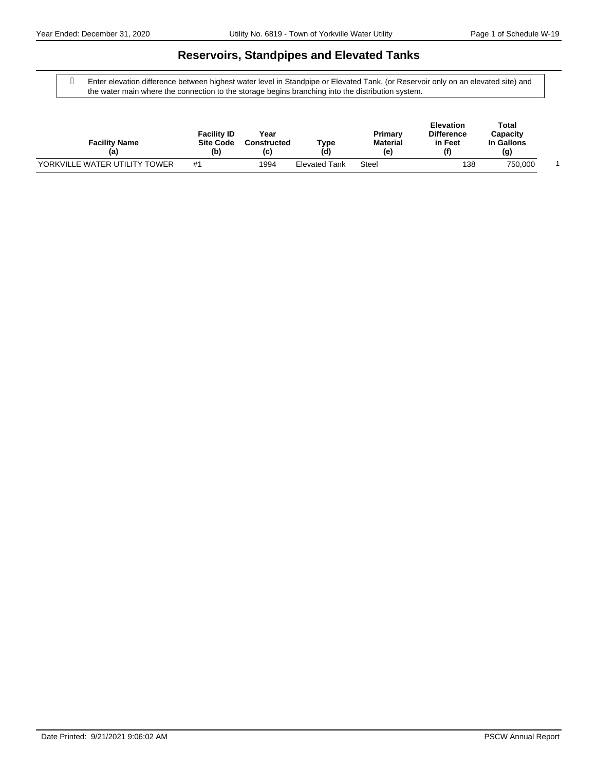# Reservoirs, Standpipes and Elevated Tanks

Enter elevation difference between highest water level in Standpipe or Elevated Tank, (or Reservoir only on an elevated site) and the water main where the connection to the storage begins branching into the distribution system.

| Facility Name (a) | Facility ID Site Code (b) | Year Constructed (c) | Type (d) | Primary Material (e) | Elevation Difference in Feet (f) | Total Capacity In Gallons (g) | |
|---|---|---|---|---|---|---|---|
| YORKVILLE WATER UTILITY TOWER | #1 | 1994 | Elevated Tank | Steel | 138 | 750,000 | 1 |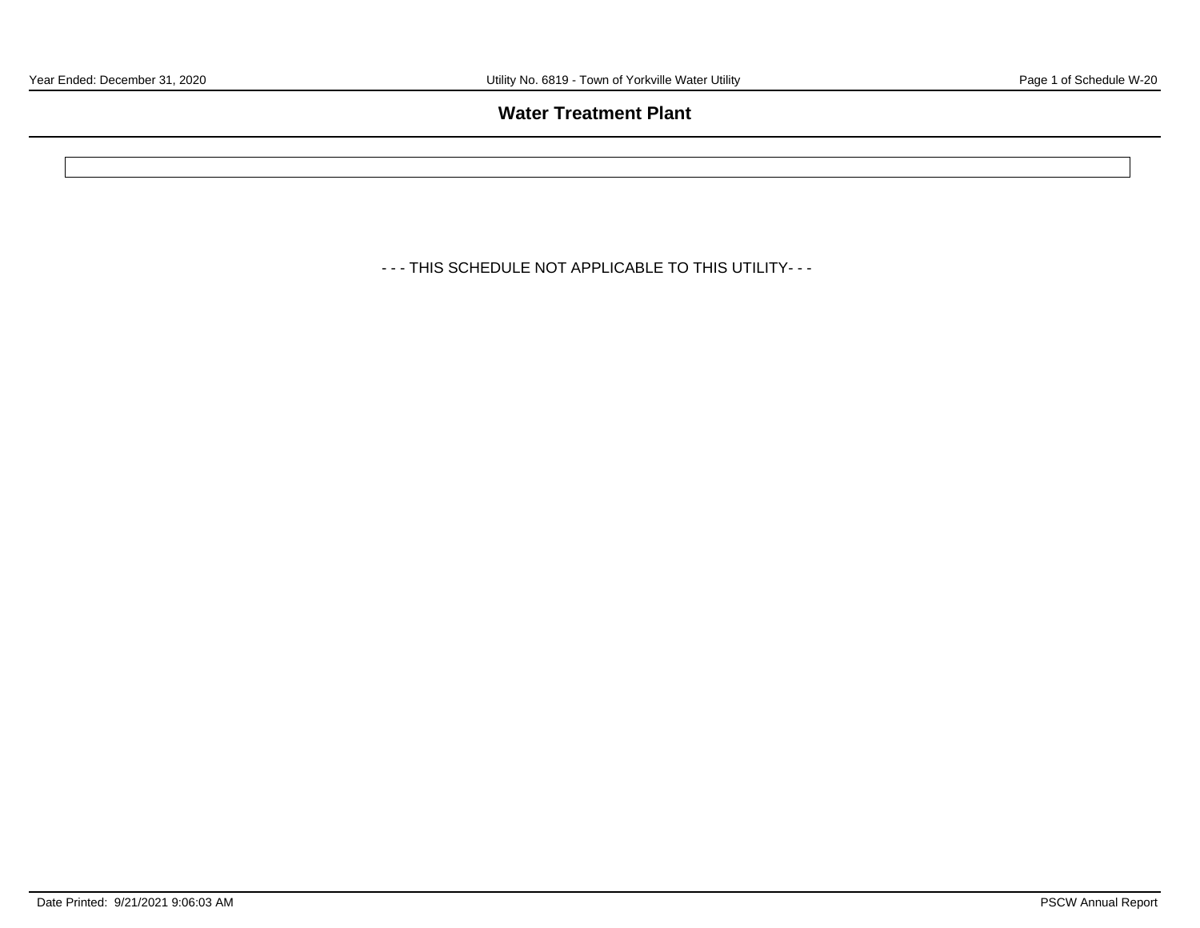## Water Treatment Plant

- - - THIS SCHEDULE NOT APPLICABLE TO THIS UTILITY- - -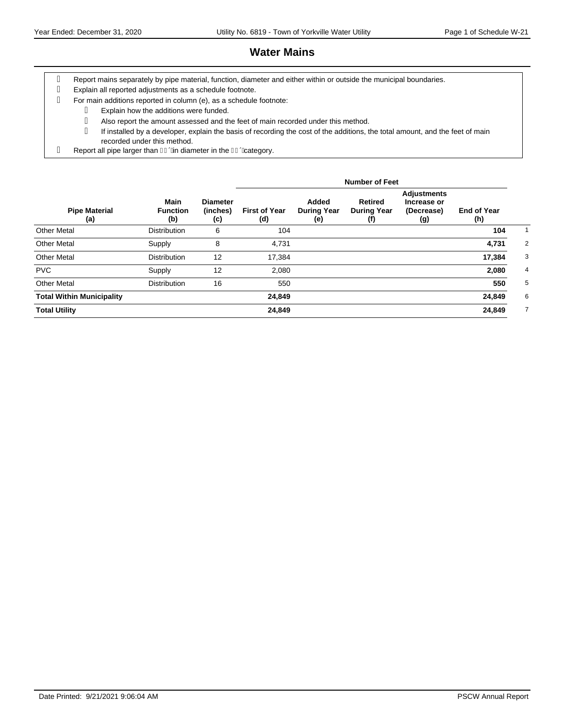# Water Mains

- Report mains separately by pipe material, function, diameter and either within or outside the municipal boundaries.
- Explain all reported adjustments as a schedule footnote.
- For main additions reported in column (e), as a schedule footnote:
  - Explain how the additions were funded.
  - Also report the amount assessed and the feet of main recorded under this method.
  - If installed by a developer, explain the basis of recording the cost of the additions, the total amount, and the feet of main recorded under this method.
- Report all pipe larger than ´in diameter in the ´category.

| Pipe Material (a) | Main Function (b) | Diameter (inches) (c) | Number of Feet: First of Year (d) | Added During Year (e) | Retired During Year (f) | Adjustments Increase or (Decrease) (g) | End of Year (h) | |
|---|---|---|---|---|---|---|---|---|
| Other Metal | Distribution | 6 | 104 | | | | **104** | 1 |
| Other Metal | Supply | 8 | 4,731 | | | | **4,731** | 2 |
| Other Metal | Distribution | 12 | 17,384 | | | | **17,384** | 3 |
| PVC | Supply | 12 | 2,080 | | | | **2,080** | 4 |
| Other Metal | Distribution | 16 | 550 | | | | **550** | 5 |
| **Total Within Municipality** | | | **24,849** | | | | **24,849** | 6 |
| **Total Utility** | | | **24,849** | | | | **24,849** | 7 |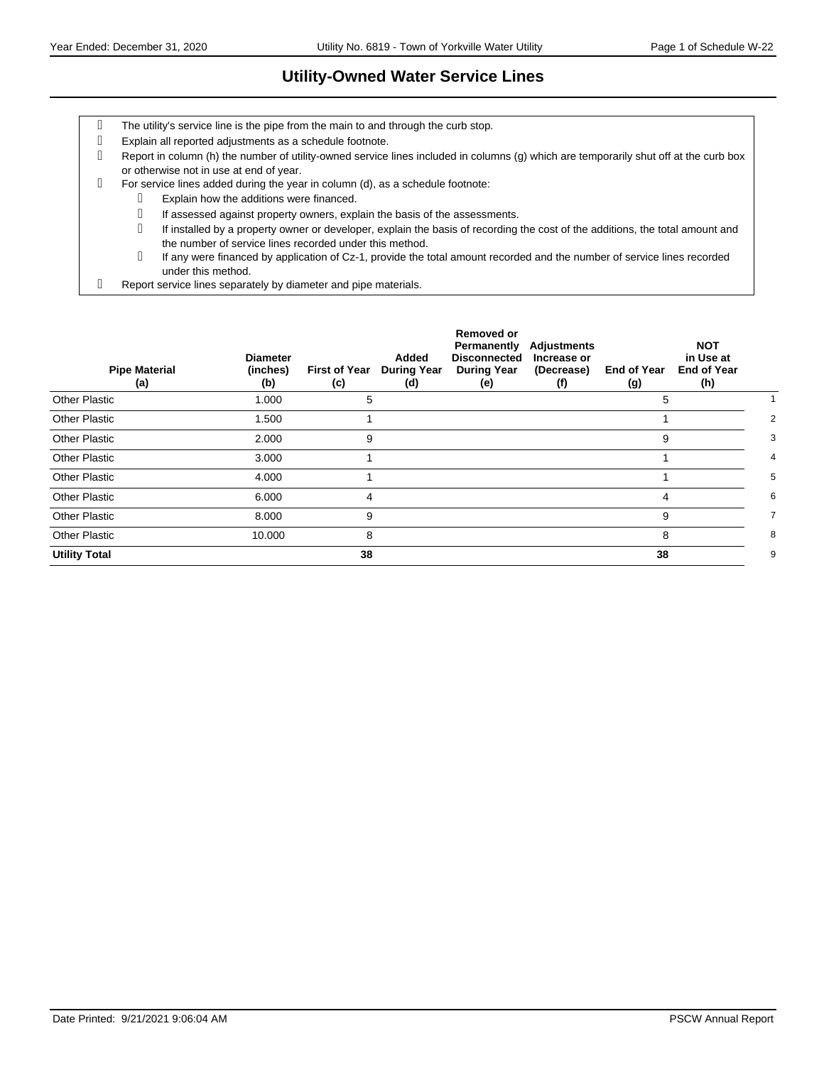# Utility-Owned Water Service Lines

- The utility's service line is the pipe from the main to and through the curb stop.
- Explain all reported adjustments as a schedule footnote.
- Report in column (h) the number of utility-owned service lines included in columns (g) which are temporarily shut off at the curb box or otherwise not in use at end of year.
- For service lines added during the year in column (d), as a schedule footnote:
  - Explain how the additions were financed.
  - If assessed against property owners, explain the basis of the assessments.
  - If installed by a property owner or developer, explain the basis of recording the cost of the additions, the total amount and the number of service lines recorded under this method.
  - If any were financed by application of Cz-1, provide the total amount recorded and the number of service lines recorded under this method.
- Report service lines separately by diameter and pipe materials.

| Pipe Material (a) | Diameter (inches) (b) | First of Year (c) | Added During Year (d) | Removed or Permanently Disconnected During Year (e) | Adjustments Increase or (Decrease) (f) | End of Year (g) | NOT in Use at End of Year (h) | |
|---|---|---|---|---|---|---|---|---|
| Other Plastic | 1.000 | 5 | | | | 5 | | 1 |
| Other Plastic | 1.500 | 1 | | | | 1 | | 2 |
| Other Plastic | 2.000 | 9 | | | | 9 | | 3 |
| Other Plastic | 3.000 | 1 | | | | 1 | | 4 |
| Other Plastic | 4.000 | 1 | | | | 1 | | 5 |
| Other Plastic | 6.000 | 4 | | | | 4 | | 6 |
| Other Plastic | 8.000 | 9 | | | | 9 | | 7 |
| Other Plastic | 10.000 | 8 | | | | 8 | | 8 |
| **Utility Total** | | **38** | | | | **38** | | 9 |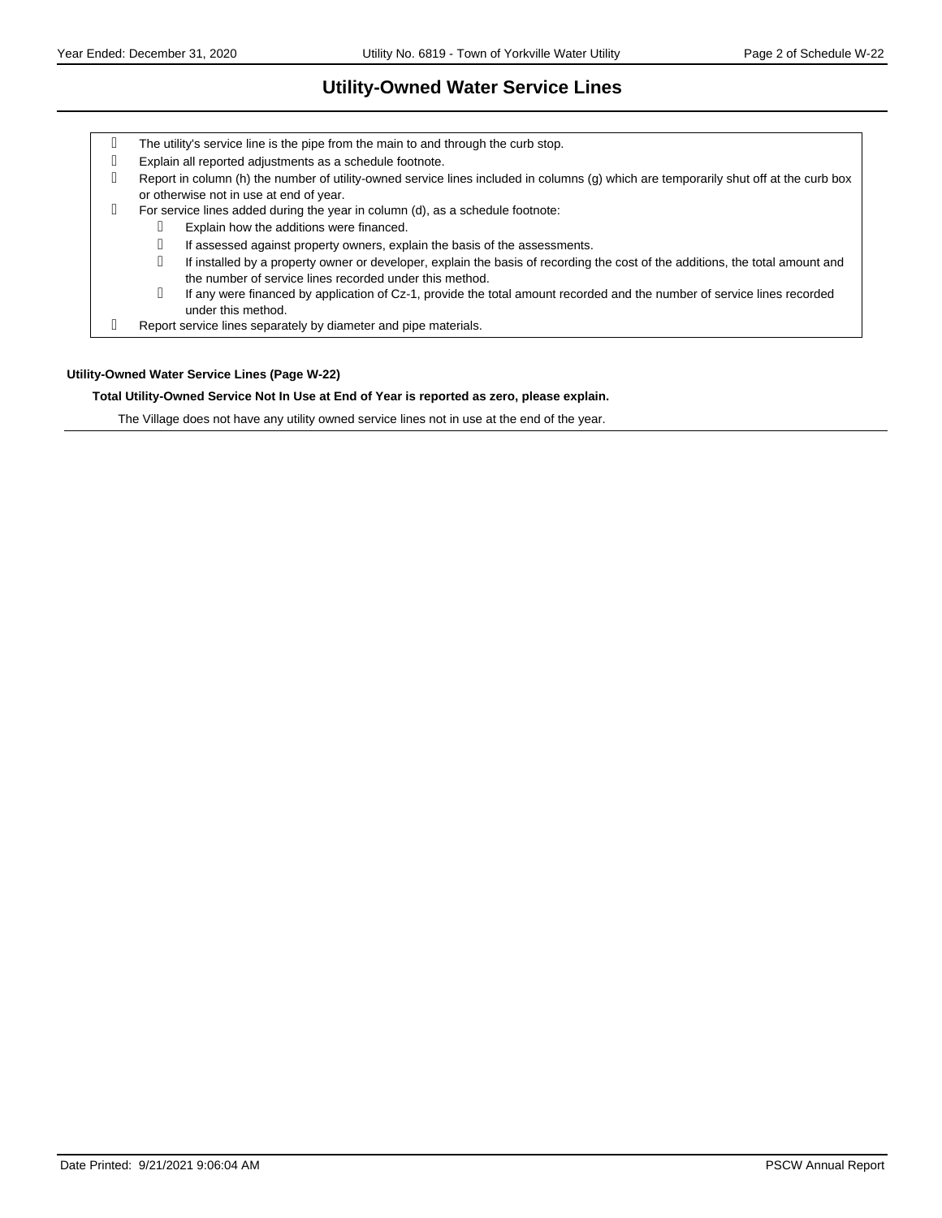# Utility-Owned Water Service Lines

- The utility's service line is the pipe from the main to and through the curb stop.
- Explain all reported adjustments as a schedule footnote.
- Report in column (h) the number of utility-owned service lines included in columns (g) which are temporarily shut off at the curb box or otherwise not in use at end of year.
- For service lines added during the year in column (d), as a schedule footnote:
  - Explain how the additions were financed.
  - If assessed against property owners, explain the basis of the assessments.
  - If installed by a property owner or developer, explain the basis of recording the cost of the additions, the total amount and the number of service lines recorded under this method.
  - If any were financed by application of Cz-1, provide the total amount recorded and the number of service lines recorded under this method.
- Report service lines separately by diameter and pipe materials.

**Utility-Owned Water Service Lines (Page W-22)**

**Total Utility-Owned Service Not In Use at End of Year is reported as zero, please explain.**

The Village does not have any utility owned service lines not in use at the end of the year.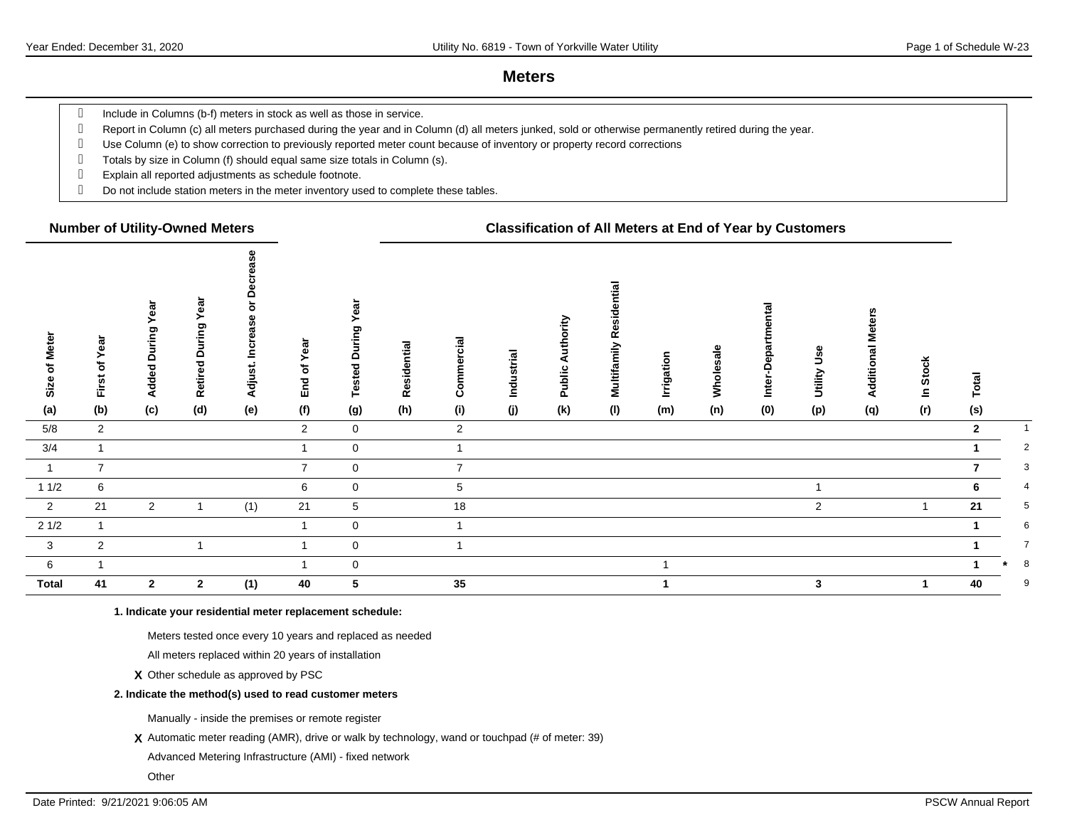# Meters

- Include in Columns (b-f) meters in stock as well as those in service.
- Report in Column (c) all meters purchased during the year and in Column (d) all meters junked, sold or otherwise permanently retired during the year.
- Use Column (e) to show correction to previously reported meter count because of inventory or property record corrections
- Totals by size in Column (f) should equal same size totals in Column (s).
- Explain all reported adjustments as schedule footnote.
- Do not include station meters in the meter inventory used to complete these tables.

| | Number of Utility-Owned Meters | | | | | | Classification of All Meters at End of Year by Customers | | | | | | | | | | | | | |
|---|---|---|---|---|---|---|---|---|---|---|---|---|---|---|---|---|---|---|---|---|
| Size of Meter (a) | First of Year (b) | Added During Year (c) | Retired During Year (d) | Adjust. Increase or Decrease (e) | End of Year (f) | Tested During Year (g) | Residential (h) | Commercial (i) | Industrial (j) | Public Authority (k) | Multifamily Residential (l) | Irrigation (m) | Wholesale (n) | Inter-Departmental (0) | Utility Use (p) | Additional Meters (q) | In Stock (r) | Total (s) | | |
| 5/8 | 2 | | | | 2 | 0 | | 2 | | | | | | | | | | 2 | | 1 |
| 3/4 | 1 | | | | 1 | 0 | | 1 | | | | | | | | | | 1 | | 2 |
| 1 | 7 | | | | 7 | 0 | | 7 | | | | | | | | | | 7 | | 3 |
| 1 1/2 | 6 | | | | 6 | 0 | | 5 | | | | | | | 1 | | | 6 | | 4 |
| 2 | 21 | 2 | 1 | (1) | 21 | 5 | | 18 | | | | | | | 2 | | 1 | 21 | | 5 |
| 2 1/2 | 1 | | | | 1 | 0 | | 1 | | | | | | | | | | 1 | | 6 |
| 3 | 2 | | 1 | | 1 | 0 | | 1 | | | | | | | | | | 1 | | 7 |
| 6 | 1 | | | | 1 | 0 | | | | | | 1 | | | | | | 1 | * | 8 |
| **Total** | **41** | **2** | **2** | **(1)** | **40** | **5** | | **35** | | | | **1** | | | **3** | | **1** | **40** | | 9 |

**1. Indicate your residential meter replacement schedule:**

Meters tested once every 10 years and replaced as needed

All meters replaced within 20 years of installation

**X** Other schedule as approved by PSC

**2. Indicate the method(s) used to read customer meters**

Manually - inside the premises or remote register

**X** Automatic meter reading (AMR), drive or walk by technology, wand or touchpad (# of meter: 39)

Advanced Metering Infrastructure (AMI) - fixed network

Other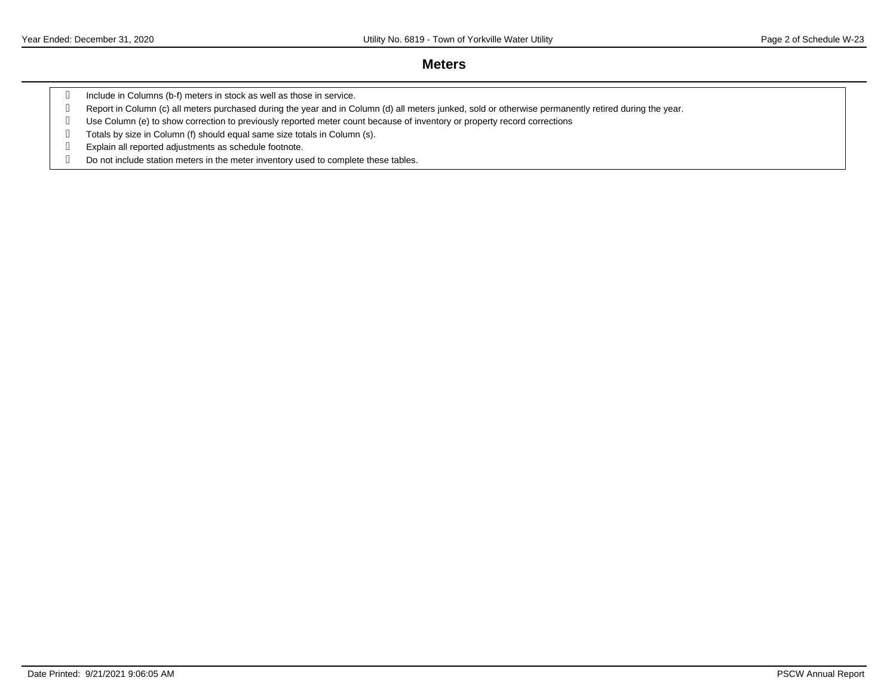## Meters

- Include in Columns (b-f) meters in stock as well as those in service.
- Report in Column (c) all meters purchased during the year and in Column (d) all meters junked, sold or otherwise permanently retired during the year.
- Use Column (e) to show correction to previously reported meter count because of inventory or property record corrections
- Totals by size in Column (f) should equal same size totals in Column (s).
- Explain all reported adjustments as schedule footnote.
- Do not include station meters in the meter inventory used to complete these tables.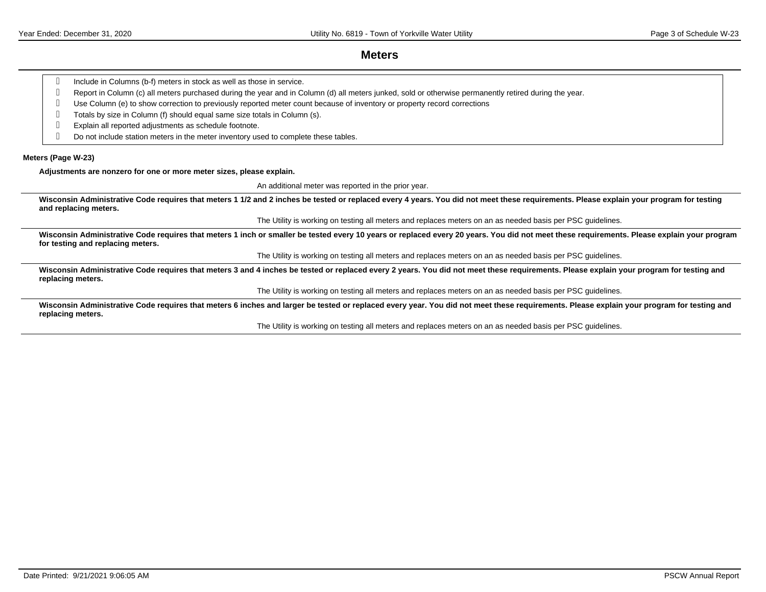# Meters

- Include in Columns (b-f) meters in stock as well as those in service.
- Report in Column (c) all meters purchased during the year and in Column (d) all meters junked, sold or otherwise permanently retired during the year.
- Use Column (e) to show correction to previously reported meter count because of inventory or property record corrections
- Totals by size in Column (f) should equal same size totals in Column (s).
- Explain all reported adjustments as schedule footnote.
- Do not include station meters in the meter inventory used to complete these tables.

**Meters (Page W-23)**

**Adjustments are nonzero for one or more meter sizes, please explain.**

An additional meter was reported in the prior year.

**Wisconsin Administrative Code requires that meters 1 1/2 and 2 inches be tested or replaced every 4 years. You did not meet these requirements. Please explain your program for testing and replacing meters.**

The Utility is working on testing all meters and replaces meters on an as needed basis per PSC guidelines.

**Wisconsin Administrative Code requires that meters 1 inch or smaller be tested every 10 years or replaced every 20 years. You did not meet these requirements. Please explain your program for testing and replacing meters.**

The Utility is working on testing all meters and replaces meters on an as needed basis per PSC guidelines.

**Wisconsin Administrative Code requires that meters 3 and 4 inches be tested or replaced every 2 years. You did not meet these requirements. Please explain your program for testing and replacing meters.**

The Utility is working on testing all meters and replaces meters on an as needed basis per PSC guidelines.

**Wisconsin Administrative Code requires that meters 6 inches and larger be tested or replaced every year. You did not meet these requirements. Please explain your program for testing and replacing meters.**

The Utility is working on testing all meters and replaces meters on an as needed basis per PSC guidelines.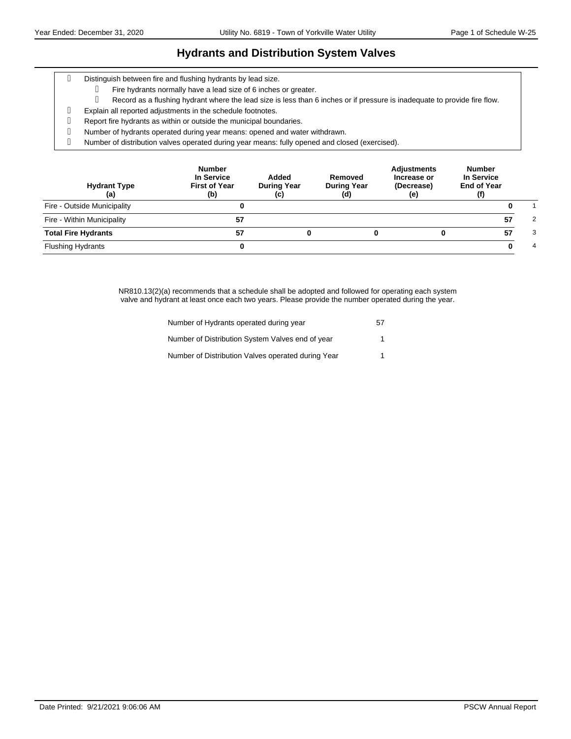# Hydrants and Distribution System Valves

- Distinguish between fire and flushing hydrants by lead size.
  - Fire hydrants normally have a lead size of 6 inches or greater.
  - Record as a flushing hydrant where the lead size is less than 6 inches or if pressure is inadequate to provide fire flow.
- Explain all reported adjustments in the schedule footnotes.
- Report fire hydrants as within or outside the municipal boundaries.
- Number of hydrants operated during year means: opened and water withdrawn.
- Number of distribution valves operated during year means: fully opened and closed (exercised).

| Hydrant Type (a) | Number In Service First of Year (b) | Added During Year (c) | Removed During Year (d) | Adjustments Increase or (Decrease) (e) | Number In Service End of Year (f) | |
|---|---|---|---|---|---|---|
| Fire - Outside Municipality | 0 | | | | 0 | 1 |
| Fire - Within Municipality | 57 | | | | 57 | 2 |
| **Total Fire Hydrants** | **57** | **0** | **0** | **0** | **57** | 3 |
| Flushing Hydrants | 0 | | | | 0 | 4 |

NR810.13(2)(a) recommends that a schedule shall be adopted and followed for operating each system valve and hydrant at least once each two years. Please provide the number operated during the year.

| | |
|---|---|
| Number of Hydrants operated during year | 57 |
| Number of Distribution System Valves end of year | 1 |
| Number of Distribution Valves operated during Year | 1 |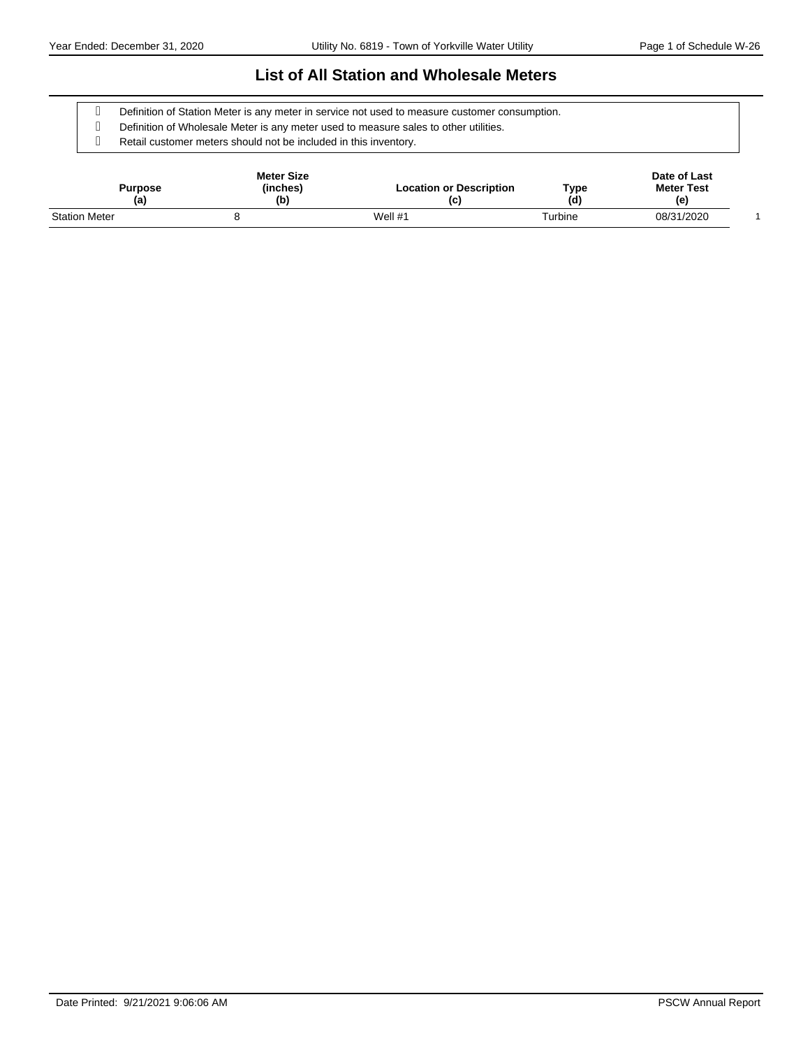# List of All Station and Wholesale Meters

- Definition of Station Meter is any meter in service not used to measure customer consumption.
- Definition of Wholesale Meter is any meter used to measure sales to other utilities.
- Retail customer meters should not be included in this inventory.

| Purpose (a) | Meter Size (inches) (b) | Location or Description (c) | Type (d) | Date of Last Meter Test (e) | |
|---|---|---|---|---|---|
| Station Meter | 8 | Well #1 | Turbine | 08/31/2020 | 1 |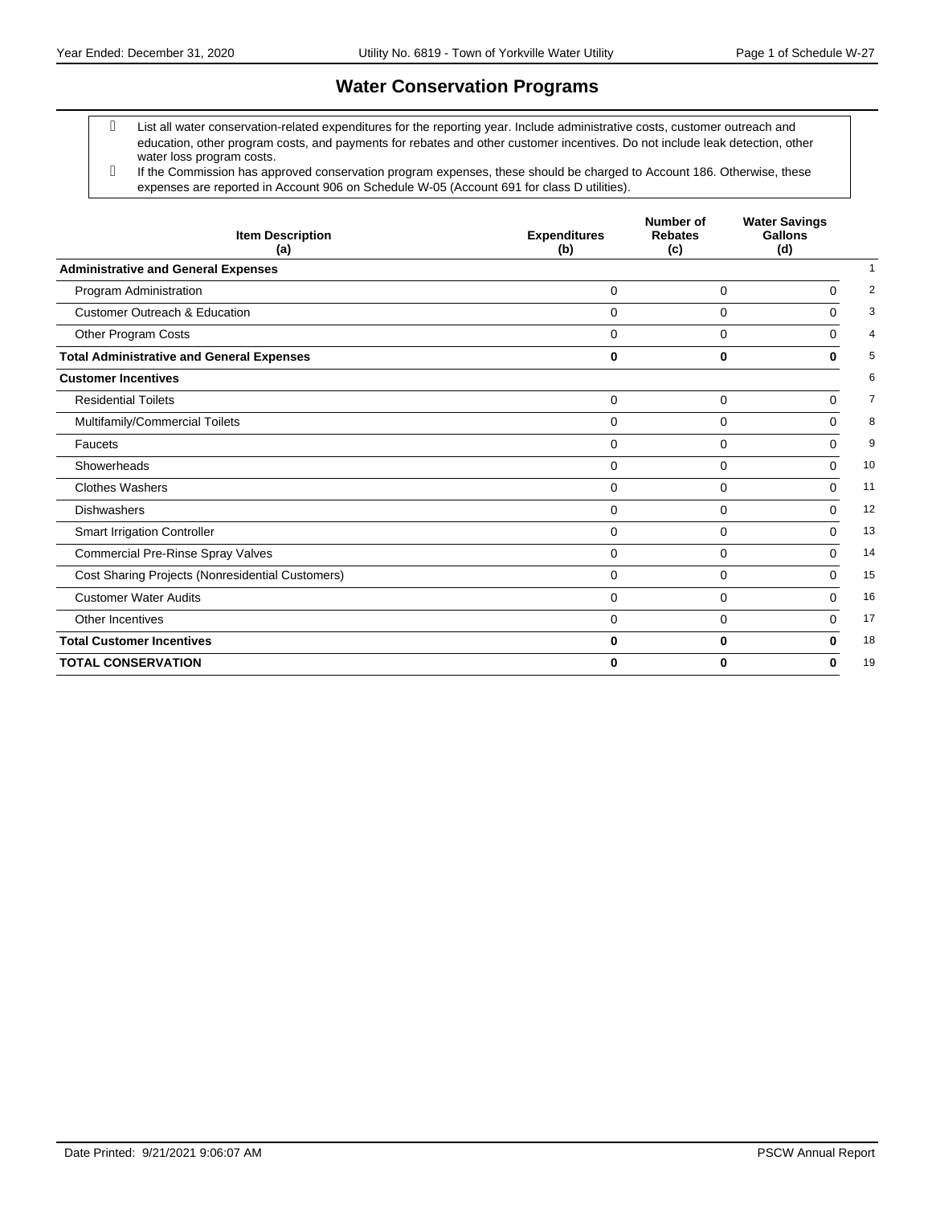# Water Conservation Programs

- List all water conservation-related expenditures for the reporting year. Include administrative costs, customer outreach and education, other program costs, and payments for rebates and other customer incentives. Do not include leak detection, other water loss program costs.
- If the Commission has approved conservation program expenses, these should be charged to Account 186. Otherwise, these expenses are reported in Account 906 on Schedule W-05 (Account 691 for class D utilities).

| Item Description (a) | Expenditures (b) | Number of Rebates (c) | Water Savings Gallons (d) | |
|---|---|---|---|---|
| **Administrative and General Expenses** | | | | 1 |
| Program Administration | 0 | 0 | 0 | 2 |
| Customer Outreach & Education | 0 | 0 | 0 | 3 |
| Other Program Costs | 0 | 0 | 0 | 4 |
| **Total Administrative and General Expenses** | **0** | **0** | **0** | 5 |
| **Customer Incentives** | | | | 6 |
| Residential Toilets | 0 | 0 | 0 | 7 |
| Multifamily/Commercial Toilets | 0 | 0 | 0 | 8 |
| Faucets | 0 | 0 | 0 | 9 |
| Showerheads | 0 | 0 | 0 | 10 |
| Clothes Washers | 0 | 0 | 0 | 11 |
| Dishwashers | 0 | 0 | 0 | 12 |
| Smart Irrigation Controller | 0 | 0 | 0 | 13 |
| Commercial Pre-Rinse Spray Valves | 0 | 0 | 0 | 14 |
| Cost Sharing Projects (Nonresidential Customers) | 0 | 0 | 0 | 15 |
| Customer Water Audits | 0 | 0 | 0 | 16 |
| Other Incentives | 0 | 0 | 0 | 17 |
| **Total Customer Incentives** | **0** | **0** | **0** | 18 |
| **TOTAL CONSERVATION** | **0** | **0** | **0** | 19 |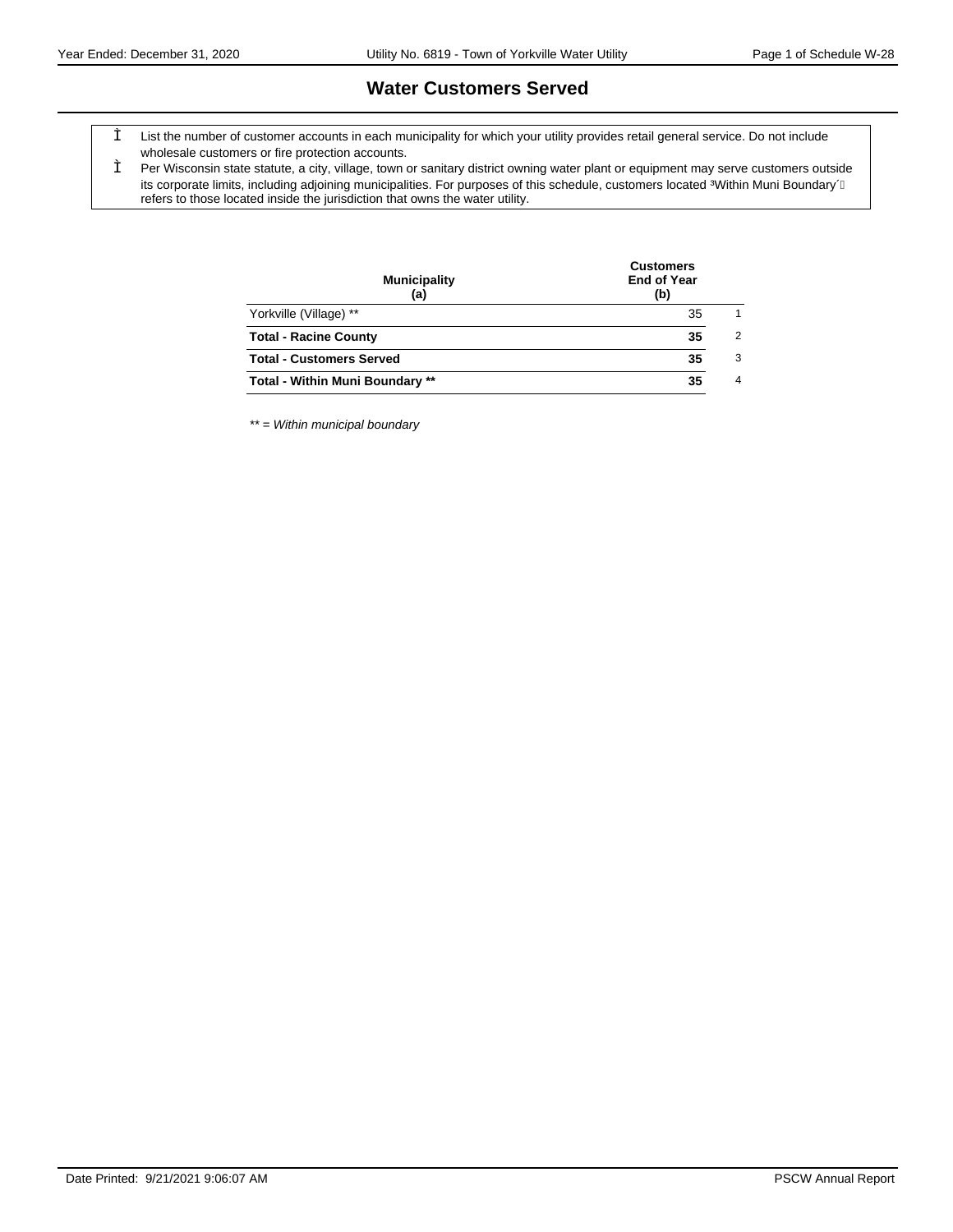# Water Customers Served

- List the number of customer accounts in each municipality for which your utility provides retail general service. Do not include wholesale customers or fire protection accounts.
- Per Wisconsin state statute, a city, village, town or sanitary district owning water plant or equipment may serve customers outside its corporate limits, including adjoining municipalities. For purposes of this schedule, customers located "Within Muni Boundary" refers to those located inside the jurisdiction that owns the water utility.

| Municipality (a) | Customers End of Year (b) | |
|---|---|---|
| Yorkville (Village) ** | 35 | 1 |
| **Total - Racine County** | **35** | 2 |
| **Total - Customers Served** | **35** | 3 |
| **Total - Within Muni Boundary ** ** | **35** | 4 |

*** = Within municipal boundary*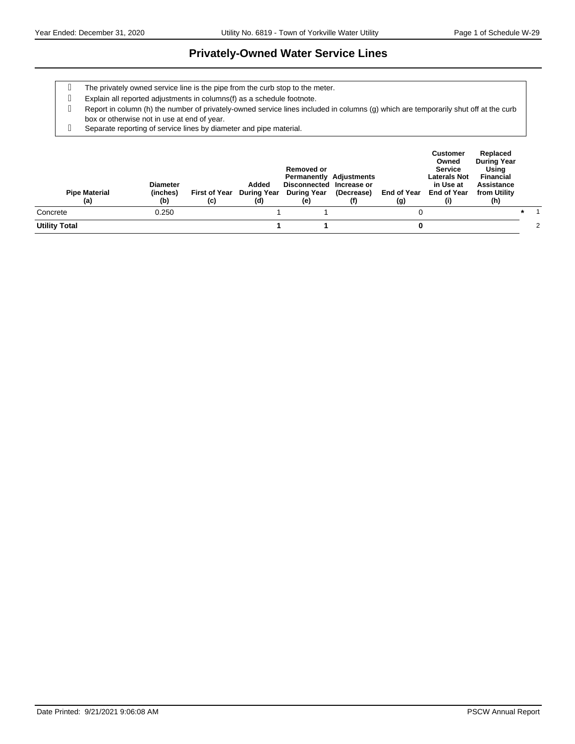# Privately-Owned Water Service Lines

- The privately owned service line is the pipe from the curb stop to the meter.
- Explain all reported adjustments in columns(f) as a schedule footnote.
- Report in column (h) the number of privately-owned service lines included in columns (g) which are temporarily shut off at the curb box or otherwise not in use at end of year.
- Separate reporting of service lines by diameter and pipe material.

| Pipe Material (a) | Diameter (inches) (b) | First of Year (c) | Added During Year (d) | Removed or Permanently Disconnected During Year (e) | Adjustments Increase or (Decrease) (f) | End of Year (g) | Customer Owned Service Laterals Not in Use at End of Year (i) | Replaced During Year Using Financial Assistance from Utility (h) | | |
|---|---|---|---|---|---|---|---|---|---|---|
| Concrete | 0.250 | | 1 | 1 | | 0 | | | * | 1 |
| **Utility Total** | | | **1** | **1** | | **0** | | | | 2 |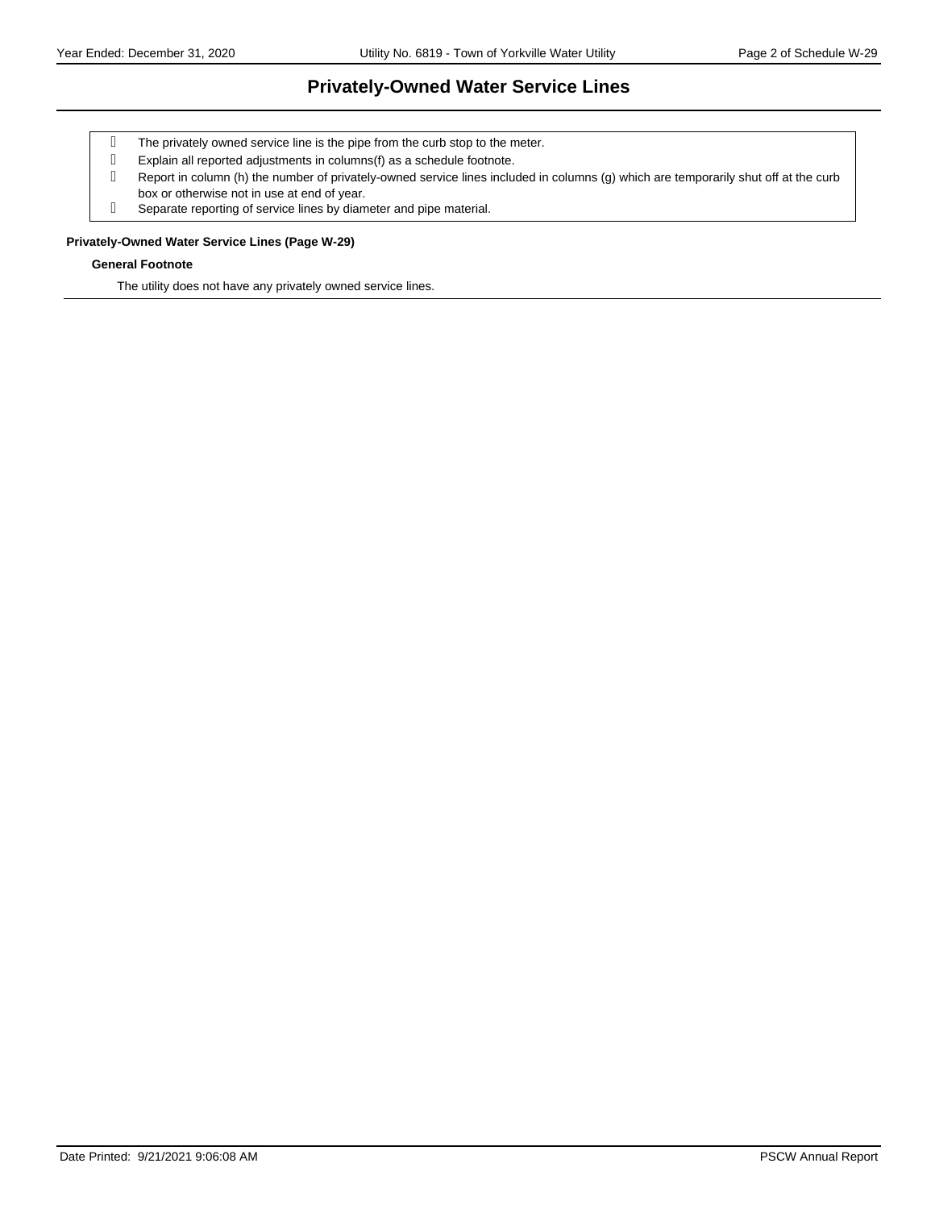# Privately-Owned Water Service Lines

- The privately owned service line is the pipe from the curb stop to the meter.
- Explain all reported adjustments in columns(f) as a schedule footnote.
- Report in column (h) the number of privately-owned service lines included in columns (g) which are temporarily shut off at the curb box or otherwise not in use at end of year.
- Separate reporting of service lines by diameter and pipe material.

**Privately-Owned Water Service Lines (Page W-29)**

**General Footnote**

The utility does not have any privately owned service lines.